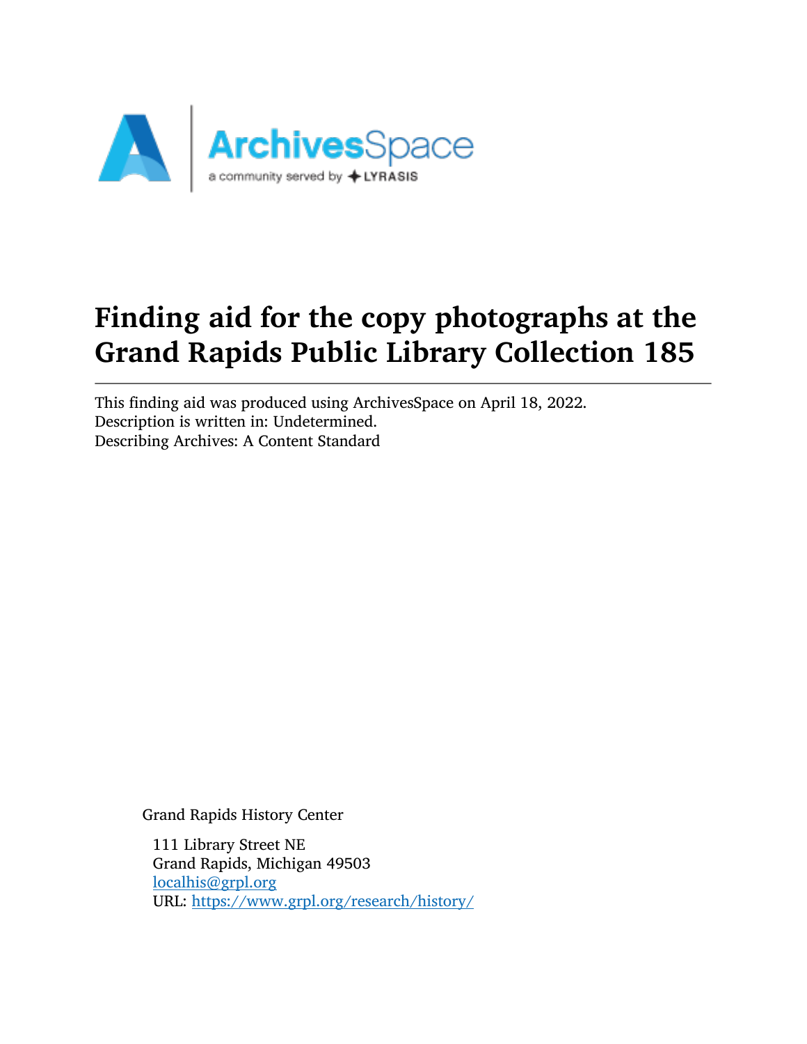# Finding aid for the copy photographs at the Grand Rapids Public Library Collection 185

This finding aid was produced using ArchivesSpace on April 18, 2022.
Description is written in: Undetermined.
Describing Archives: A Content Standard

Grand Rapids History Center

111 Library Street NE
Grand Rapids, Michigan 49503
[localhis@grpl.org](mailto:localhis@grpl.org)
URL: [https://www.grpl.org/research/history/](https://www.grpl.org/research/history/)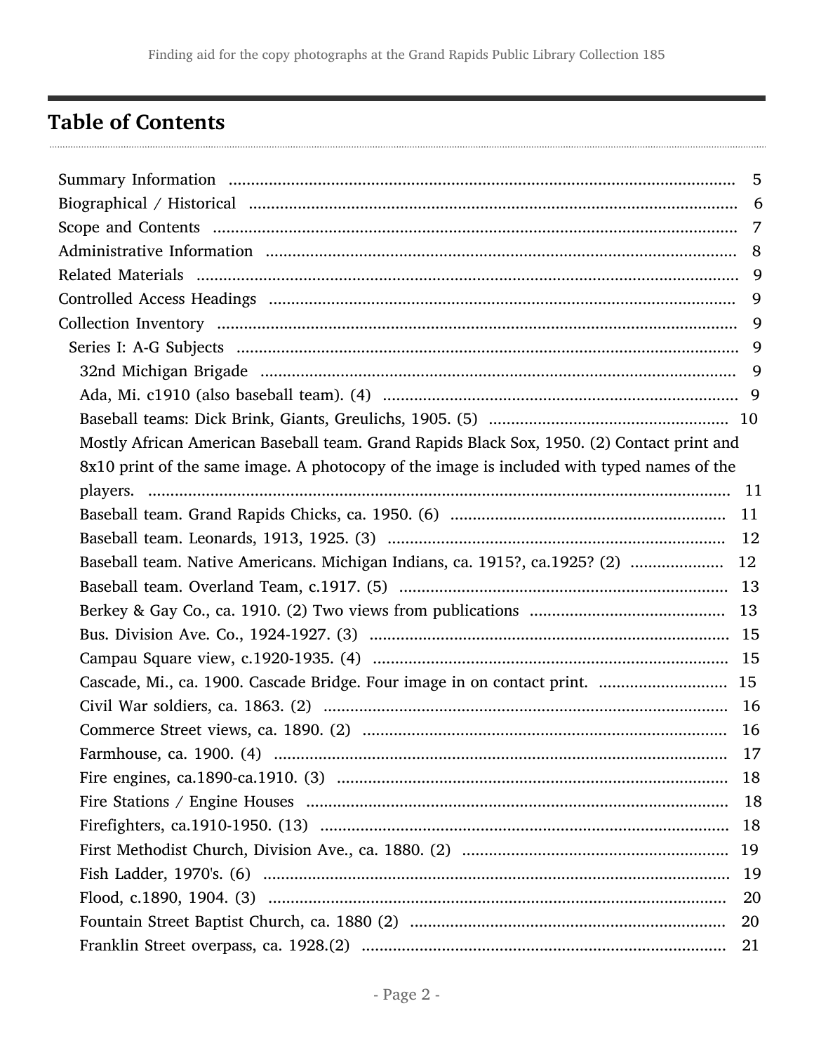## Table of Contents

- Summary Information ... 5
- Biographical / Historical ... 6
- Scope and Contents ... 7
- Administrative Information ... 8
- Related Materials ... 9
- Controlled Access Headings ... 9
- Collection Inventory ... 9
  - Series I: A-G Subjects ... 9
    - 32nd Michigan Brigade ... 9
    - Ada, Mi. c1910 (also baseball team). (4) ... 9
    - Baseball teams: Dick Brink, Giants, Greulichs, 1905. (5) ... 10
    - Mostly African American Baseball team. Grand Rapids Black Sox, 1950. (2) Contact print and 8x10 print of the same image. A photocopy of the image is included with typed names of the players. ... 11
    - Baseball team. Grand Rapids Chicks, ca. 1950. (6) ... 11
    - Baseball team. Leonards, 1913, 1925. (3) ... 12
    - Baseball team. Native Americans. Michigan Indians, ca. 1915?, ca.1925? (2) ... 12
    - Baseball team. Overland Team, c.1917. (5) ... 13
    - Berkey & Gay Co., ca. 1910. (2) Two views from publications ... 13
    - Bus. Division Ave. Co., 1924-1927. (3) ... 15
    - Campau Square view, c.1920-1935. (4) ... 15
    - Cascade, Mi., ca. 1900. Cascade Bridge. Four image in on contact print. ... 15
    - Civil War soldiers, ca. 1863. (2) ... 16
    - Commerce Street views, ca. 1890. (2) ... 16
    - Farmhouse, ca. 1900. (4) ... 17
    - Fire engines, ca.1890-ca.1910. (3) ... 18
    - Fire Stations / Engine Houses ... 18
    - Firefighters, ca.1910-1950. (13) ... 18
    - First Methodist Church, Division Ave., ca. 1880. (2) ... 19
    - Fish Ladder, 1970's. (6) ... 19
    - Flood, c.1890, 1904. (3) ... 20
    - Fountain Street Baptist Church, ca. 1880 (2) ... 20
    - Franklin Street overpass, ca. 1928.(2) ... 21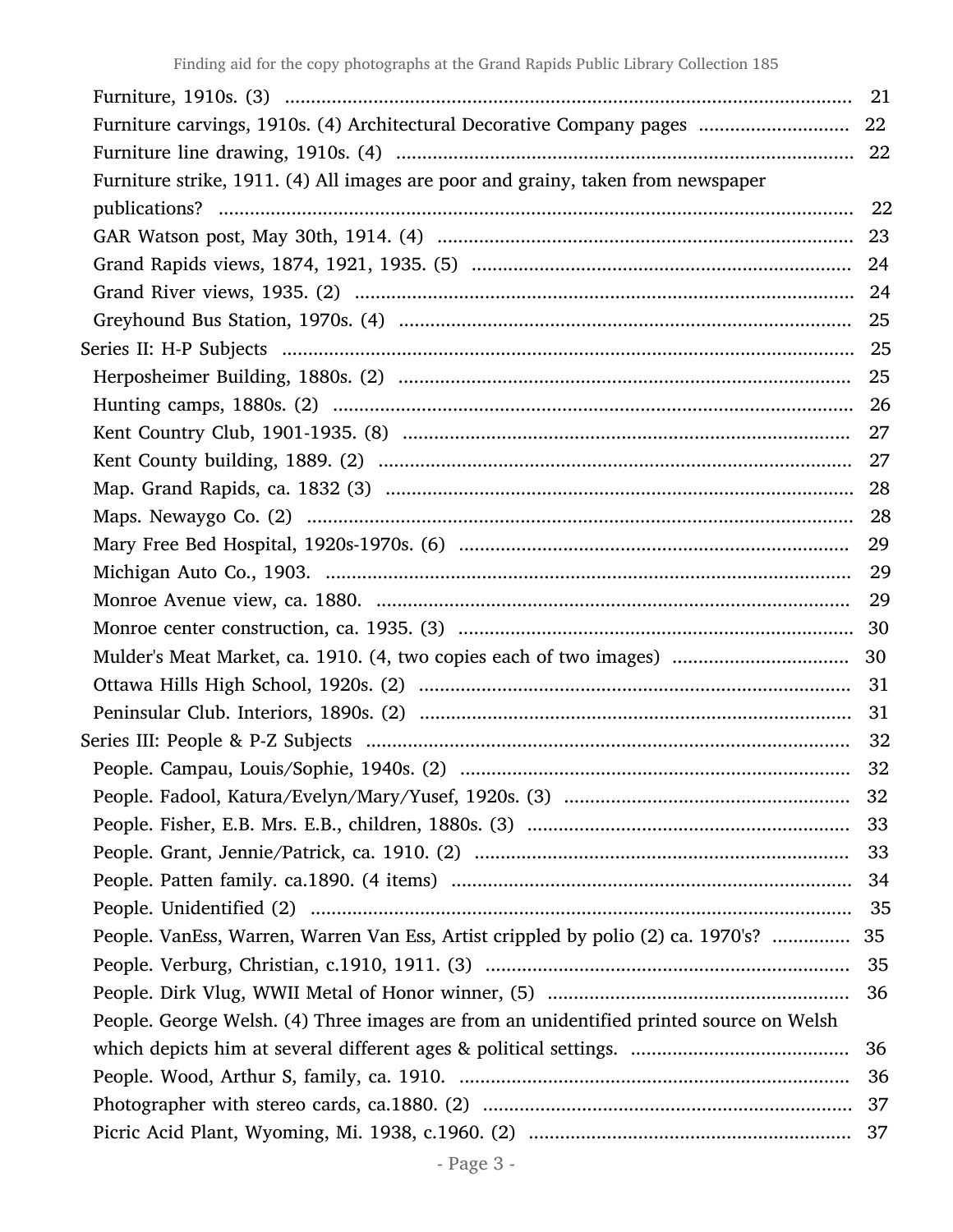Furniture, 1910s. (3) ........................................................................................................ 21

Furniture carvings, 1910s. (4) Architectural Decorative Company pages ............................ 22

Furniture line drawing, 1910s. (4) ..................................................................................... 22

Furniture strike, 1911. (4) All images are poor and grainy, taken from newspaper publications? ........................................................................................................................ 22

GAR Watson post, May 30th, 1914. (4) ............................................................................... 23

Grand Rapids views, 1874, 1921, 1935. (5) ....................................................................... 24

Grand River views, 1935. (2) .............................................................................................. 24

Greyhound Bus Station, 1970s. (4) ..................................................................................... 25

Series II: H-P Subjects ............................................................................................................ 25

Herposheimer Building, 1880s. (2) ..................................................................................... 25

Hunting camps, 1880s. (2) .................................................................................................. 26

Kent Country Club, 1901-1935. (8) ..................................................................................... 27

Kent County building, 1889. (2) .......................................................................................... 27

Map. Grand Rapids, ca. 1832 (3) ........................................................................................ 28

Maps. Newaygo Co. (2) ...................................................................................................... 28

Mary Free Bed Hospital, 1920s-1970s. (6) .......................................................................... 29

Michigan Auto Co., 1903. .................................................................................................... 29

Monroe Avenue view, ca. 1880. .......................................................................................... 29

Monroe center construction, ca. 1935. (3) .......................................................................... 30

Mulder's Meat Market, ca. 1910. (4, two copies each of two images) ................................. 30

Ottawa Hills High School, 1920s. (2) .................................................................................. 31

Peninsular Club. Interiors, 1890s. (2) ................................................................................. 31

Series III: People & P-Z Subjects ............................................................................................ 32

People. Campau, Louis/Sophie, 1940s. (2) ......................................................................... 32

People. Fadool, Katura/Evelyn/Mary/Yusef, 1920s. (3) ...................................................... 32

People. Fisher, E.B. Mrs. E.B., children, 1880s. (3) ............................................................. 33

People. Grant, Jennie/Patrick, ca. 1910. (2) ....................................................................... 33

People. Patten family. ca.1890. (4 items) ............................................................................ 34

People. Unidentified (2) ...................................................................................................... 35

People. VanEss, Warren, Warren Van Ess, Artist crippled by polio (2) ca. 1970's? .............. 35

People. Verburg, Christian, c.1910, 1911. (3) .................................................................... 35

People. Dirk Vlug, WWII Metal of Honor winner, (5) ......................................................... 36

People. George Welsh. (4) Three images are from an unidentified printed source on Welsh which depicts him at several different ages & political settings. ......................................... 36

People. Wood, Arthur S, family, ca. 1910. .......................................................................... 36

Photographer with stereo cards, ca.1880. (2) ...................................................................... 37

Picric Acid Plant, Wyoming, Mi. 1938, c.1960. (2) ............................................................. 37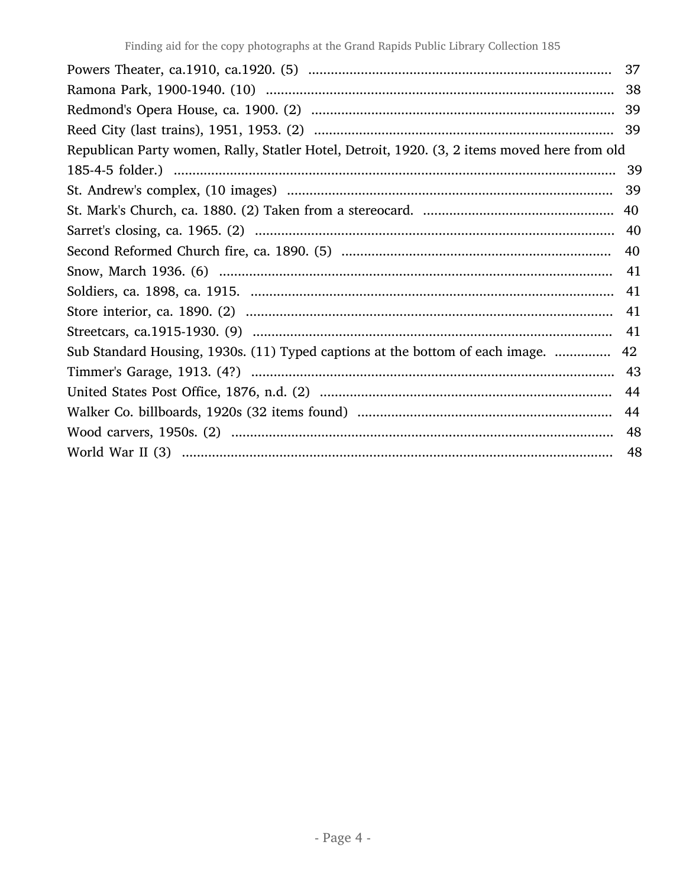Powers Theater, ca.1910, ca.1920. (5) .................................................................................. 37
Ramona Park, 1900-1940. (10) .............................................................................................. 38
Redmond's Opera House, ca. 1900. (2) .................................................................................. 39
Reed City (last trains), 1951, 1953. (2) ................................................................................. 39
Republican Party women, Rally, Statler Hotel, Detroit, 1920. (3, 2 items moved here from old 185-4-5 folder.) ....................................................................................................................... 39
St. Andrew's complex, (10 images) ........................................................................................ 39
St. Mark's Church, ca. 1880. (2) Taken from a stereocard. .................................................... 40
Sarret's closing, ca. 1965. (2) ................................................................................................. 40
Second Reformed Church fire, ca. 1890. (5) ........................................................................ 40
Snow, March 1936. (6) ........................................................................................................... 41
Soldiers, ca. 1898, ca. 1915. .................................................................................................. 41
Store interior, ca. 1890. (2) .................................................................................................... 41
Streetcars, ca.1915-1930. (9) ................................................................................................. 41
Sub Standard Housing, 1930s. (11) Typed captions at the bottom of each image. ............... 42
Timmer's Garage, 1913. (4?) .................................................................................................. 43
United States Post Office, 1876, n.d. (2) ............................................................................... 44
Walker Co. billboards, 1920s (32 items found) ..................................................................... 44
Wood carvers, 1950s. (2) ........................................................................................................ 48
World War II (3) ..................................................................................................................... 48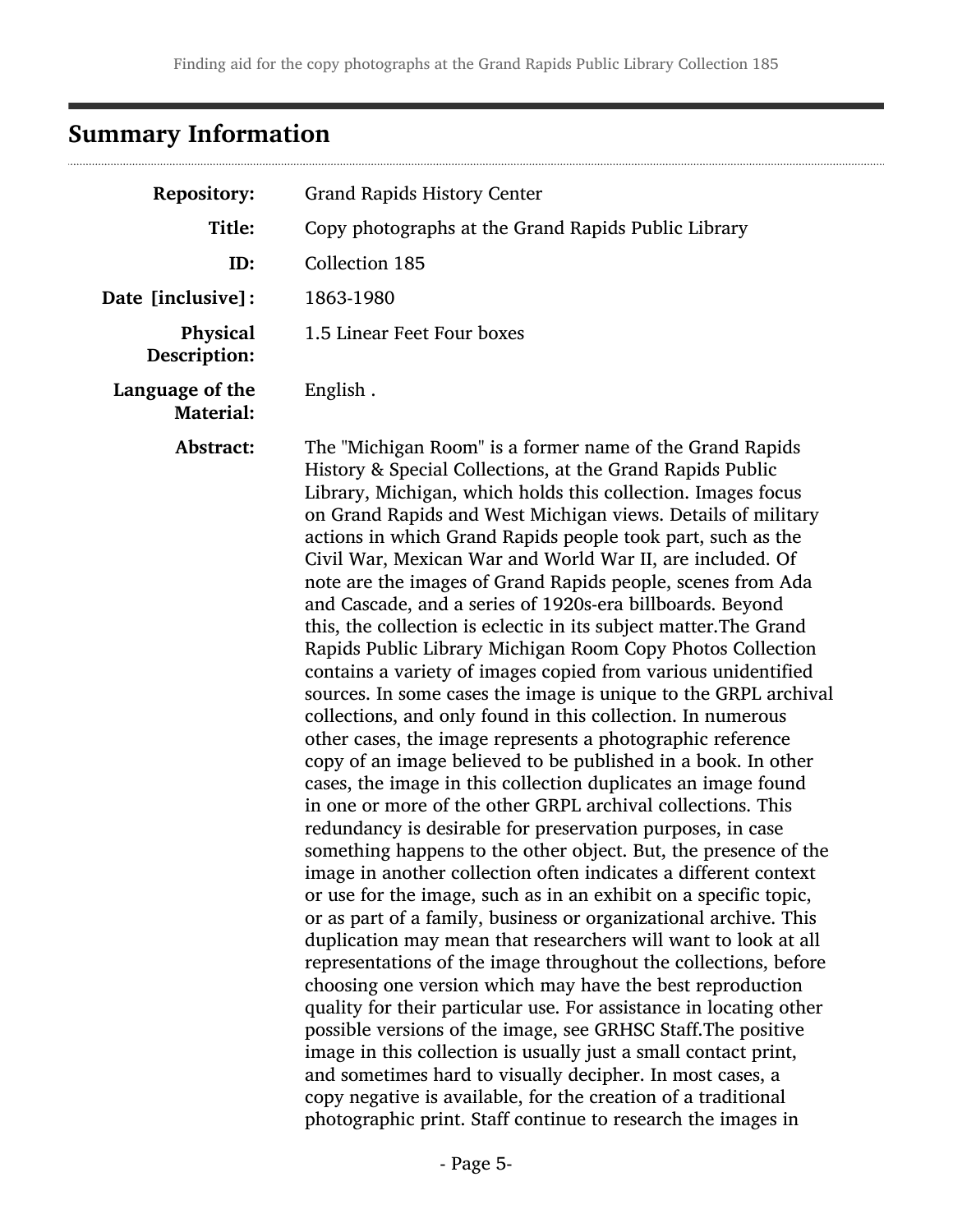## Summary Information

**Repository:** Grand Rapids History Center

**Title:** Copy photographs at the Grand Rapids Public Library

**ID:** Collection 185

**Date [inclusive]:** 1863-1980

**Physical Description:** 1.5 Linear Feet Four boxes

**Language of the Material:** English .

**Abstract:** The "Michigan Room" is a former name of the Grand Rapids History & Special Collections, at the Grand Rapids Public Library, Michigan, which holds this collection. Images focus on Grand Rapids and West Michigan views. Details of military actions in which Grand Rapids people took part, such as the Civil War, Mexican War and World War II, are included. Of note are the images of Grand Rapids people, scenes from Ada and Cascade, and a series of 1920s-era billboards. Beyond this, the collection is eclectic in its subject matter.The Grand Rapids Public Library Michigan Room Copy Photos Collection contains a variety of images copied from various unidentified sources. In some cases the image is unique to the GRPL archival collections, and only found in this collection. In numerous other cases, the image represents a photographic reference copy of an image believed to be published in a book. In other cases, the image in this collection duplicates an image found in one or more of the other GRPL archival collections. This redundancy is desirable for preservation purposes, in case something happens to the other object. But, the presence of the image in another collection often indicates a different context or use for the image, such as in an exhibit on a specific topic, or as part of a family, business or organizational archive. This duplication may mean that researchers will want to look at all representations of the image throughout the collections, before choosing one version which may have the best reproduction quality for their particular use. For assistance in locating other possible versions of the image, see GRHSC Staff.The positive image in this collection is usually just a small contact print, and sometimes hard to visually decipher. In most cases, a copy negative is available, for the creation of a traditional photographic print. Staff continue to research the images in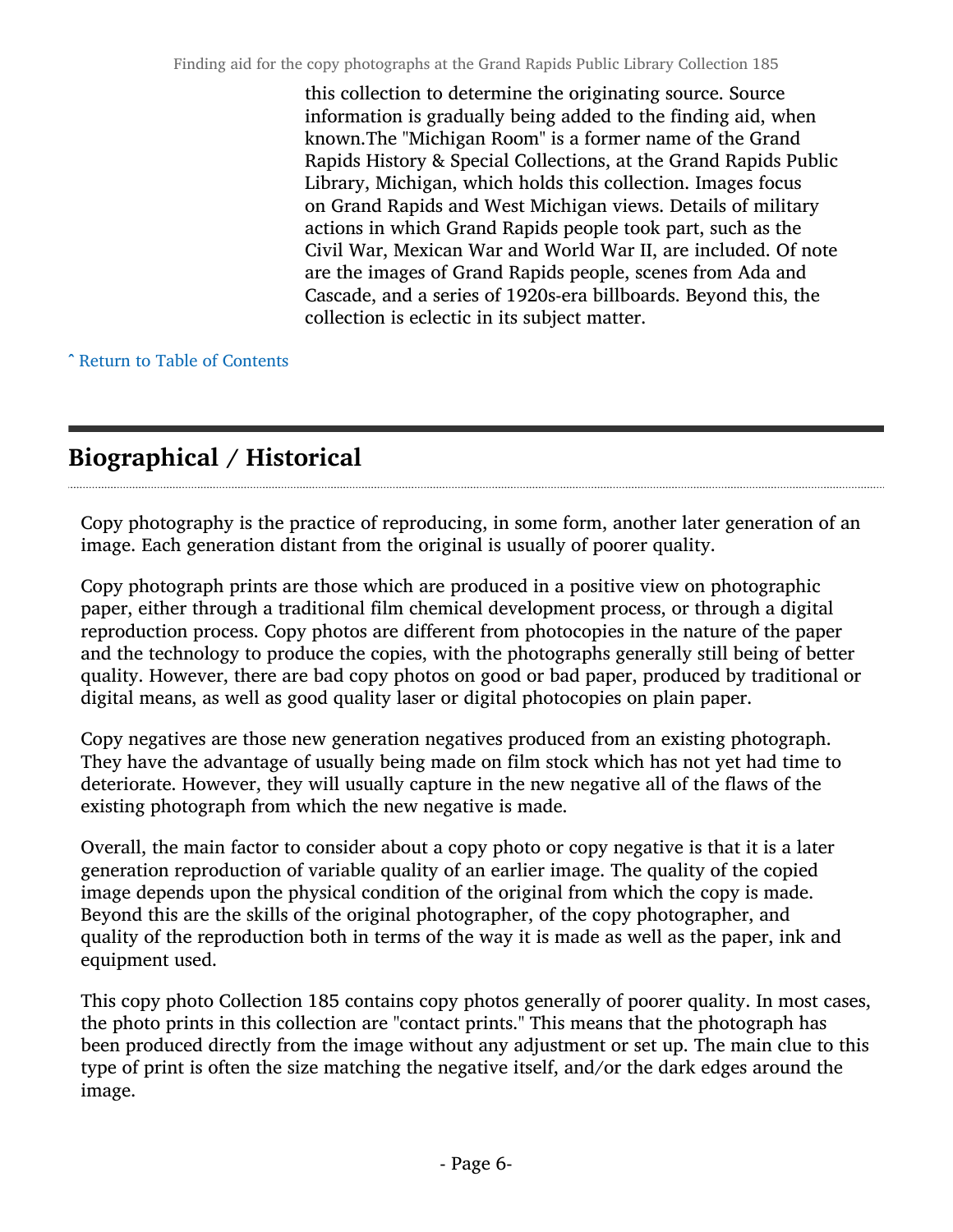this collection to determine the originating source. Source information is gradually being added to the finding aid, when known.The "Michigan Room" is a former name of the Grand Rapids History & Special Collections, at the Grand Rapids Public Library, Michigan, which holds this collection. Images focus on Grand Rapids and West Michigan views. Details of military actions in which Grand Rapids people took part, such as the Civil War, Mexican War and World War II, are included. Of note are the images of Grand Rapids people, scenes from Ada and Cascade, and a series of 1920s-era billboards. Beyond this, the collection is eclectic in its subject matter.

ˆ Return to Table of Contents

## Biographical / Historical

Copy photography is the practice of reproducing, in some form, another later generation of an image. Each generation distant from the original is usually of poorer quality.

Copy photograph prints are those which are produced in a positive view on photographic paper, either through a traditional film chemical development process, or through a digital reproduction process. Copy photos are different from photocopies in the nature of the paper and the technology to produce the copies, with the photographs generally still being of better quality. However, there are bad copy photos on good or bad paper, produced by traditional or digital means, as well as good quality laser or digital photocopies on plain paper.

Copy negatives are those new generation negatives produced from an existing photograph. They have the advantage of usually being made on film stock which has not yet had time to deteriorate. However, they will usually capture in the new negative all of the flaws of the existing photograph from which the new negative is made.

Overall, the main factor to consider about a copy photo or copy negative is that it is a later generation reproduction of variable quality of an earlier image. The quality of the copied image depends upon the physical condition of the original from which the copy is made. Beyond this are the skills of the original photographer, of the copy photographer, and quality of the reproduction both in terms of the way it is made as well as the paper, ink and equipment used.

This copy photo Collection 185 contains copy photos generally of poorer quality. In most cases, the photo prints in this collection are "contact prints." This means that the photograph has been produced directly from the image without any adjustment or set up. The main clue to this type of print is often the size matching the negative itself, and/or the dark edges around the image.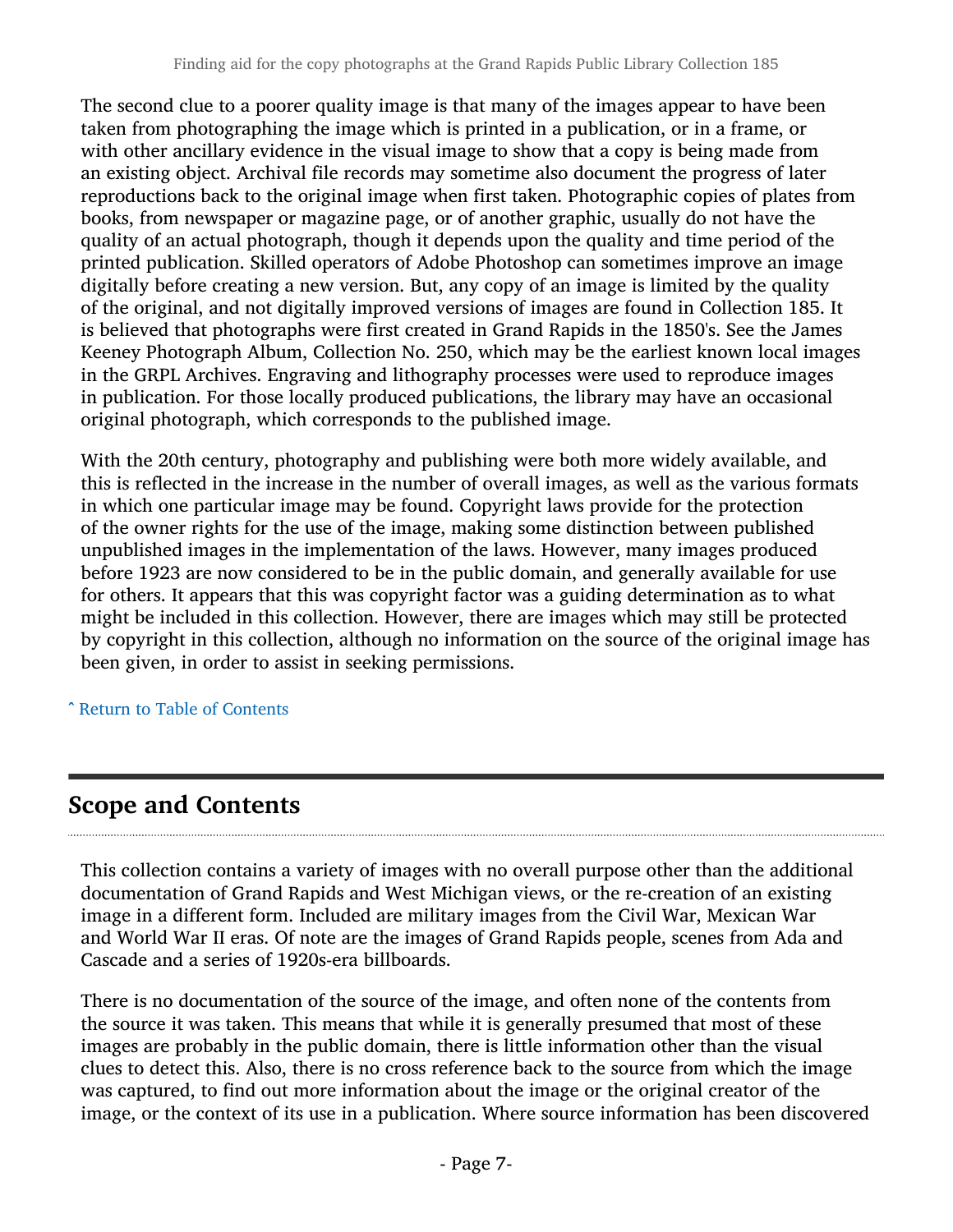The second clue to a poorer quality image is that many of the images appear to have been taken from photographing the image which is printed in a publication, or in a frame, or with other ancillary evidence in the visual image to show that a copy is being made from an existing object. Archival file records may sometime also document the progress of later reproductions back to the original image when first taken. Photographic copies of plates from books, from newspaper or magazine page, or of another graphic, usually do not have the quality of an actual photograph, though it depends upon the quality and time period of the printed publication. Skilled operators of Adobe Photoshop can sometimes improve an image digitally before creating a new version. But, any copy of an image is limited by the quality of the original, and not digitally improved versions of images are found in Collection 185. It is believed that photographs were first created in Grand Rapids in the 1850's. See the James Keeney Photograph Album, Collection No. 250, which may be the earliest known local images in the GRPL Archives. Engraving and lithography processes were used to reproduce images in publication. For those locally produced publications, the library may have an occasional original photograph, which corresponds to the published image.

With the 20th century, photography and publishing were both more widely available, and this is reflected in the increase in the number of overall images, as well as the various formats in which one particular image may be found. Copyright laws provide for the protection of the owner rights for the use of the image, making some distinction between published unpublished images in the implementation of the laws. However, many images produced before 1923 are now considered to be in the public domain, and generally available for use for others. It appears that this was copyright factor was a guiding determination as to what might be included in this collection. However, there are images which may still be protected by copyright in this collection, although no information on the source of the original image has been given, in order to assist in seeking permissions.

ˆ Return to Table of Contents

## Scope and Contents

This collection contains a variety of images with no overall purpose other than the additional documentation of Grand Rapids and West Michigan views, or the re-creation of an existing image in a different form. Included are military images from the Civil War, Mexican War and World War II eras. Of note are the images of Grand Rapids people, scenes from Ada and Cascade and a series of 1920s-era billboards.

There is no documentation of the source of the image, and often none of the contents from the source it was taken. This means that while it is generally presumed that most of these images are probably in the public domain, there is little information other than the visual clues to detect this. Also, there is no cross reference back to the source from which the image was captured, to find out more information about the image or the original creator of the image, or the context of its use in a publication. Where source information has been discovered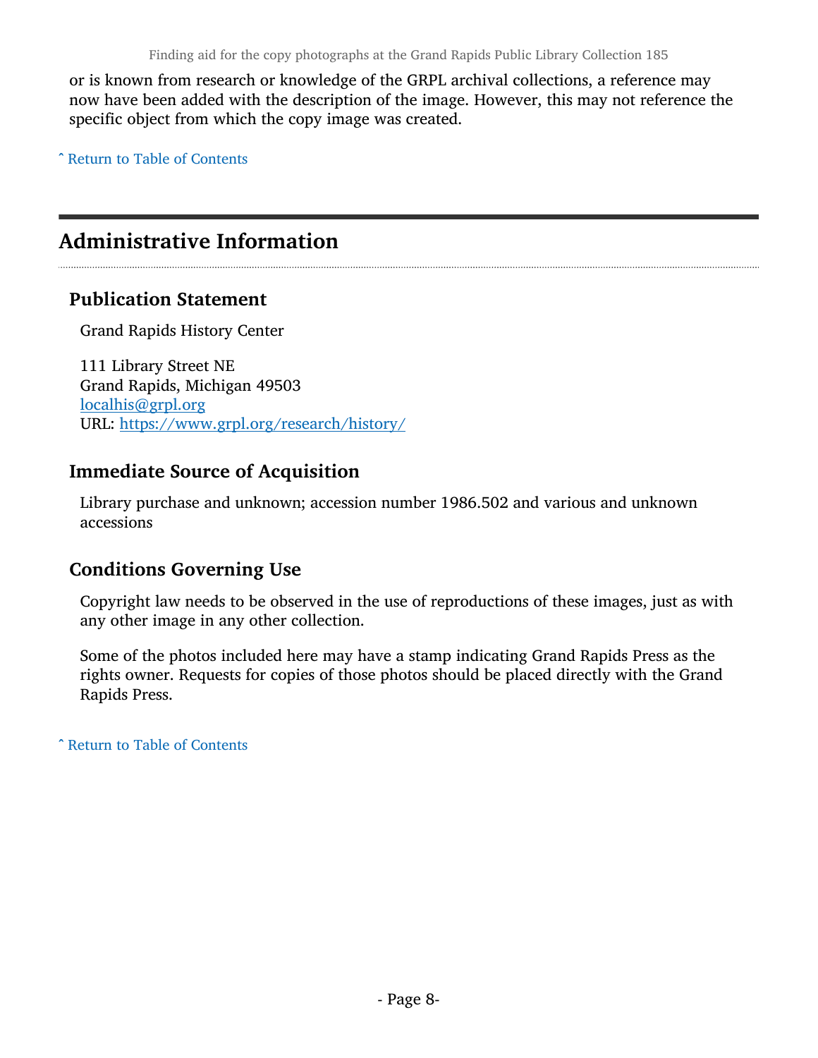or is known from research or knowledge of the GRPL archival collections, a reference may now have been added with the description of the image. However, this may not reference the specific object from which the copy image was created.

ˆ Return to Table of Contents

## Administrative Information

### Publication Statement

Grand Rapids History Center

111 Library Street NE
Grand Rapids, Michigan 49503
localhis@grpl.org
URL: https://www.grpl.org/research/history/

### Immediate Source of Acquisition

Library purchase and unknown; accession number 1986.502 and various and unknown accessions

### Conditions Governing Use

Copyright law needs to be observed in the use of reproductions of these images, just as with any other image in any other collection.

Some of the photos included here may have a stamp indicating Grand Rapids Press as the rights owner. Requests for copies of those photos should be placed directly with the Grand Rapids Press.

ˆ Return to Table of Contents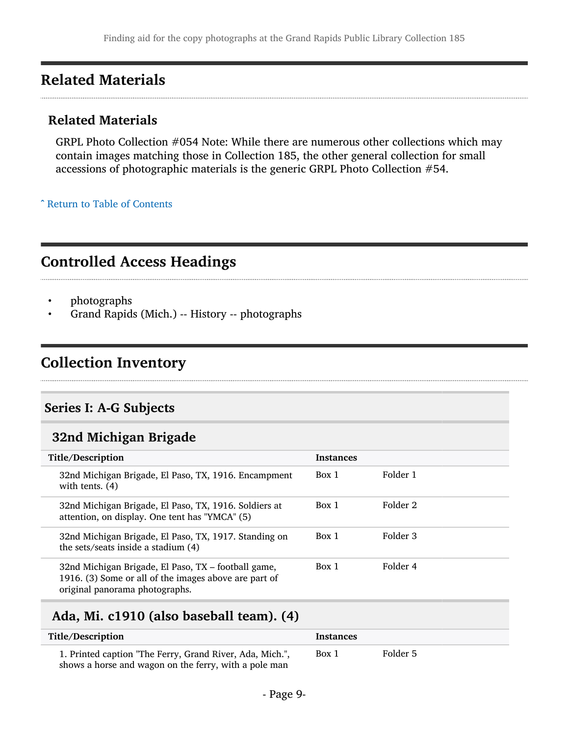## Related Materials

### Related Materials

GRPL Photo Collection #054 Note: While there are numerous other collections which may contain images matching those in Collection 185, the other general collection for small accessions of photographic materials is the generic GRPL Photo Collection #54.

ˆ Return to Table of Contents

## Controlled Access Headings

- photographs
- Grand Rapids (Mich.) -- History -- photographs

## Collection Inventory

### Series I: A-G Subjects

#### 32nd Michigan Brigade

| Title/Description | Instances | |
|---|---|---|
| 32nd Michigan Brigade, El Paso, TX, 1916. Encampment with tents. (4) | Box 1 | Folder 1 |
| 32nd Michigan Brigade, El Paso, TX, 1916. Soldiers at attention, on display. One tent has "YMCA" (5) | Box 1 | Folder 2 |
| 32nd Michigan Brigade, El Paso, TX, 1917. Standing on the sets/seats inside a stadium (4) | Box 1 | Folder 3 |
| 32nd Michigan Brigade, El Paso, TX – football game, 1916. (3) Some or all of the images above are part of original panorama photographs. | Box 1 | Folder 4 |

#### Ada, Mi. c1910 (also baseball team). (4)

| Title/Description | Instances | |
|---|---|---|
| 1. Printed caption "The Ferry, Grand River, Ada, Mich.", shows a horse and wagon on the ferry, with a pole man | Box 1 | Folder 5 |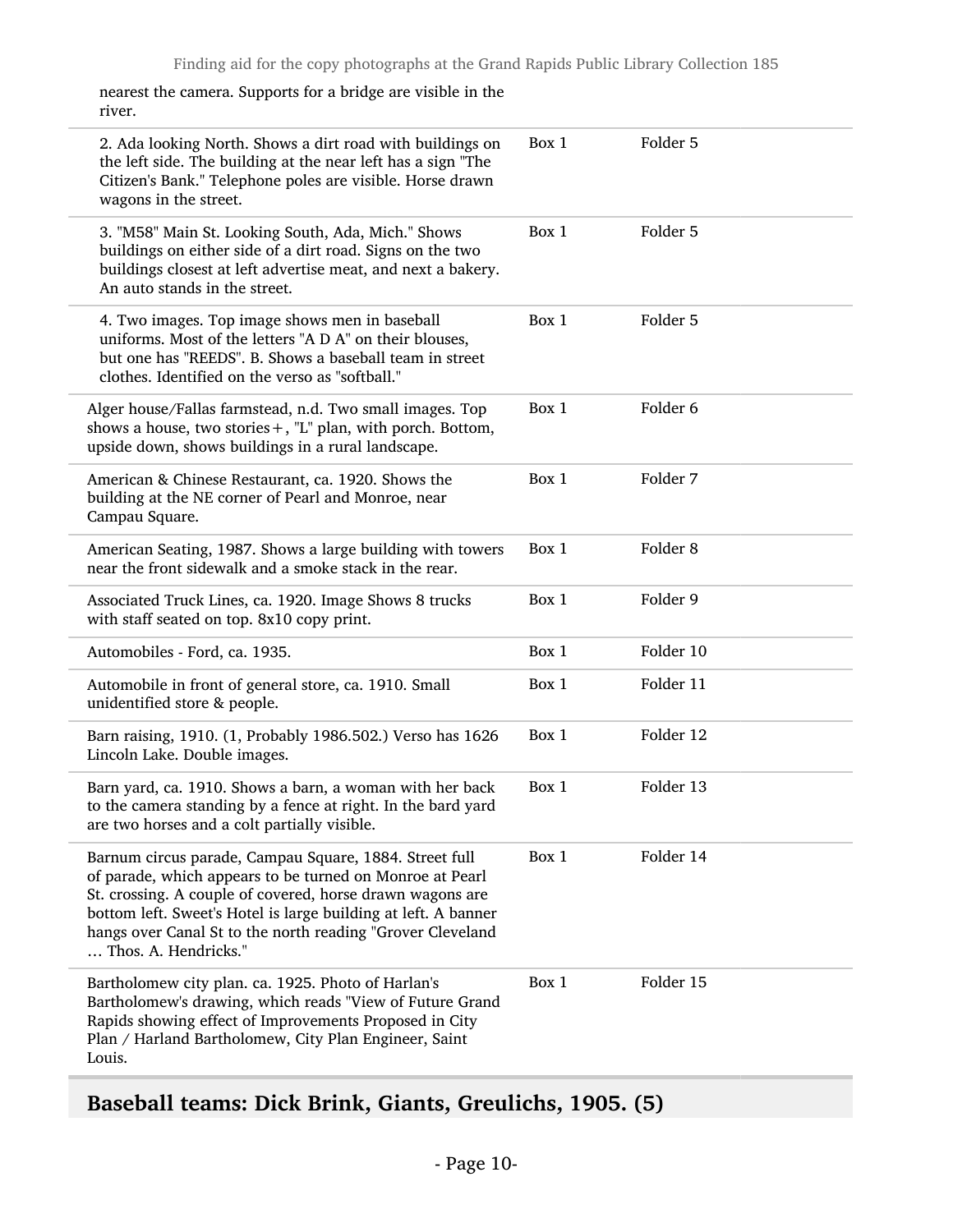nearest the camera. Supports for a bridge are visible in the river.

| | | |
|---|---|---|
| 2. Ada looking North. Shows a dirt road with buildings on the left side. The building at the near left has a sign "The Citizen's Bank." Telephone poles are visible. Horse drawn wagons in the street. | Box 1 | Folder 5 |
| 3. "M58" Main St. Looking South, Ada, Mich." Shows buildings on either side of a dirt road. Signs on the two buildings closest at left advertise meat, and next a bakery. An auto stands in the street. | Box 1 | Folder 5 |
| 4. Two images. Top image shows men in baseball uniforms. Most of the letters "A D A" on their blouses, but one has "REEDS". B. Shows a baseball team in street clothes. Identified on the verso as "softball." | Box 1 | Folder 5 |
| Alger house/Fallas farmstead, n.d. Two small images. Top shows a house, two stories+, "L" plan, with porch. Bottom, upside down, shows buildings in a rural landscape. | Box 1 | Folder 6 |
| American & Chinese Restaurant, ca. 1920. Shows the building at the NE corner of Pearl and Monroe, near Campau Square. | Box 1 | Folder 7 |
| American Seating, 1987. Shows a large building with towers near the front sidewalk and a smoke stack in the rear. | Box 1 | Folder 8 |
| Associated Truck Lines, ca. 1920. Image Shows 8 trucks with staff seated on top. 8x10 copy print. | Box 1 | Folder 9 |
| Automobiles - Ford, ca. 1935. | Box 1 | Folder 10 |
| Automobile in front of general store, ca. 1910. Small unidentified store & people. | Box 1 | Folder 11 |
| Barn raising, 1910. (1, Probably 1986.502.) Verso has 1626 Lincoln Lake. Double images. | Box 1 | Folder 12 |
| Barn yard, ca. 1910. Shows a barn, a woman with her back to the camera standing by a fence at right. In the bard yard are two horses and a colt partially visible. | Box 1 | Folder 13 |
| Barnum circus parade, Campau Square, 1884. Street full of parade, which appears to be turned on Monroe at Pearl St. crossing. A couple of covered, horse drawn wagons are bottom left. Sweet's Hotel is large building at left. A banner hangs over Canal St to the north reading "Grover Cleveland … Thos. A. Hendricks." | Box 1 | Folder 14 |
| Bartholomew city plan. ca. 1925. Photo of Harlan's Bartholomew's drawing, which reads "View of Future Grand Rapids showing effect of Improvements Proposed in City Plan / Harland Bartholomew, City Plan Engineer, Saint Louis. | Box 1 | Folder 15 |

## Baseball teams: Dick Brink, Giants, Greulichs, 1905. (5)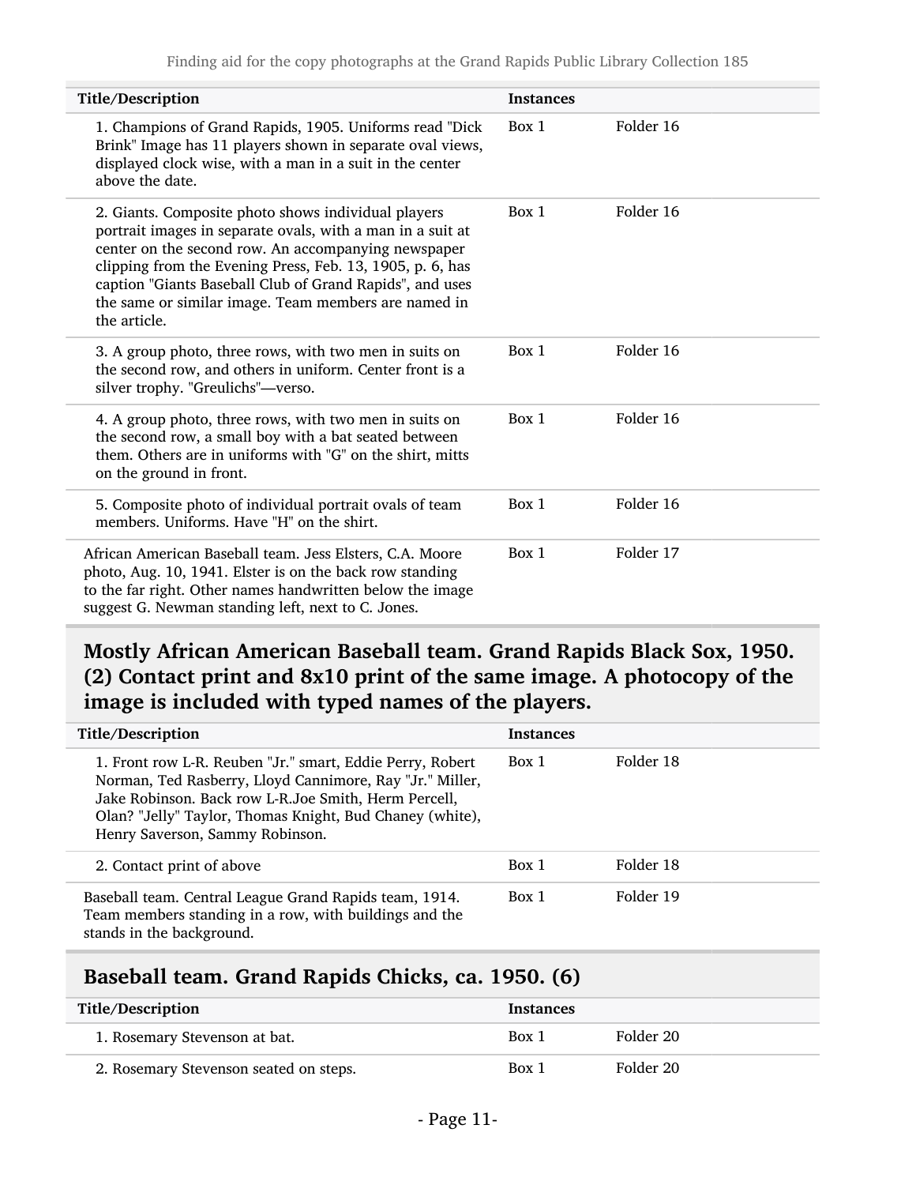| Title/Description | Instances | |
|---|---|---|
| 1. Champions of Grand Rapids, 1905. Uniforms read "Dick Brink" Image has 11 players shown in separate oval views, displayed clock wise, with a man in a suit in the center above the date. | Box 1 | Folder 16 |
| 2. Giants. Composite photo shows individual players portrait images in separate ovals, with a man in a suit at center on the second row. An accompanying newspaper clipping from the Evening Press, Feb. 13, 1905, p. 6, has caption "Giants Baseball Club of Grand Rapids", and uses the same or similar image. Team members are named in the article. | Box 1 | Folder 16 |
| 3. A group photo, three rows, with two men in suits on the second row, and others in uniform. Center front is a silver trophy. "Greulichs"—verso. | Box 1 | Folder 16 |
| 4. A group photo, three rows, with two men in suits on the second row, a small boy with a bat seated between them. Others are in uniforms with "G" on the shirt, mitts on the ground in front. | Box 1 | Folder 16 |
| 5. Composite photo of individual portrait ovals of team members. Uniforms. Have "H" on the shirt. | Box 1 | Folder 16 |
| African American Baseball team. Jess Elsters, C.A. Moore photo, Aug. 10, 1941. Elster is on the back row standing to the far right. Other names handwritten below the image suggest G. Newman standing left, next to C. Jones. | Box 1 | Folder 17 |

## Mostly African American Baseball team. Grand Rapids Black Sox, 1950. (2) Contact print and 8x10 print of the same image. A photocopy of the image is included with typed names of the players.

| Title/Description | Instances | |
|---|---|---|
| 1. Front row L-R. Reuben "Jr." smart, Eddie Perry, Robert Norman, Ted Rasberry, Lloyd Cannimore, Ray "Jr." Miller, Jake Robinson. Back row L-R.Joe Smith, Herm Percell, Olan? "Jelly" Taylor, Thomas Knight, Bud Chaney (white), Henry Saverson, Sammy Robinson. | Box 1 | Folder 18 |
| 2. Contact print of above | Box 1 | Folder 18 |
| Baseball team. Central League Grand Rapids team, 1914. Team members standing in a row, with buildings and the stands in the background. | Box 1 | Folder 19 |

## Baseball team. Grand Rapids Chicks, ca. 1950. (6)

| Title/Description | Instances | |
|---|---|---|
| 1. Rosemary Stevenson at bat. | Box 1 | Folder 20 |
| 2. Rosemary Stevenson seated on steps. | Box 1 | Folder 20 |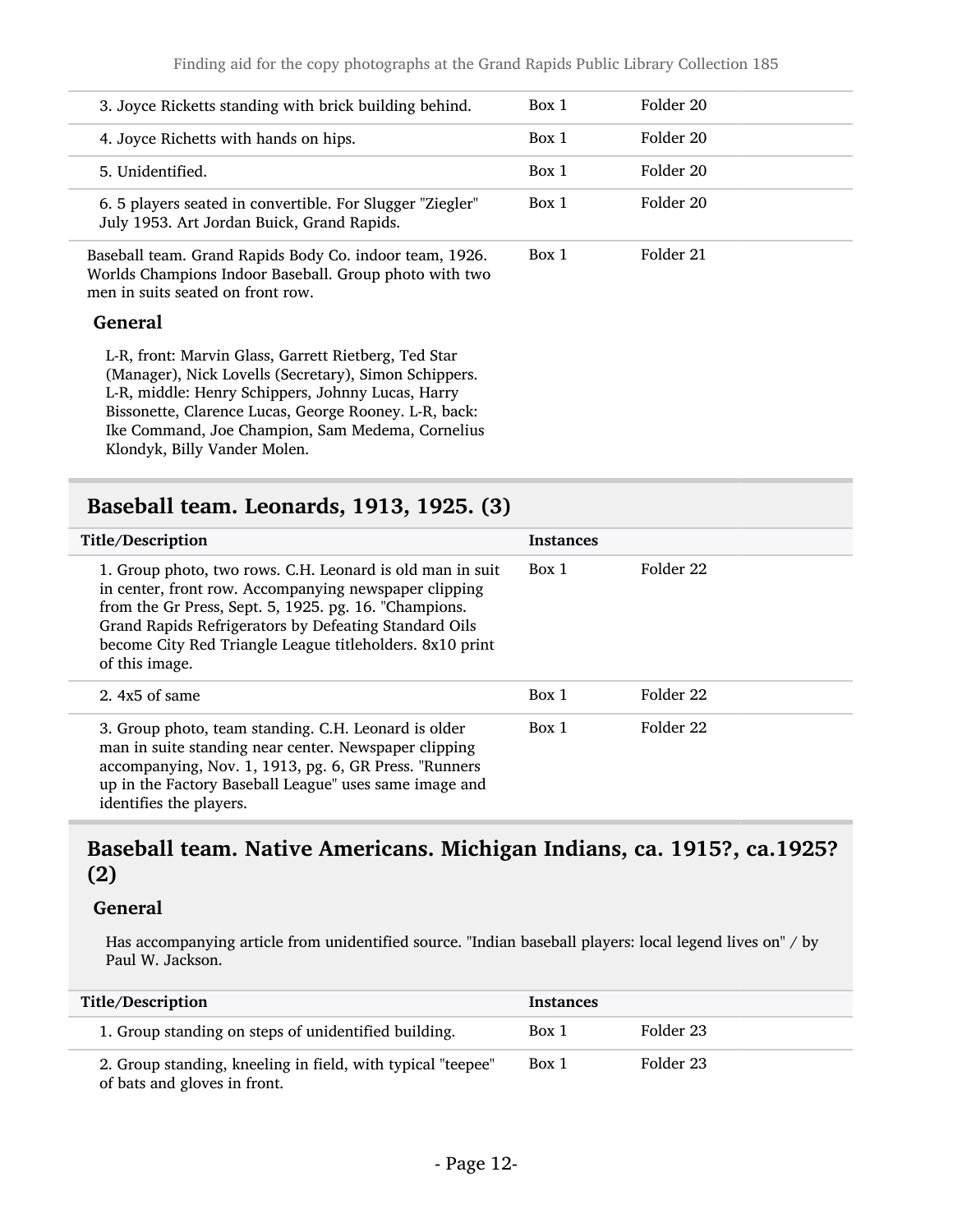| | | |
|---|---|---|
| 3. Joyce Ricketts standing with brick building behind. | Box 1 | Folder 20 |
| 4. Joyce Richetts with hands on hips. | Box 1 | Folder 20 |
| 5. Unidentified. | Box 1 | Folder 20 |
| 6. 5 players seated in convertible. For Slugger "Ziegler" July 1953. Art Jordan Buick, Grand Rapids. | Box 1 | Folder 20 |
| Baseball team. Grand Rapids Body Co. indoor team, 1926. Worlds Champions Indoor Baseball. Group photo with two men in suits seated on front row. | Box 1 | Folder 21 |

### General

L-R, front: Marvin Glass, Garrett Rietberg, Ted Star (Manager), Nick Lovells (Secretary), Simon Schippers. L-R, middle: Henry Schippers, Johnny Lucas, Harry Bissonette, Clarence Lucas, George Rooney. L-R, back: Ike Command, Joe Champion, Sam Medema, Cornelius Klondyk, Billy Vander Molen.

## Baseball team. Leonards, 1913, 1925. (3)

| Title/Description | Instances | |
|---|---|---|
| 1. Group photo, two rows. C.H. Leonard is old man in suit in center, front row. Accompanying newspaper clipping from the Gr Press, Sept. 5, 1925. pg. 16. "Champions. Grand Rapids Refrigerators by Defeating Standard Oils become City Red Triangle League titleholders. 8x10 print of this image. | Box 1 | Folder 22 |
| 2. 4x5 of same | Box 1 | Folder 22 |
| 3. Group photo, team standing. C.H. Leonard is older man in suite standing near center. Newspaper clipping accompanying, Nov. 1, 1913, pg. 6, GR Press. "Runners up in the Factory Baseball League" uses same image and identifies the players. | Box 1 | Folder 22 |

## Baseball team. Native Americans. Michigan Indians, ca. 1915?, ca.1925? (2)

### General

Has accompanying article from unidentified source. "Indian baseball players: local legend lives on" / by Paul W. Jackson.

| Title/Description | Instances | |
|---|---|---|
| 1. Group standing on steps of unidentified building. | Box 1 | Folder 23 |
| 2. Group standing, kneeling in field, with typical "teepee" of bats and gloves in front. | Box 1 | Folder 23 |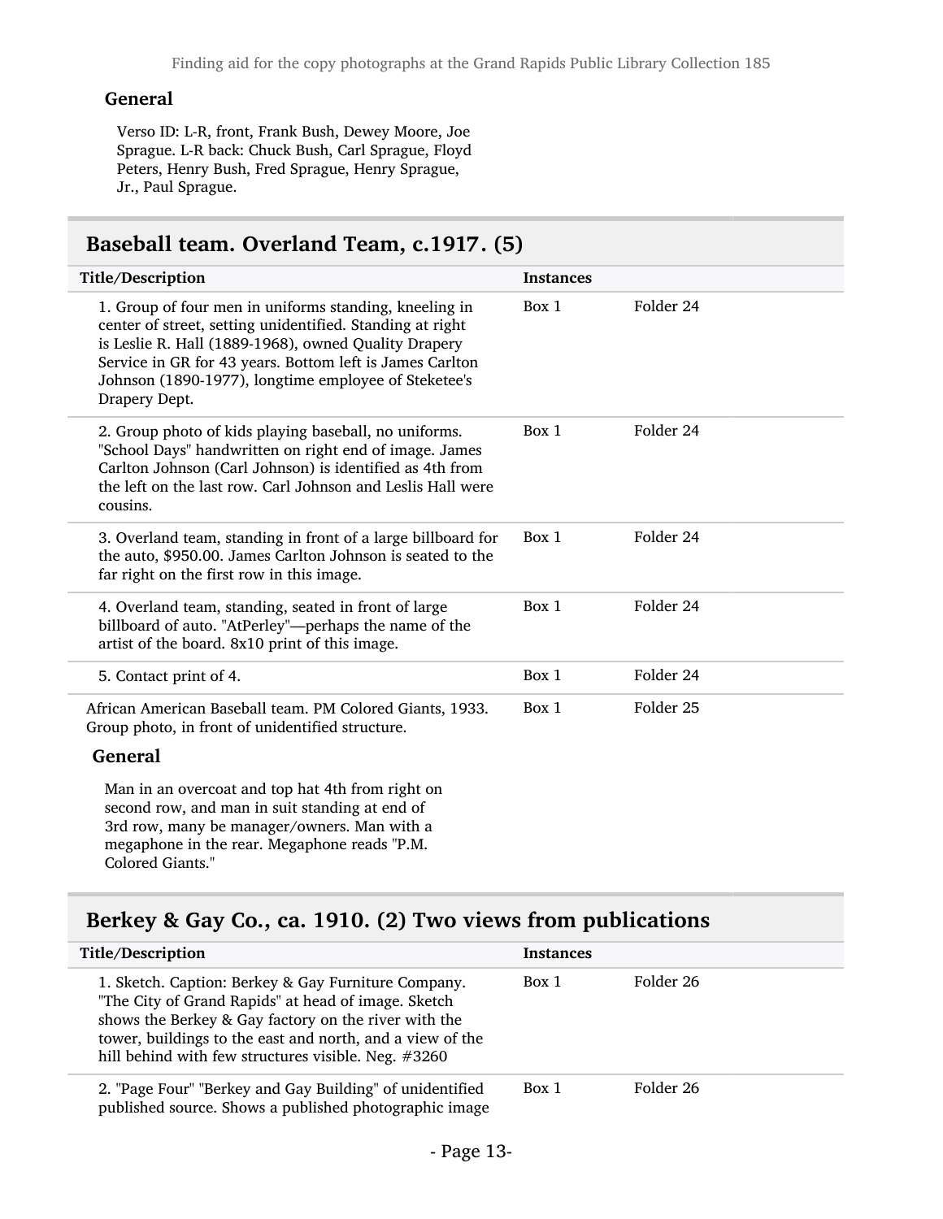### General

Verso ID: L-R, front, Frank Bush, Dewey Moore, Joe Sprague. L-R back: Chuck Bush, Carl Sprague, Floyd Peters, Henry Bush, Fred Sprague, Henry Sprague, Jr., Paul Sprague.

## Baseball team. Overland Team, c.1917. (5)

| Title/Description | Instances | |
|---|---|---|
| 1. Group of four men in uniforms standing, kneeling in center of street, setting unidentified. Standing at right is Leslie R. Hall (1889-1968), owned Quality Drapery Service in GR for 43 years. Bottom left is James Carlton Johnson (1890-1977), longtime employee of Steketee's Drapery Dept. | Box 1 | Folder 24 |
| 2. Group photo of kids playing baseball, no uniforms. "School Days" handwritten on right end of image. James Carlton Johnson (Carl Johnson) is identified as 4th from the left on the last row. Carl Johnson and Leslis Hall were cousins. | Box 1 | Folder 24 |
| 3. Overland team, standing in front of a large billboard for the auto, $950.00. James Carlton Johnson is seated to the far right on the first row in this image. | Box 1 | Folder 24 |
| 4. Overland team, standing, seated in front of large billboard of auto. "AtPerley"—perhaps the name of the artist of the board. 8x10 print of this image. | Box 1 | Folder 24 |
| 5. Contact print of 4. | Box 1 | Folder 24 |
| African American Baseball team. PM Colored Giants, 1933. Group photo, in front of unidentified structure. | Box 1 | Folder 25 |

### General

Man in an overcoat and top hat 4th from right on second row, and man in suit standing at end of 3rd row, many be manager/owners. Man with a megaphone in the rear. Megaphone reads "P.M. Colored Giants."

## Berkey & Gay Co., ca. 1910. (2) Two views from publications

| Title/Description | Instances | |
|---|---|---|
| 1. Sketch. Caption: Berkey & Gay Furniture Company. "The City of Grand Rapids" at head of image. Sketch shows the Berkey & Gay factory on the river with the tower, buildings to the east and north, and a view of the hill behind with few structures visible. Neg. #3260 | Box 1 | Folder 26 |
| 2. "Page Four" "Berkey and Gay Building" of unidentified published source. Shows a published photographic image | Box 1 | Folder 26 |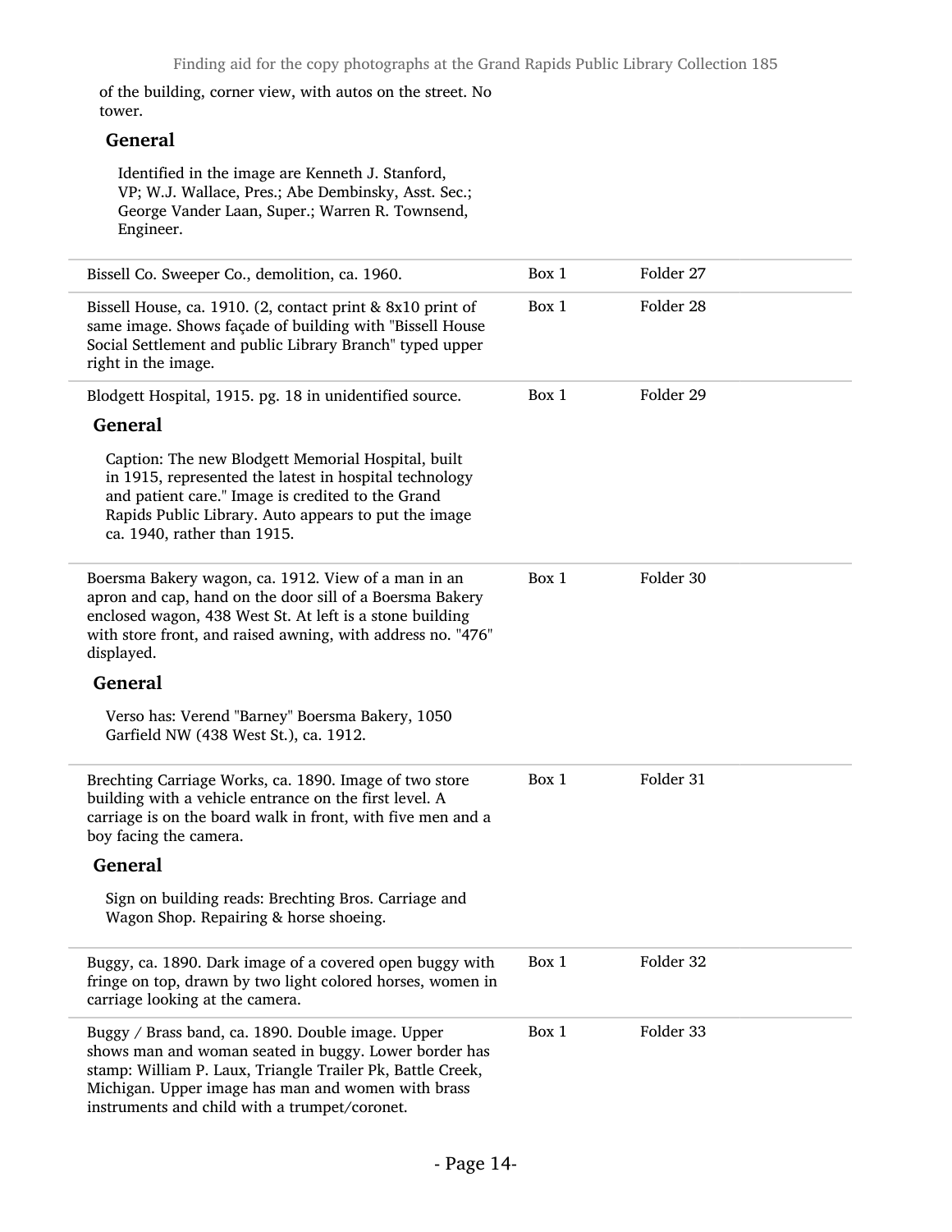of the building, corner view, with autos on the street. No tower.

**General**

Identified in the image are Kenneth J. Stanford, VP; W.J. Wallace, Pres.; Abe Dembinsky, Asst. Sec.; George Vander Laan, Super.; Warren R. Townsend, Engineer.

| | | |
|---|---|---|
| Bissell Co. Sweeper Co., demolition, ca. 1960. | Box 1 | Folder 27 |
| Bissell House, ca. 1910. (2, contact print & 8x10 print of same image. Shows façade of building with "Bissell House Social Settlement and public Library Branch" typed upper right in the image. | Box 1 | Folder 28 |
| Blodgett Hospital, 1915. pg. 18 in unidentified source.<br><br>**General**<br><br>Caption: The new Blodgett Memorial Hospital, built in 1915, represented the latest in hospital technology and patient care." Image is credited to the Grand Rapids Public Library. Auto appears to put the image ca. 1940, rather than 1915. | Box 1 | Folder 29 |
| Boersma Bakery wagon, ca. 1912. View of a man in an apron and cap, hand on the door sill of a Boersma Bakery enclosed wagon, 438 West St. At left is a stone building with store front, and raised awning, with address no. "476" displayed.<br><br>**General**<br><br>Verso has: Verend "Barney" Boersma Bakery, 1050 Garfield NW (438 West St.), ca. 1912. | Box 1 | Folder 30 |
| Brechting Carriage Works, ca. 1890. Image of two store building with a vehicle entrance on the first level. A carriage is on the board walk in front, with five men and a boy facing the camera.<br><br>**General**<br><br>Sign on building reads: Brechting Bros. Carriage and Wagon Shop. Repairing & horse shoeing. | Box 1 | Folder 31 |
| Buggy, ca. 1890. Dark image of a covered open buggy with fringe on top, drawn by two light colored horses, women in carriage looking at the camera. | Box 1 | Folder 32 |
| Buggy / Brass band, ca. 1890. Double image. Upper shows man and woman seated in buggy. Lower border has stamp: William P. Laux, Triangle Trailer Pk, Battle Creek, Michigan. Upper image has man and women with brass instruments and child with a trumpet/coronet. | Box 1 | Folder 33 |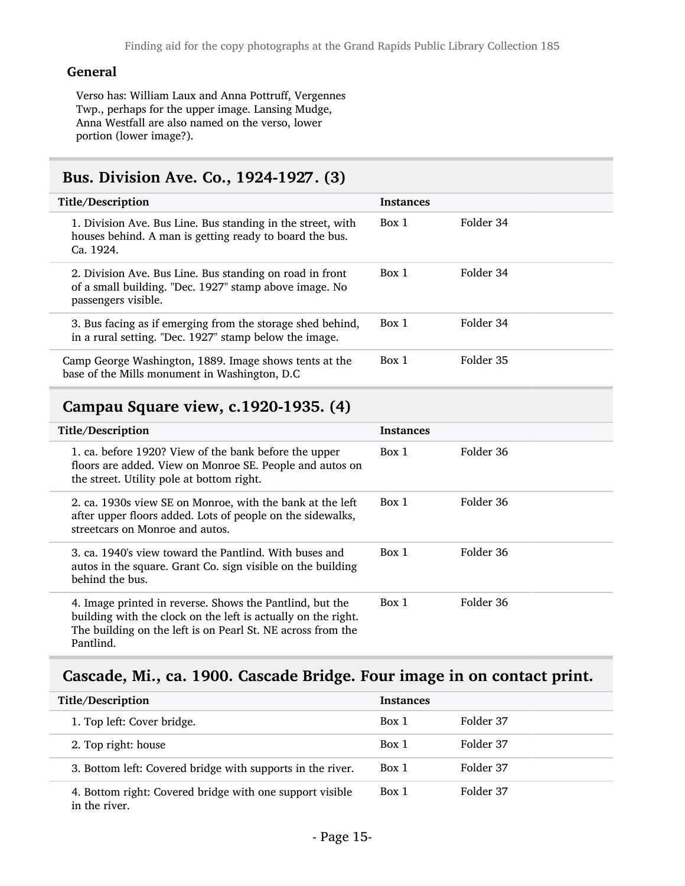### General

Verso has: William Laux and Anna Pottruff, Vergennes Twp., perhaps for the upper image. Lansing Mudge, Anna Westfall are also named on the verso, lower portion (lower image?).

## Bus. Division Ave. Co., 1924-1927. (3)

| Title/Description | Instances | |
|---|---|---|
| 1. Division Ave. Bus Line. Bus standing in the street, with houses behind. A man is getting ready to board the bus. Ca. 1924. | Box 1 | Folder 34 |
| 2. Division Ave. Bus Line. Bus standing on road in front of a small building. "Dec. 1927" stamp above image. No passengers visible. | Box 1 | Folder 34 |
| 3. Bus facing as if emerging from the storage shed behind, in a rural setting. "Dec. 1927" stamp below the image. | Box 1 | Folder 34 |
| Camp George Washington, 1889. Image shows tents at the base of the Mills monument in Washington, D.C | Box 1 | Folder 35 |

## Campau Square view, c.1920-1935. (4)

| Title/Description | Instances | |
|---|---|---|
| 1. ca. before 1920? View of the bank before the upper floors are added. View on Monroe SE. People and autos on the street. Utility pole at bottom right. | Box 1 | Folder 36 |
| 2. ca. 1930s view SE on Monroe, with the bank at the left after upper floors added. Lots of people on the sidewalks, streetcars on Monroe and autos. | Box 1 | Folder 36 |
| 3. ca. 1940's view toward the Pantlind. With buses and autos in the square. Grant Co. sign visible on the building behind the bus. | Box 1 | Folder 36 |
| 4. Image printed in reverse. Shows the Pantlind, but the building with the clock on the left is actually on the right. The building on the left is on Pearl St. NE across from the Pantlind. | Box 1 | Folder 36 |

## Cascade, Mi., ca. 1900. Cascade Bridge. Four image in on contact print.

| Title/Description | Instances | |
|---|---|---|
| 1. Top left: Cover bridge. | Box 1 | Folder 37 |
| 2. Top right: house | Box 1 | Folder 37 |
| 3. Bottom left: Covered bridge with supports in the river. | Box 1 | Folder 37 |
| 4. Bottom right: Covered bridge with one support visible in the river. | Box 1 | Folder 37 |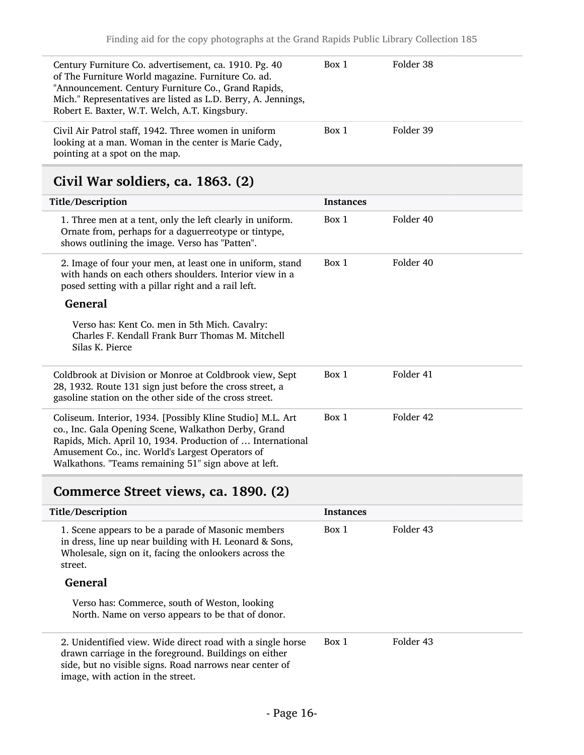| | | |
|---|---|---|
| Century Furniture Co. advertisement, ca. 1910. Pg. 40 of The Furniture World magazine. Furniture Co. ad. "Announcement. Century Furniture Co., Grand Rapids, Mich." Representatives are listed as L.D. Berry, A. Jennings, Robert E. Baxter, W.T. Welch, A.T. Kingsbury. | Box 1 | Folder 38 |
| Civil Air Patrol staff, 1942. Three women in uniform looking at a man. Woman in the center is Marie Cady, pointing at a spot on the map. | Box 1 | Folder 39 |

## Civil War soldiers, ca. 1863. (2)

| Title/Description | Instances | |
|---|---|---|
| 1. Three men at a tent, only the left clearly in uniform. Ornate from, perhaps for a daguerreotype or tintype, shows outlining the image. Verso has "Patten". | Box 1 | Folder 40 |
| 2. Image of four your men, at least one in uniform, stand with hands on each others shoulders. Interior view in a posed setting with a pillar right and a rail left. **General** Verso has: Kent Co. men in 5th Mich. Cavalry: Charles F. Kendall Frank Burr Thomas M. Mitchell Silas K. Pierce | Box 1 | Folder 40 |
| Coldbrook at Division or Monroe at Coldbrook view, Sept 28, 1932. Route 131 sign just before the cross street, a gasoline station on the other side of the cross street. | Box 1 | Folder 41 |
| Coliseum. Interior, 1934. [Possibly Kline Studio] M.L. Art co., Inc. Gala Opening Scene, Walkathon Derby, Grand Rapids, Mich. April 10, 1934. Production of ... International Amusement Co., inc. World's Largest Operators of Walkathons. "Teams remaining 51" sign above at left. | Box 1 | Folder 42 |

## Commerce Street views, ca. 1890. (2)

| Title/Description | Instances | |
|---|---|---|
| 1. Scene appears to be a parade of Masonic members in dress, line up near building with H. Leonard & Sons, Wholesale, sign on it, facing the onlookers across the street. **General** Verso has: Commerce, south of Weston, looking North. Name on verso appears to be that of donor. | Box 1 | Folder 43 |
| 2. Unidentified view. Wide direct road with a single horse drawn carriage in the foreground. Buildings on either side, but no visible signs. Road narrows near center of image, with action in the street. | Box 1 | Folder 43 |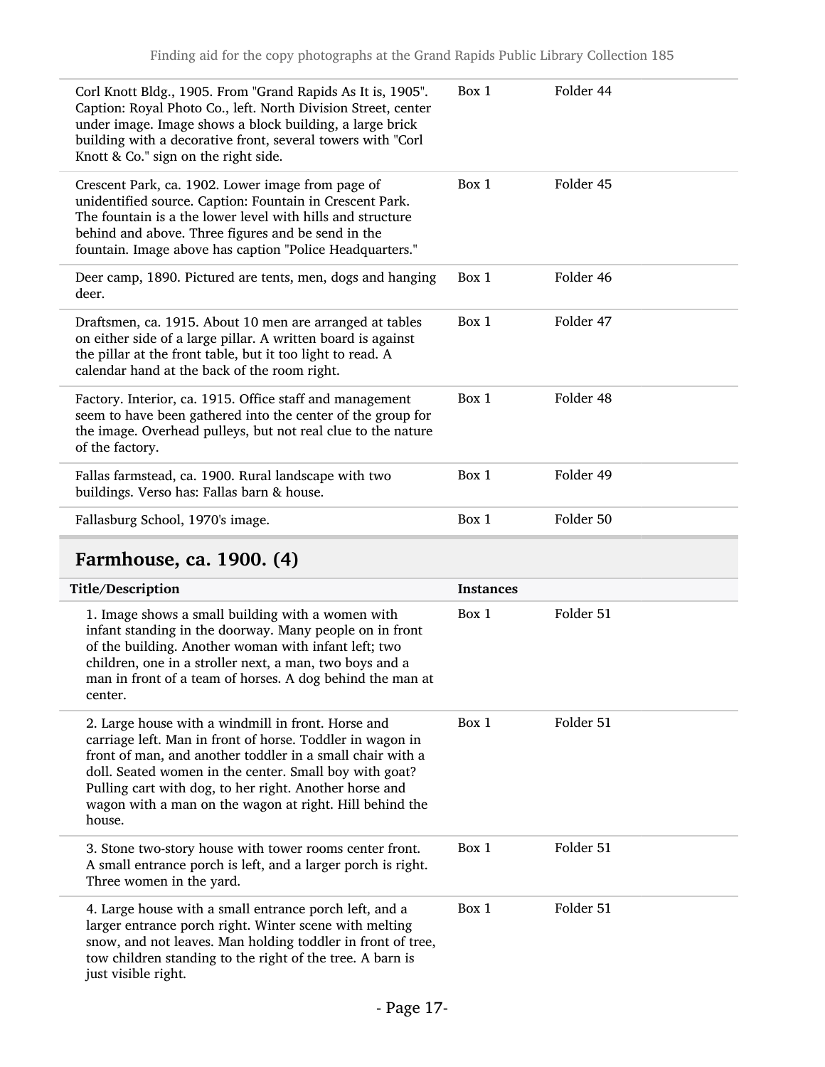| | | |
|---|---|---|
| Corl Knott Bldg., 1905. From "Grand Rapids As It is, 1905". Caption: Royal Photo Co., left. North Division Street, center under image. Image shows a block building, a large brick building with a decorative front, several towers with "Corl Knott & Co." sign on the right side. | Box 1 | Folder 44 |
| Crescent Park, ca. 1902. Lower image from page of unidentified source. Caption: Fountain in Crescent Park. The fountain is a the lower level with hills and structure behind and above. Three figures and be send in the fountain. Image above has caption "Police Headquarters." | Box 1 | Folder 45 |
| Deer camp, 1890. Pictured are tents, men, dogs and hanging deer. | Box 1 | Folder 46 |
| Draftsmen, ca. 1915. About 10 men are arranged at tables on either side of a large pillar. A written board is against the pillar at the front table, but it too light to read. A calendar hand at the back of the room right. | Box 1 | Folder 47 |
| Factory. Interior, ca. 1915. Office staff and management seem to have been gathered into the center of the group for the image. Overhead pulleys, but not real clue to the nature of the factory. | Box 1 | Folder 48 |
| Fallas farmstead, ca. 1900. Rural landscape with two buildings. Verso has: Fallas barn & house. | Box 1 | Folder 49 |
| Fallasburg School, 1970's image. | Box 1 | Folder 50 |

## Farmhouse, ca. 1900. (4)

| Title/Description | Instances | |
|---|---|---|
| 1. Image shows a small building with a women with infant standing in the doorway. Many people on in front of the building. Another woman with infant left; two children, one in a stroller next, a man, two boys and a man in front of a team of horses. A dog behind the man at center. | Box 1 | Folder 51 |
| 2. Large house with a windmill in front. Horse and carriage left. Man in front of horse. Toddler in wagon in front of man, and another toddler in a small chair with a doll. Seated women in the center. Small boy with goat? Pulling cart with dog, to her right. Another horse and wagon with a man on the wagon at right. Hill behind the house. | Box 1 | Folder 51 |
| 3. Stone two-story house with tower rooms center front. A small entrance porch is left, and a larger porch is right. Three women in the yard. | Box 1 | Folder 51 |
| 4. Large house with a small entrance porch left, and a larger entrance porch right. Winter scene with melting snow, and not leaves. Man holding toddler in front of tree, tow children standing to the right of the tree. A barn is just visible right. | Box 1 | Folder 51 |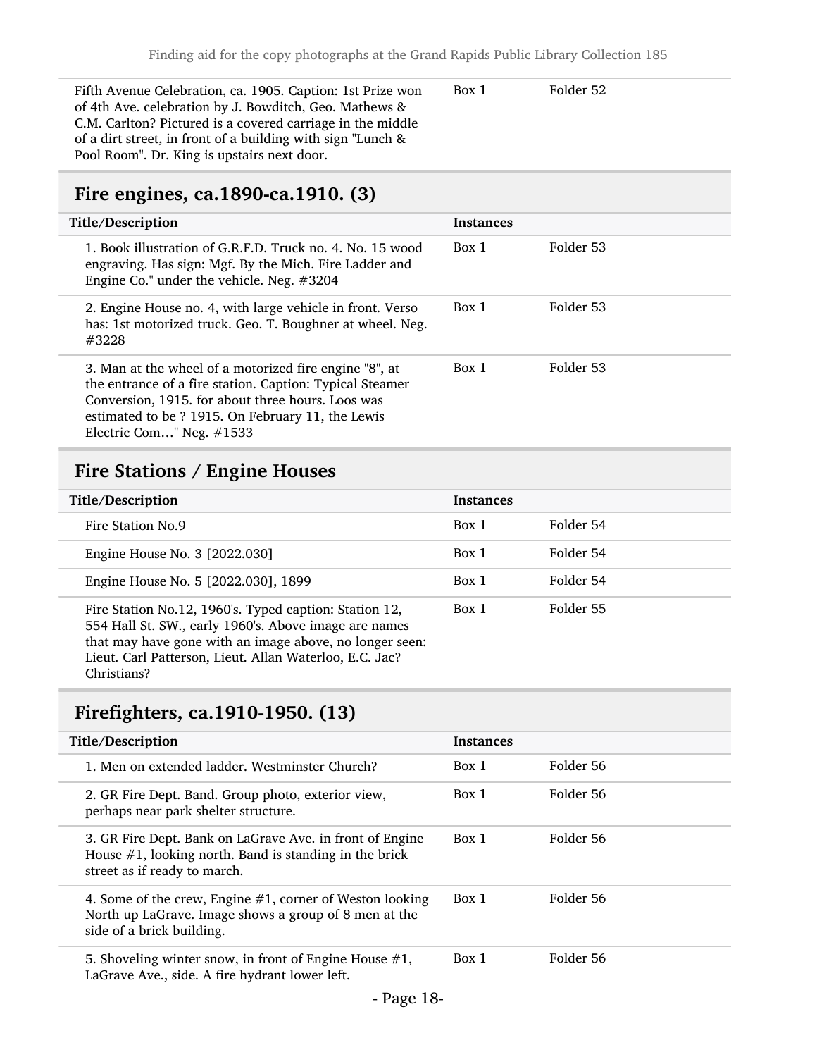| Title/Description | Instances | |
|---|---|---|
| Fifth Avenue Celebration, ca. 1905. Caption: 1st Prize won of 4th Ave. celebration by J. Bowditch, Geo. Mathews & C.M. Carlton? Pictured is a covered carriage in the middle of a dirt street, in front of a building with sign "Lunch & Pool Room". Dr. King is upstairs next door. | Box 1 | Folder 52 |

## Fire engines, ca.1890-ca.1910. (3)

| Title/Description | Instances | |
|---|---|---|
| 1. Book illustration of G.R.F.D. Truck no. 4. No. 15 wood engraving. Has sign: Mgf. By the Mich. Fire Ladder and Engine Co." under the vehicle. Neg. #3204 | Box 1 | Folder 53 |
| 2. Engine House no. 4, with large vehicle in front. Verso has: 1st motorized truck. Geo. T. Boughner at wheel. Neg. #3228 | Box 1 | Folder 53 |
| 3. Man at the wheel of a motorized fire engine "8", at the entrance of a fire station. Caption: Typical Steamer Conversion, 1915. for about three hours. Loos was estimated to be ? 1915. On February 11, the Lewis Electric Com…" Neg. #1533 | Box 1 | Folder 53 |

## Fire Stations / Engine Houses

| Title/Description | Instances | |
|---|---|---|
| Fire Station No.9 | Box 1 | Folder 54 |
| Engine House No. 3 [2022.030] | Box 1 | Folder 54 |
| Engine House No. 5 [2022.030], 1899 | Box 1 | Folder 54 |
| Fire Station No.12, 1960's. Typed caption: Station 12, 554 Hall St. SW., early 1960's. Above image are names that may have gone with an image above, no longer seen: Lieut. Carl Patterson, Lieut. Allan Waterloo, E.C. Jac? Christians? | Box 1 | Folder 55 |

## Firefighters, ca.1910-1950. (13)

| Title/Description | Instances | |
|---|---|---|
| 1. Men on extended ladder. Westminster Church? | Box 1 | Folder 56 |
| 2. GR Fire Dept. Band. Group photo, exterior view, perhaps near park shelter structure. | Box 1 | Folder 56 |
| 3. GR Fire Dept. Bank on LaGrave Ave. in front of Engine House #1, looking north. Band is standing in the brick street as if ready to march. | Box 1 | Folder 56 |
| 4. Some of the crew, Engine #1, corner of Weston looking North up LaGrave. Image shows a group of 8 men at the side of a brick building. | Box 1 | Folder 56 |
| 5. Shoveling winter snow, in front of Engine House #1, LaGrave Ave., side. A fire hydrant lower left. | Box 1 | Folder 56 |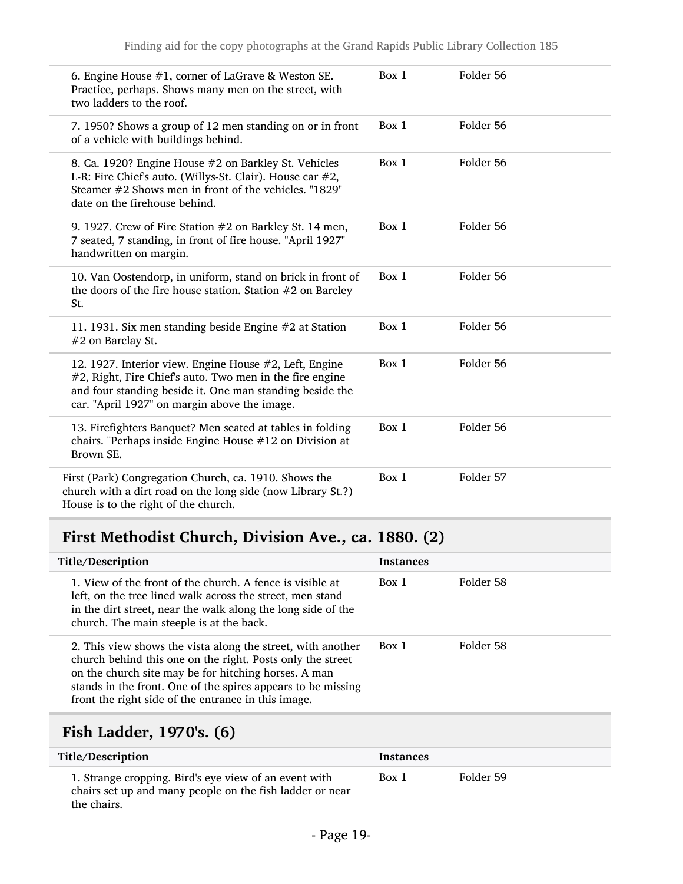| Title/Description | Instances | |
|---|---|---|
| 6. Engine House #1, corner of LaGrave & Weston SE. Practice, perhaps. Shows many men on the street, with two ladders to the roof. | Box 1 | Folder 56 |
| 7. 1950? Shows a group of 12 men standing on or in front of a vehicle with buildings behind. | Box 1 | Folder 56 |
| 8. Ca. 1920? Engine House #2 on Barkley St. Vehicles L-R: Fire Chief's auto. (Willys-St. Clair). House car #2, Steamer #2 Shows men in front of the vehicles. "1829" date on the firehouse behind. | Box 1 | Folder 56 |
| 9. 1927. Crew of Fire Station #2 on Barkley St. 14 men, 7 seated, 7 standing, in front of fire house. "April 1927" handwritten on margin. | Box 1 | Folder 56 |
| 10. Van Oostendorp, in uniform, stand on brick in front of the doors of the fire house station. Station #2 on Barcley St. | Box 1 | Folder 56 |
| 11. 1931. Six men standing beside Engine #2 at Station #2 on Barclay St. | Box 1 | Folder 56 |
| 12. 1927. Interior view. Engine House #2, Left, Engine #2, Right, Fire Chief's auto. Two men in the fire engine and four standing beside it. One man standing beside the car. "April 1927" on margin above the image. | Box 1 | Folder 56 |
| 13. Firefighters Banquet? Men seated at tables in folding chairs. "Perhaps inside Engine House #12 on Division at Brown SE. | Box 1 | Folder 56 |
| First (Park) Congregation Church, ca. 1910. Shows the church with a dirt road on the long side (now Library St.?) House is to the right of the church. | Box 1 | Folder 57 |

## First Methodist Church, Division Ave., ca. 1880. (2)

| Title/Description | Instances | |
|---|---|---|
| 1. View of the front of the church. A fence is visible at left, on the tree lined walk across the street, men stand in the dirt street, near the walk along the long side of the church. The main steeple is at the back. | Box 1 | Folder 58 |
| 2. This view shows the vista along the street, with another church behind this one on the right. Posts only the street on the church site may be for hitching horses. A man stands in the front. One of the spires appears to be missing front the right side of the entrance in this image. | Box 1 | Folder 58 |

## Fish Ladder, 1970's. (6)

| Title/Description | Instances | |
|---|---|---|
| 1. Strange cropping. Bird's eye view of an event with chairs set up and many people on the fish ladder or near the chairs. | Box 1 | Folder 59 |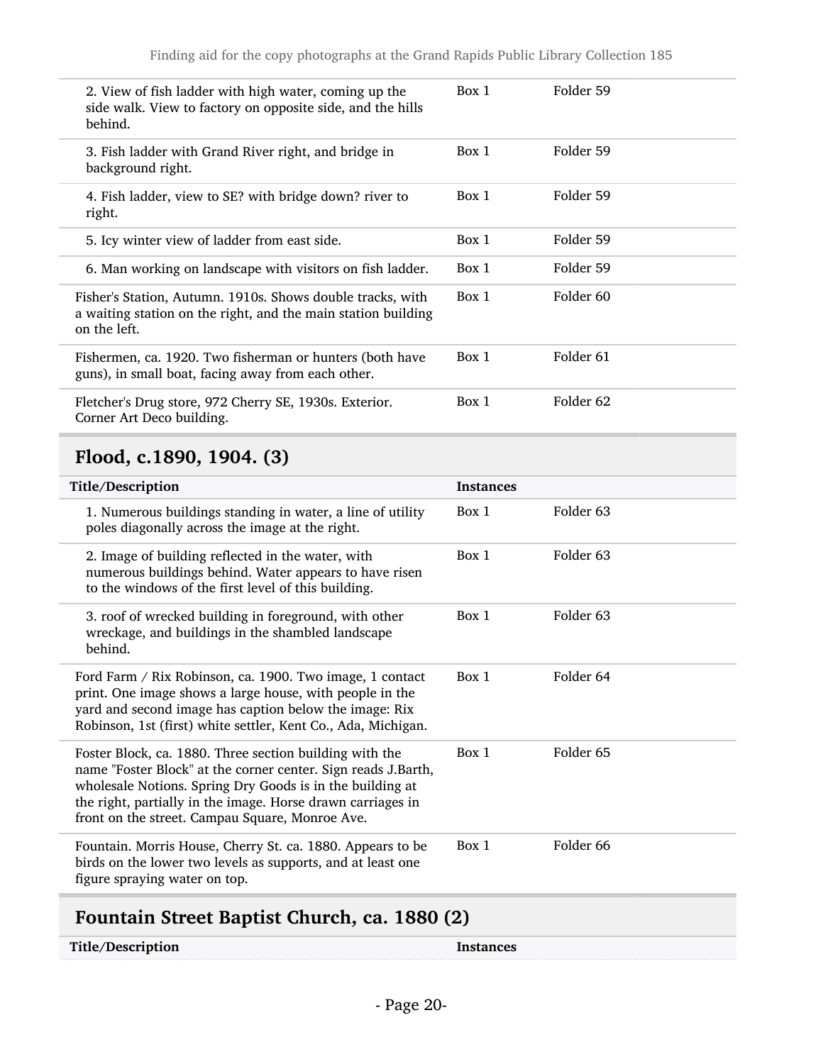| | | |
|---|---|---|
| 2. View of fish ladder with high water, coming up the side walk. View to factory on opposite side, and the hills behind. | Box 1 | Folder 59 |
| 3. Fish ladder with Grand River right, and bridge in background right. | Box 1 | Folder 59 |
| 4. Fish ladder, view to SE? with bridge down? river to right. | Box 1 | Folder 59 |
| 5. Icy winter view of ladder from east side. | Box 1 | Folder 59 |
| 6. Man working on landscape with visitors on fish ladder. | Box 1 | Folder 59 |
| Fisher's Station, Autumn. 1910s. Shows double tracks, with a waiting station on the right, and the main station building on the left. | Box 1 | Folder 60 |
| Fishermen, ca. 1920. Two fisherman or hunters (both have guns), in small boat, facing away from each other. | Box 1 | Folder 61 |
| Fletcher's Drug store, 972 Cherry SE, 1930s. Exterior. Corner Art Deco building. | Box 1 | Folder 62 |

## Flood, c.1890, 1904. (3)

| Title/Description | Instances | |
|---|---|---|
| 1. Numerous buildings standing in water, a line of utility poles diagonally across the image at the right. | Box 1 | Folder 63 |
| 2. Image of building reflected in the water, with numerous buildings behind. Water appears to have risen to the windows of the first level of this building. | Box 1 | Folder 63 |
| 3. roof of wrecked building in foreground, with other wreckage, and buildings in the shambled landscape behind. | Box 1 | Folder 63 |
| Ford Farm / Rix Robinson, ca. 1900. Two image, 1 contact print. One image shows a large house, with people in the yard and second image has caption below the image: Rix Robinson, 1st (first) white settler, Kent Co., Ada, Michigan. | Box 1 | Folder 64 |
| Foster Block, ca. 1880. Three section building with the name "Foster Block" at the corner center. Sign reads J.Barth, wholesale Notions. Spring Dry Goods is in the building at the right, partially in the image. Horse drawn carriages in front on the street. Campau Square, Monroe Ave. | Box 1 | Folder 65 |
| Fountain. Morris House, Cherry St. ca. 1880. Appears to be birds on the lower two levels as supports, and at least one figure spraying water on top. | Box 1 | Folder 66 |

## Fountain Street Baptist Church, ca. 1880 (2)

| Title/Description | Instances | |
|---|---|---|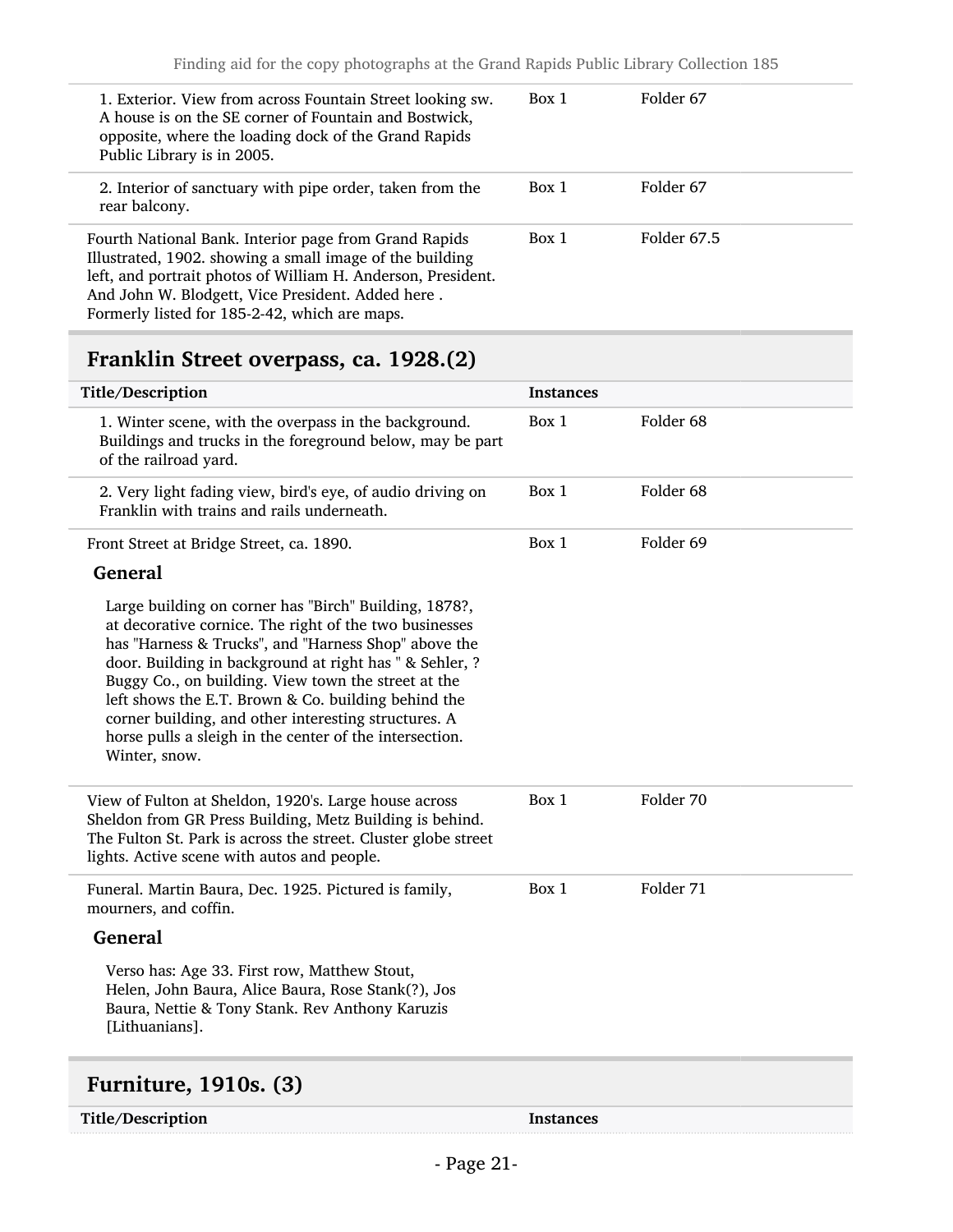| | | |
|---|---|---|
| 1. Exterior. View from across Fountain Street looking sw. A house is on the SE corner of Fountain and Bostwick, opposite, where the loading dock of the Grand Rapids Public Library is in 2005. | Box 1 | Folder 67 |
| 2. Interior of sanctuary with pipe order, taken from the rear balcony. | Box 1 | Folder 67 |
| Fourth National Bank. Interior page from Grand Rapids Illustrated, 1902. showing a small image of the building left, and portrait photos of William H. Anderson, President. And John W. Blodgett, Vice President. Added here . Formerly listed for 185-2-42, which are maps. | Box 1 | Folder 67.5 |

## Franklin Street overpass, ca. 1928.(2)

| Title/Description | Instances | |
|---|---|---|
| 1. Winter scene, with the overpass in the background. Buildings and trucks in the foreground below, may be part of the railroad yard. | Box 1 | Folder 68 |
| 2. Very light fading view, bird's eye, of audio driving on Franklin with trains and rails underneath. | Box 1 | Folder 68 |
| Front Street at Bridge Street, ca. 1890. | Box 1 | Folder 69 |

**General**

Large building on corner has "Birch" Building, 1878?, at decorative cornice. The right of the two businesses has "Harness & Trucks", and "Harness Shop" above the door. Building in background at right has " & Sehler, ? Buggy Co., on building. View town the street at the left shows the E.T. Brown & Co. building behind the corner building, and other interesting structures. A horse pulls a sleigh in the center of the intersection. Winter, snow.

| | | |
|---|---|---|
| View of Fulton at Sheldon, 1920's. Large house across Sheldon from GR Press Building, Metz Building is behind. The Fulton St. Park is across the street. Cluster globe street lights. Active scene with autos and people. | Box 1 | Folder 70 |
| Funeral. Martin Baura, Dec. 1925. Pictured is family, mourners, and coffin. | Box 1 | Folder 71 |

**General**

Verso has: Age 33. First row, Matthew Stout, Helen, John Baura, Alice Baura, Rose Stank(?), Jos Baura, Nettie & Tony Stank. Rev Anthony Karuzis [Lithuanians].

## Furniture, 1910s. (3)

| Title/Description | Instances |
|---|---|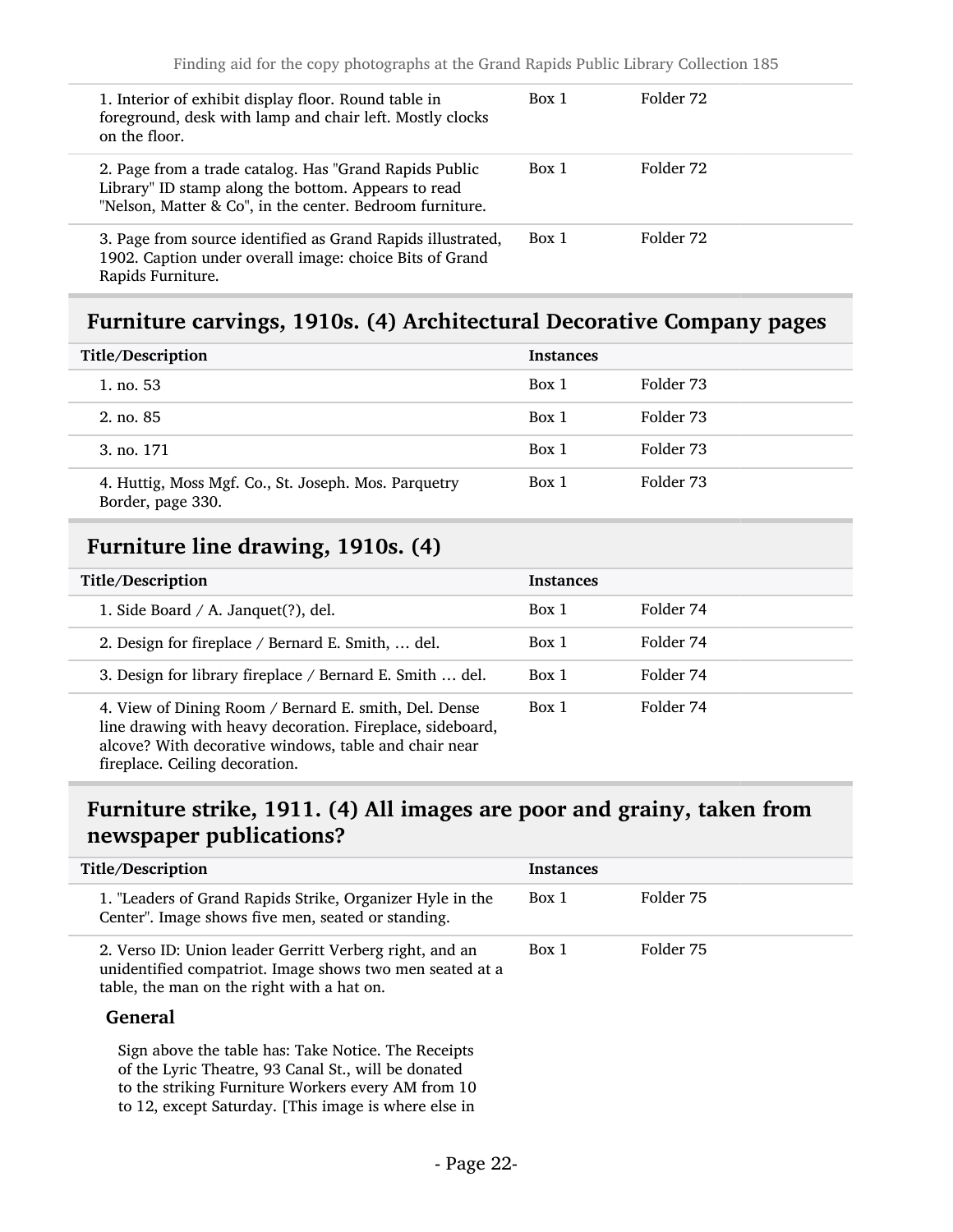| Title/Description | Instances | |
|---|---|---|
| 1. Interior of exhibit display floor. Round table in foreground, desk with lamp and chair left. Mostly clocks on the floor. | Box 1 | Folder 72 |
| 2. Page from a trade catalog. Has "Grand Rapids Public Library" ID stamp along the bottom. Appears to read "Nelson, Matter & Co", in the center. Bedroom furniture. | Box 1 | Folder 72 |
| 3. Page from source identified as Grand Rapids illustrated, 1902. Caption under overall image: choice Bits of Grand Rapids Furniture. | Box 1 | Folder 72 |

## Furniture carvings, 1910s. (4) Architectural Decorative Company pages

| Title/Description | Instances | |
|---|---|---|
| 1. no. 53 | Box 1 | Folder 73 |
| 2. no. 85 | Box 1 | Folder 73 |
| 3. no. 171 | Box 1 | Folder 73 |
| 4. Huttig, Moss Mgf. Co., St. Joseph. Mos. Parquetry Border, page 330. | Box 1 | Folder 73 |

## Furniture line drawing, 1910s. (4)

| Title/Description | Instances | |
|---|---|---|
| 1. Side Board / A. Janquet(?), del. | Box 1 | Folder 74 |
| 2. Design for fireplace / Bernard E. Smith, … del. | Box 1 | Folder 74 |
| 3. Design for library fireplace / Bernard E. Smith … del. | Box 1 | Folder 74 |
| 4. View of Dining Room / Bernard E. smith, Del. Dense line drawing with heavy decoration. Fireplace, sideboard, alcove? With decorative windows, table and chair near fireplace. Ceiling decoration. | Box 1 | Folder 74 |

## Furniture strike, 1911. (4) All images are poor and grainy, taken from newspaper publications?

| Title/Description | Instances | |
|---|---|---|
| 1. "Leaders of Grand Rapids Strike, Organizer Hyle in the Center". Image shows five men, seated or standing. | Box 1 | Folder 75 |
| 2. Verso ID: Union leader Gerritt Verberg right, and an unidentified compatriot. Image shows two men seated at a table, the man on the right with a hat on. | Box 1 | Folder 75 |

### General

Sign above the table has: Take Notice. The Receipts of the Lyric Theatre, 93 Canal St., will be donated to the striking Furniture Workers every AM from 10 to 12, except Saturday. [This image is where else in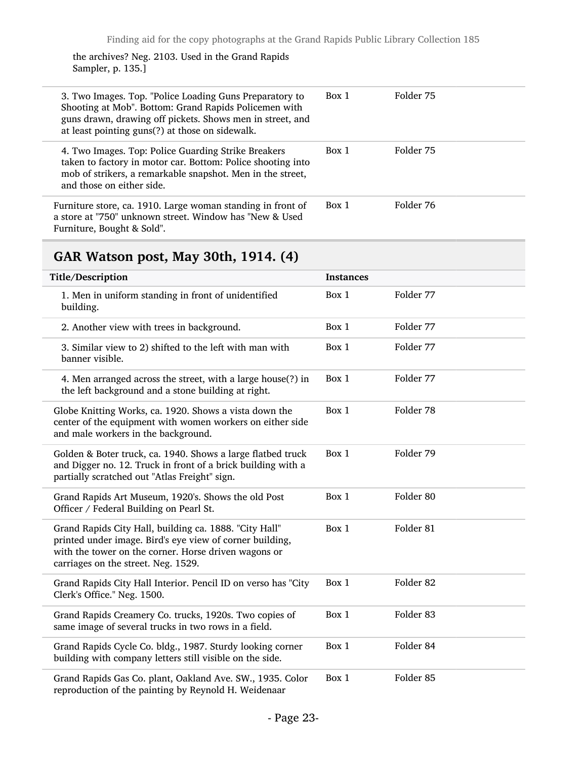the archives? Neg. 2103. Used in the Grand Rapids Sampler, p. 135.]

| | | |
|---|---|---|
| 3. Two Images. Top. "Police Loading Guns Preparatory to Shooting at Mob". Bottom: Grand Rapids Policemen with guns drawn, drawing off pickets. Shows men in street, and at least pointing guns(?) at those on sidewalk. | Box 1 | Folder 75 |
| 4. Two Images. Top: Police Guarding Strike Breakers taken to factory in motor car. Bottom: Police shooting into mob of strikers, a remarkable snapshot. Men in the street, and those on either side. | Box 1 | Folder 75 |
| Furniture store, ca. 1910. Large woman standing in front of a store at "750" unknown street. Window has "New & Used Furniture, Bought & Sold". | Box 1 | Folder 76 |

## GAR Watson post, May 30th, 1914. (4)

| Title/Description | Instances | |
|---|---|---|
| 1. Men in uniform standing in front of unidentified building. | Box 1 | Folder 77 |
| 2. Another view with trees in background. | Box 1 | Folder 77 |
| 3. Similar view to 2) shifted to the left with man with banner visible. | Box 1 | Folder 77 |
| 4. Men arranged across the street, with a large house(?) in the left background and a stone building at right. | Box 1 | Folder 77 |
| Globe Knitting Works, ca. 1920. Shows a vista down the center of the equipment with women workers on either side and male workers in the background. | Box 1 | Folder 78 |
| Golden & Boter truck, ca. 1940. Shows a large flatbed truck and Digger no. 12. Truck in front of a brick building with a partially scratched out "Atlas Freight" sign. | Box 1 | Folder 79 |
| Grand Rapids Art Museum, 1920's. Shows the old Post Officer / Federal Building on Pearl St. | Box 1 | Folder 80 |
| Grand Rapids City Hall, building ca. 1888. "City Hall" printed under image. Bird's eye view of corner building, with the tower on the corner. Horse driven wagons or carriages on the street. Neg. 1529. | Box 1 | Folder 81 |
| Grand Rapids City Hall Interior. Pencil ID on verso has "City Clerk's Office." Neg. 1500. | Box 1 | Folder 82 |
| Grand Rapids Creamery Co. trucks, 1920s. Two copies of same image of several trucks in two rows in a field. | Box 1 | Folder 83 |
| Grand Rapids Cycle Co. bldg., 1987. Sturdy looking corner building with company letters still visible on the side. | Box 1 | Folder 84 |
| Grand Rapids Gas Co. plant, Oakland Ave. SW., 1935. Color reproduction of the painting by Reynold H. Weidenaar | Box 1 | Folder 85 |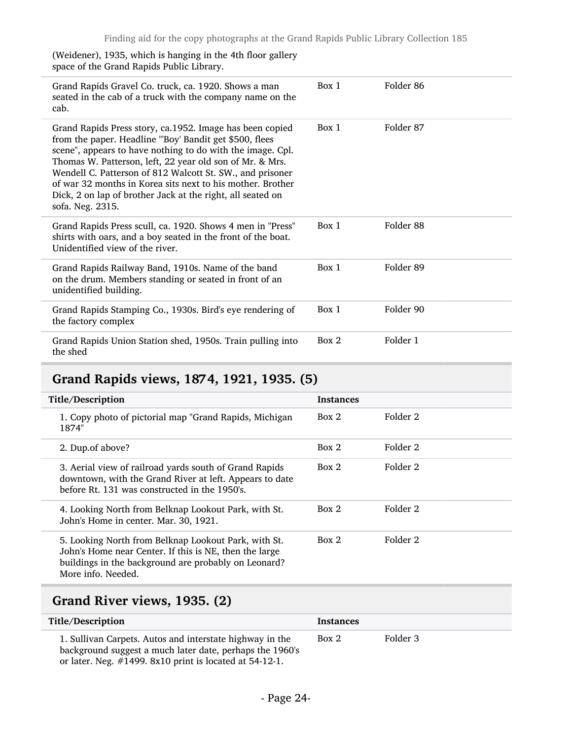(Weidener), 1935, which is hanging in the 4th floor gallery space of the Grand Rapids Public Library.

| | | |
|---|---|---|
| Grand Rapids Gravel Co. truck, ca. 1920. Shows a man seated in the cab of a truck with the company name on the cab. | Box 1 | Folder 86 |
| Grand Rapids Press story, ca.1952. Image has been copied from the paper. Headline "'Boy' Bandit get $500, flees scene", appears to have nothing to do with the image. Cpl. Thomas W. Patterson, left, 22 year old son of Mr. & Mrs. Wendell C. Patterson of 812 Walcott St. SW., and prisoner of war 32 months in Korea sits next to his mother. Brother Dick, 2 on lap of brother Jack at the right, all seated on sofa. Neg. 2315. | Box 1 | Folder 87 |
| Grand Rapids Press scull, ca. 1920. Shows 4 men in "Press" shirts with oars, and a boy seated in the front of the boat. Unidentified view of the river. | Box 1 | Folder 88 |
| Grand Rapids Railway Band, 1910s. Name of the band on the drum. Members standing or seated in front of an unidentified building. | Box 1 | Folder 89 |
| Grand Rapids Stamping Co., 1930s. Bird's eye rendering of the factory complex | Box 1 | Folder 90 |
| Grand Rapids Union Station shed, 1950s. Train pulling into the shed | Box 2 | Folder 1 |

## Grand Rapids views, 1874, 1921, 1935. (5)

| Title/Description | Instances | |
|---|---|---|
| 1. Copy photo of pictorial map "Grand Rapids, Michigan 1874" | Box 2 | Folder 2 |
| 2. Dup.of above? | Box 2 | Folder 2 |
| 3. Aerial view of railroad yards south of Grand Rapids downtown, with the Grand River at left. Appears to date before Rt. 131 was constructed in the 1950's. | Box 2 | Folder 2 |
| 4. Looking North from Belknap Lookout Park, with St. John's Home in center. Mar. 30, 1921. | Box 2 | Folder 2 |
| 5. Looking North from Belknap Lookout Park, with St. John's Home near Center. If this is NE, then the large buildings in the background are probably on Leonard? More info. Needed. | Box 2 | Folder 2 |

## Grand River views, 1935. (2)

| Title/Description | Instances | |
|---|---|---|
| 1. Sullivan Carpets. Autos and interstate highway in the background suggest a much later date, perhaps the 1960's or later. Neg. #1499. 8x10 print is located at 54-12-1. | Box 2 | Folder 3 |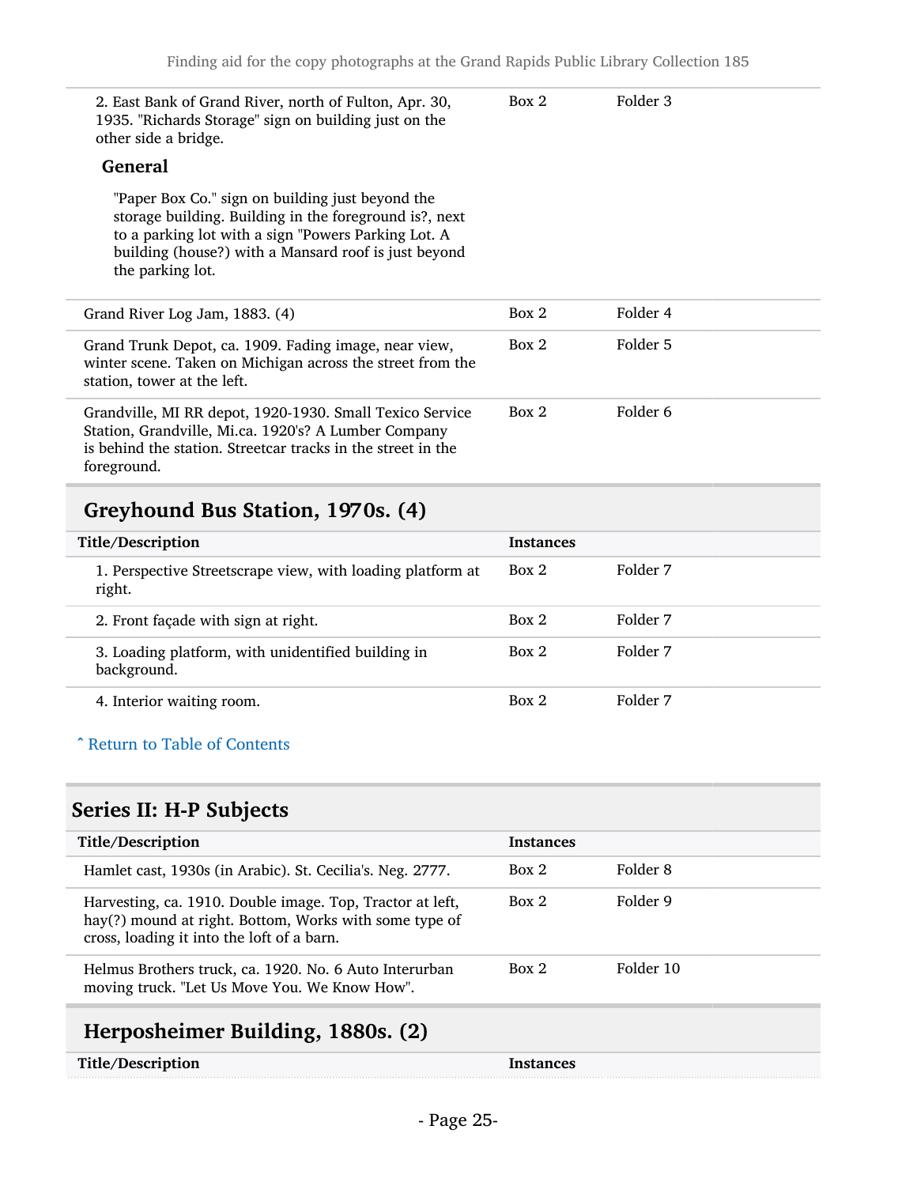| | | |
|---|---|---|
| 2. East Bank of Grand River, north of Fulton, Apr. 30, 1935. "Richards Storage" sign on building just on the other side a bridge.<br>**General**<br>"Paper Box Co." sign on building just beyond the storage building. Building in the foreground is?, next to a parking lot with a sign "Powers Parking Lot. A building (house?) with a Mansard roof is just beyond the parking lot. | Box 2 | Folder 3 |
| Grand River Log Jam, 1883. (4) | Box 2 | Folder 4 |
| Grand Trunk Depot, ca. 1909. Fading image, near view, winter scene. Taken on Michigan across the street from the station, tower at the left. | Box 2 | Folder 5 |
| Grandville, MI RR depot, 1920-1930. Small Texico Service Station, Grandville, Mi.ca. 1920's? A Lumber Company is behind the station. Streetcar tracks in the street in the foreground. | Box 2 | Folder 6 |

## Greyhound Bus Station, 1970s. (4)

| Title/Description | Instances | |
|---|---|---|
| 1. Perspective Streetscrape view, with loading platform at right. | Box 2 | Folder 7 |
| 2. Front façade with sign at right. | Box 2 | Folder 7 |
| 3. Loading platform, with unidentified building in background. | Box 2 | Folder 7 |
| 4. Interior waiting room. | Box 2 | Folder 7 |

ˆ Return to Table of Contents

## Series II: H-P Subjects

| Title/Description | Instances | |
|---|---|---|
| Hamlet cast, 1930s (in Arabic). St. Cecilia's. Neg. 2777. | Box 2 | Folder 8 |
| Harvesting, ca. 1910. Double image. Top, Tractor at left, hay(?) mound at right. Bottom, Works with some type of cross, loading it into the loft of a barn. | Box 2 | Folder 9 |
| Helmus Brothers truck, ca. 1920. No. 6 Auto Interurban moving truck. "Let Us Move You. We Know How". | Box 2 | Folder 10 |

## Herposheimer Building, 1880s. (2)

| Title/Description | Instances |
|---|---|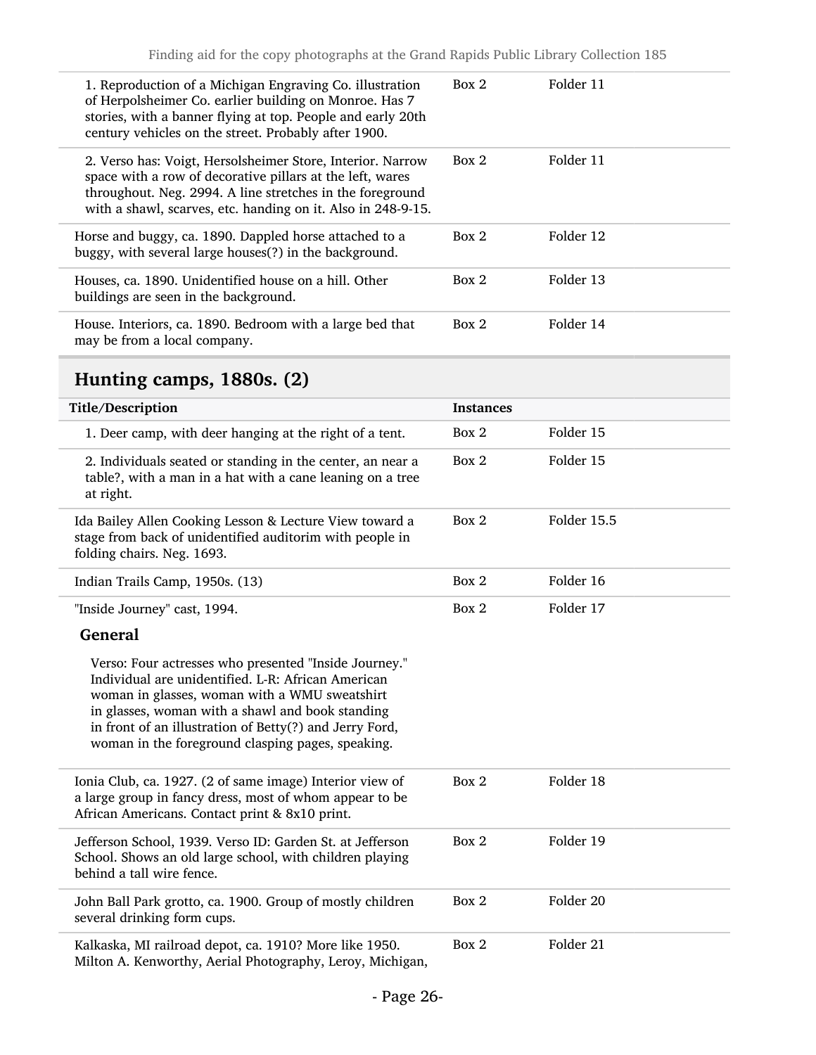| | | |
|---|---|---|
| 1. Reproduction of a Michigan Engraving Co. illustration of Herpolsheimer Co. earlier building on Monroe. Has 7 stories, with a banner flying at top. People and early 20th century vehicles on the street. Probably after 1900. | Box 2 | Folder 11 |
| 2. Verso has: Voigt, Hersolsheimer Store, Interior. Narrow space with a row of decorative pillars at the left, wares throughout. Neg. 2994. A line stretches in the foreground with a shawl, scarves, etc. handing on it. Also in 248-9-15. | Box 2 | Folder 11 |
| Horse and buggy, ca. 1890. Dappled horse attached to a buggy, with several large houses(?) in the background. | Box 2 | Folder 12 |
| Houses, ca. 1890. Unidentified house on a hill. Other buildings are seen in the background. | Box 2 | Folder 13 |
| House. Interiors, ca. 1890. Bedroom with a large bed that may be from a local company. | Box 2 | Folder 14 |

## Hunting camps, 1880s. (2)

| Title/Description | Instances | |
|---|---|---|
| 1. Deer camp, with deer hanging at the right of a tent. | Box 2 | Folder 15 |
| 2. Individuals seated or standing in the center, an near a table?, with a man in a hat with a cane leaning on a tree at right. | Box 2 | Folder 15 |
| Ida Bailey Allen Cooking Lesson & Lecture View toward a stage from back of unidentified auditorim with people in folding chairs. Neg. 1693. | Box 2 | Folder 15.5 |
| Indian Trails Camp, 1950s. (13) | Box 2 | Folder 16 |
| "Inside Journey" cast, 1994. **General** Verso: Four actresses who presented "Inside Journey." Individual are unidentified. L-R: African American woman in glasses, woman with a WMU sweatshirt in glasses, woman with a shawl and book standing in front of an illustration of Betty(?) and Jerry Ford, woman in the foreground clasping pages, speaking. | Box 2 | Folder 17 |
| Ionia Club, ca. 1927. (2 of same image) Interior view of a large group in fancy dress, most of whom appear to be African Americans. Contact print & 8x10 print. | Box 2 | Folder 18 |
| Jefferson School, 1939. Verso ID: Garden St. at Jefferson School. Shows an old large school, with children playing behind a tall wire fence. | Box 2 | Folder 19 |
| John Ball Park grotto, ca. 1900. Group of mostly children several drinking form cups. | Box 2 | Folder 20 |
| Kalkaska, MI railroad depot, ca. 1910? More like 1950. Milton A. Kenworthy, Aerial Photography, Leroy, Michigan, | Box 2 | Folder 21 |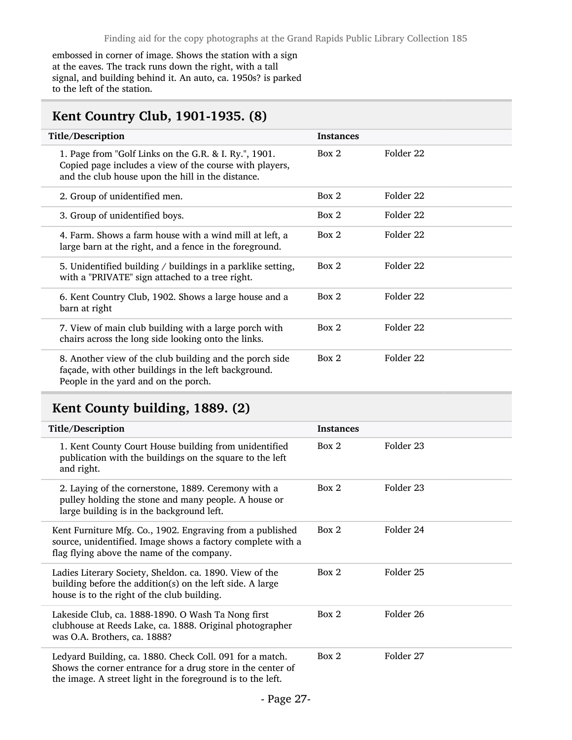embossed in corner of image. Shows the station with a sign at the eaves. The track runs down the right, with a tall signal, and building behind it. An auto, ca. 1950s? is parked to the left of the station.

## Kent Country Club, 1901-1935. (8)

| Title/Description | Instances | |
|---|---|---|
| 1. Page from "Golf Links on the G.R. & I. Ry.", 1901. Copied page includes a view of the course with players, and the club house upon the hill in the distance. | Box 2 | Folder 22 |
| 2. Group of unidentified men. | Box 2 | Folder 22 |
| 3. Group of unidentified boys. | Box 2 | Folder 22 |
| 4. Farm. Shows a farm house with a wind mill at left, a large barn at the right, and a fence in the foreground. | Box 2 | Folder 22 |
| 5. Unidentified building / buildings in a parklike setting, with a "PRIVATE" sign attached to a tree right. | Box 2 | Folder 22 |
| 6. Kent Country Club, 1902. Shows a large house and a barn at right | Box 2 | Folder 22 |
| 7. View of main club building with a large porch with chairs across the long side looking onto the links. | Box 2 | Folder 22 |
| 8. Another view of the club building and the porch side façade, with other buildings in the left background. People in the yard and on the porch. | Box 2 | Folder 22 |

## Kent County building, 1889. (2)

| Title/Description | Instances | |
|---|---|---|
| 1. Kent County Court House building from unidentified publication with the buildings on the square to the left and right. | Box 2 | Folder 23 |
| 2. Laying of the cornerstone, 1889. Ceremony with a pulley holding the stone and many people. A house or large building is in the background left. | Box 2 | Folder 23 |

| | | |
|---|---|---|
| Kent Furniture Mfg. Co., 1902. Engraving from a published source, unidentified. Image shows a factory complete with a flag flying above the name of the company. | Box 2 | Folder 24 |
| Ladies Literary Society, Sheldon. ca. 1890. View of the building before the addition(s) on the left side. A large house is to the right of the club building. | Box 2 | Folder 25 |
| Lakeside Club, ca. 1888-1890. O Wash Ta Nong first clubhouse at Reeds Lake, ca. 1888. Original photographer was O.A. Brothers, ca. 1888? | Box 2 | Folder 26 |
| Ledyard Building, ca. 1880. Check Coll. 091 for a match. Shows the corner entrance for a drug store in the center of the image. A street light in the foreground is to the left. | Box 2 | Folder 27 |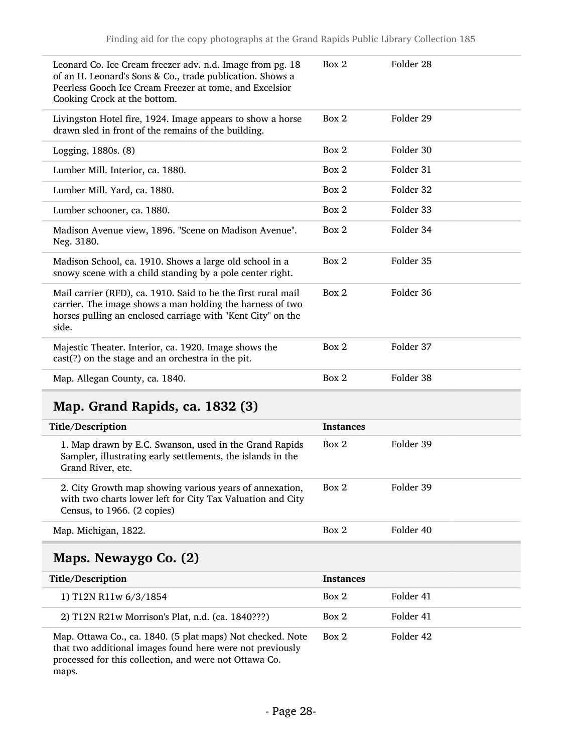| | | |
|---|---|---|
| Leonard Co. Ice Cream freezer adv. n.d. Image from pg. 18 of an H. Leonard's Sons & Co., trade publication. Shows a Peerless Gooch Ice Cream Freezer at tome, and Excelsior Cooking Crock at the bottom. | Box 2 | Folder 28 |
| Livingston Hotel fire, 1924. Image appears to show a horse drawn sled in front of the remains of the building. | Box 2 | Folder 29 |
| Logging, 1880s. (8) | Box 2 | Folder 30 |
| Lumber Mill. Interior, ca. 1880. | Box 2 | Folder 31 |
| Lumber Mill. Yard, ca. 1880. | Box 2 | Folder 32 |
| Lumber schooner, ca. 1880. | Box 2 | Folder 33 |
| Madison Avenue view, 1896. "Scene on Madison Avenue". Neg. 3180. | Box 2 | Folder 34 |
| Madison School, ca. 1910. Shows a large old school in a snowy scene with a child standing by a pole center right. | Box 2 | Folder 35 |
| Mail carrier (RFD), ca. 1910. Said to be the first rural mail carrier. The image shows a man holding the harness of two horses pulling an enclosed carriage with "Kent City" on the side. | Box 2 | Folder 36 |
| Majestic Theater. Interior, ca. 1920. Image shows the cast(?) on the stage and an orchestra in the pit. | Box 2 | Folder 37 |
| Map. Allegan County, ca. 1840. | Box 2 | Folder 38 |

## Map. Grand Rapids, ca. 1832 (3)

| Title/Description | Instances | |
|---|---|---|
| 1. Map drawn by E.C. Swanson, used in the Grand Rapids Sampler, illustrating early settlements, the islands in the Grand River, etc. | Box 2 | Folder 39 |
| 2. City Growth map showing various years of annexation, with two charts lower left for City Tax Valuation and City Census, to 1966. (2 copies) | Box 2 | Folder 39 |
| Map. Michigan, 1822. | Box 2 | Folder 40 |

## Maps. Newaygo Co. (2)

| Title/Description | Instances | |
|---|---|---|
| 1) T12N R11w 6/3/1854 | Box 2 | Folder 41 |
| 2) T12N R21w Morrison's Plat, n.d. (ca. 1840???) | Box 2 | Folder 41 |
| Map. Ottawa Co., ca. 1840. (5 plat maps) Not checked. Note that two additional images found here were not previously processed for this collection, and were not Ottawa Co. maps. | Box 2 | Folder 42 |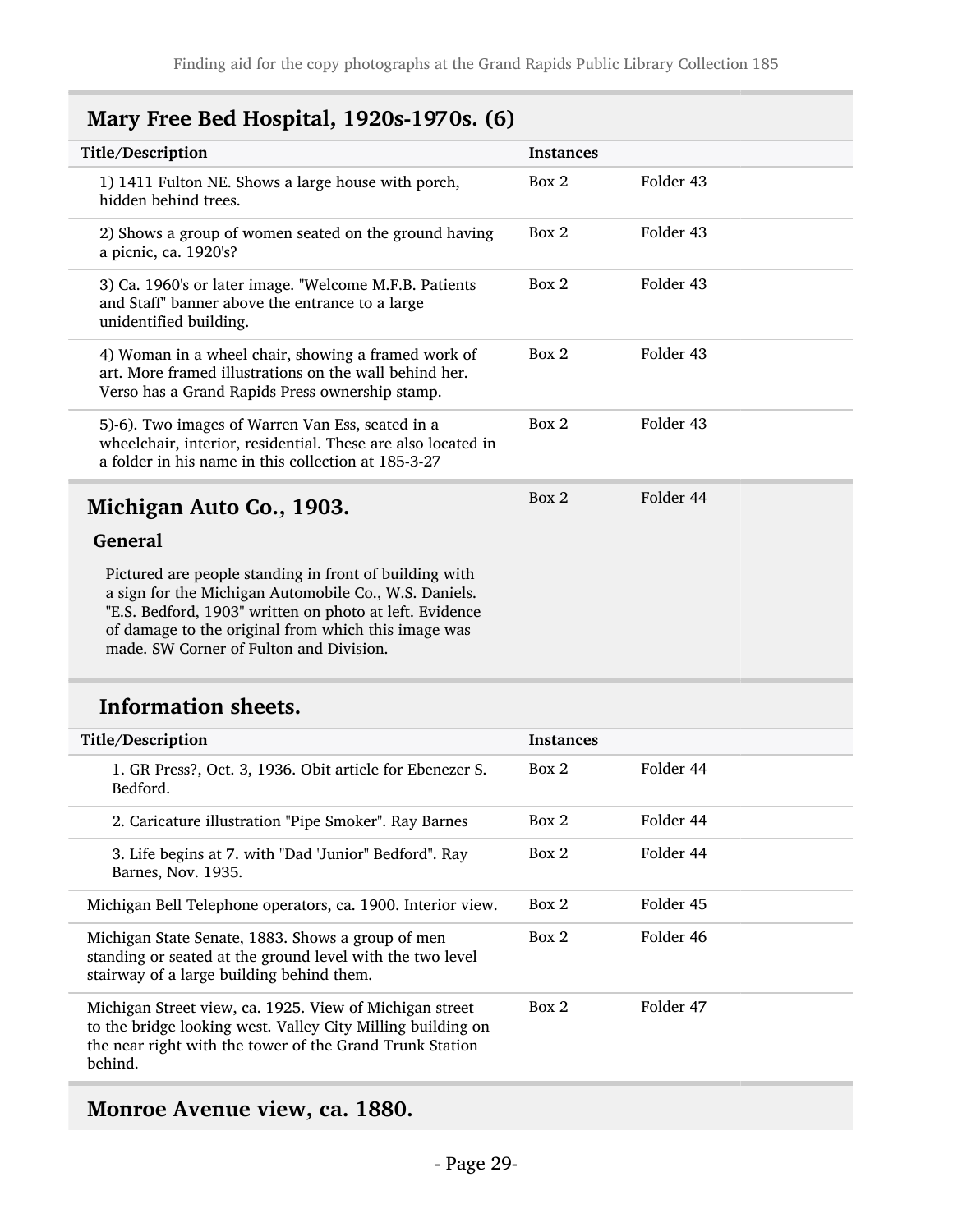## Mary Free Bed Hospital, 1920s-1970s. (6)

| Title/Description | Instances | |
|---|---|---|
| 1) 1411 Fulton NE. Shows a large house with porch, hidden behind trees. | Box 2 | Folder 43 |
| 2) Shows a group of women seated on the ground having a picnic, ca. 1920's? | Box 2 | Folder 43 |
| 3) Ca. 1960's or later image. "Welcome M.F.B. Patients and Staff" banner above the entrance to a large unidentified building. | Box 2 | Folder 43 |
| 4) Woman in a wheel chair, showing a framed work of art. More framed illustrations on the wall behind her. Verso has a Grand Rapids Press ownership stamp. | Box 2 | Folder 43 |
| 5)-6). Two images of Warren Van Ess, seated in a wheelchair, interior, residential. These are also located in a folder in his name in this collection at 185-3-27 | Box 2 | Folder 43 |

## Michigan Auto Co., 1903.

Box 2 Folder 44

### General

Pictured are people standing in front of building with a sign for the Michigan Automobile Co., W.S. Daniels. "E.S. Bedford, 1903" written on photo at left. Evidence of damage to the original from which this image was made. SW Corner of Fulton and Division.

### Information sheets.

| Title/Description | Instances | |
|---|---|---|
| 1. GR Press?, Oct. 3, 1936. Obit article for Ebenezer S. Bedford. | Box 2 | Folder 44 |
| 2. Caricature illustration "Pipe Smoker". Ray Barnes | Box 2 | Folder 44 |
| 3. Life begins at 7. with "Dad 'Junior" Bedford". Ray Barnes, Nov. 1935. | Box 2 | Folder 44 |
| Michigan Bell Telephone operators, ca. 1900. Interior view. | Box 2 | Folder 45 |
| Michigan State Senate, 1883. Shows a group of men standing or seated at the ground level with the two level stairway of a large building behind them. | Box 2 | Folder 46 |
| Michigan Street view, ca. 1925. View of Michigan street to the bridge looking west. Valley City Milling building on the near right with the tower of the Grand Trunk Station behind. | Box 2 | Folder 47 |

## Monroe Avenue view, ca. 1880.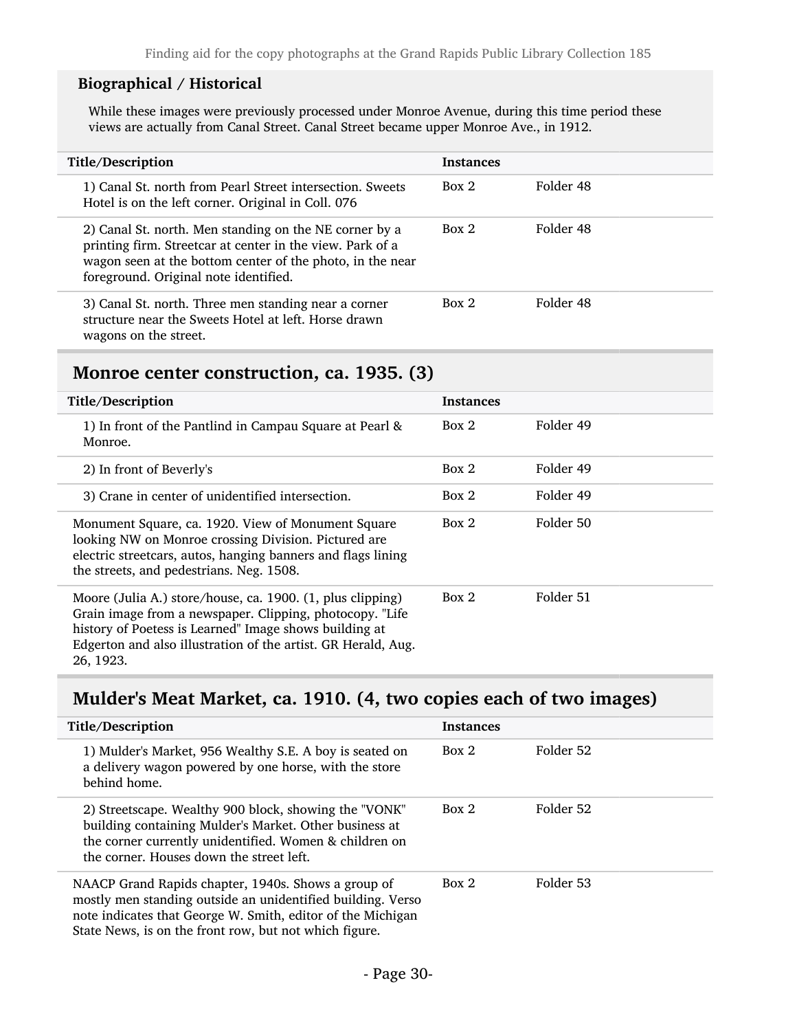### Biographical / Historical

While these images were previously processed under Monroe Avenue, during this time period these views are actually from Canal Street. Canal Street became upper Monroe Ave., in 1912.

| Title/Description | Instances | |
|---|---|---|
| 1) Canal St. north from Pearl Street intersection. Sweets Hotel is on the left corner. Original in Coll. 076 | Box 2 | Folder 48 |
| 2) Canal St. north. Men standing on the NE corner by a printing firm. Streetcar at center in the view. Park of a wagon seen at the bottom center of the photo, in the near foreground. Original note identified. | Box 2 | Folder 48 |
| 3) Canal St. north. Three men standing near a corner structure near the Sweets Hotel at left. Horse drawn wagons on the street. | Box 2 | Folder 48 |

## Monroe center construction, ca. 1935. (3)

| Title/Description | Instances | |
|---|---|---|
| 1) In front of the Pantlind in Campau Square at Pearl & Monroe. | Box 2 | Folder 49 |
| 2) In front of Beverly's | Box 2 | Folder 49 |
| 3) Crane in center of unidentified intersection. | Box 2 | Folder 49 |
| Monument Square, ca. 1920. View of Monument Square looking NW on Monroe crossing Division. Pictured are electric streetcars, autos, hanging banners and flags lining the streets, and pedestrians. Neg. 1508. | Box 2 | Folder 50 |
| Moore (Julia A.) store/house, ca. 1900. (1, plus clipping) Grain image from a newspaper. Clipping, photocopy. "Life history of Poetess is Learned" Image shows building at Edgerton and also illustration of the artist. GR Herald, Aug. 26, 1923. | Box 2 | Folder 51 |

## Mulder's Meat Market, ca. 1910. (4, two copies each of two images)

| Title/Description | Instances | |
|---|---|---|
| 1) Mulder's Market, 956 Wealthy S.E. A boy is seated on a delivery wagon powered by one horse, with the store behind home. | Box 2 | Folder 52 |
| 2) Streetscape. Wealthy 900 block, showing the "VONK" building containing Mulder's Market. Other business at the corner currently unidentified. Women & children on the corner. Houses down the street left. | Box 2 | Folder 52 |
| NAACP Grand Rapids chapter, 1940s. Shows a group of mostly men standing outside an unidentified building. Verso note indicates that George W. Smith, editor of the Michigan State News, is on the front row, but not which figure. | Box 2 | Folder 53 |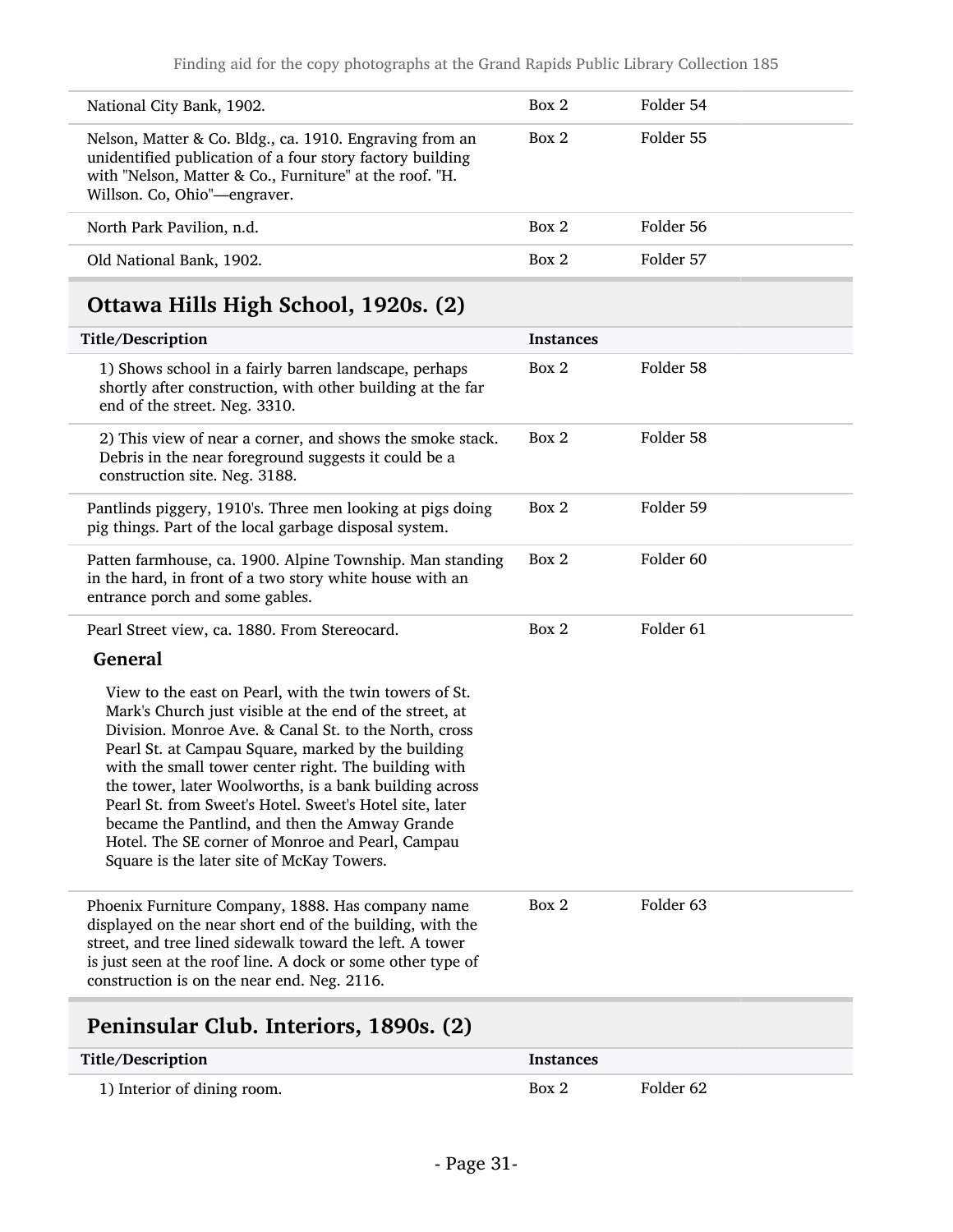| | | |
|---|---|---|
| National City Bank, 1902. | Box 2 | Folder 54 |
| Nelson, Matter & Co. Bldg., ca. 1910. Engraving from an unidentified publication of a four story factory building with "Nelson, Matter & Co., Furniture" at the roof. "H. Willson. Co, Ohio"—engraver. | Box 2 | Folder 55 |
| North Park Pavilion, n.d. | Box 2 | Folder 56 |
| Old National Bank, 1902. | Box 2 | Folder 57 |

## Ottawa Hills High School, 1920s. (2)

| Title/Description | Instances | |
|---|---|---|
| 1) Shows school in a fairly barren landscape, perhaps shortly after construction, with other building at the far end of the street. Neg. 3310. | Box 2 | Folder 58 |
| 2) This view of near a corner, and shows the smoke stack. Debris in the near foreground suggests it could be a construction site. Neg. 3188. | Box 2 | Folder 58 |
| Pantlinds piggery, 1910's. Three men looking at pigs doing pig things. Part of the local garbage disposal system. | Box 2 | Folder 59 |
| Patten farmhouse, ca. 1900. Alpine Township. Man standing in the hard, in front of a two story white house with an entrance porch and some gables. | Box 2 | Folder 60 |
| Pearl Street view, ca. 1880. From Stereocard. | Box 2 | Folder 61 |

**General**

View to the east on Pearl, with the twin towers of St. Mark's Church just visible at the end of the street, at Division. Monroe Ave. & Canal St. to the North, cross Pearl St. at Campau Square, marked by the building with the small tower center right. The building with the tower, later Woolworths, is a bank building across Pearl St. from Sweet's Hotel. Sweet's Hotel site, later became the Pantlind, and then the Amway Grande Hotel. The SE corner of Monroe and Pearl, Campau Square is the later site of McKay Towers.

| | | |
|---|---|---|
| Phoenix Furniture Company, 1888. Has company name displayed on the near short end of the building, with the street, and tree lined sidewalk toward the left. A tower is just seen at the roof line. A dock or some other type of construction is on the near end. Neg. 2116. | Box 2 | Folder 63 |

## Peninsular Club. Interiors, 1890s. (2)

| Title/Description | Instances | |
|---|---|---|
| 1) Interior of dining room. | Box 2 | Folder 62 |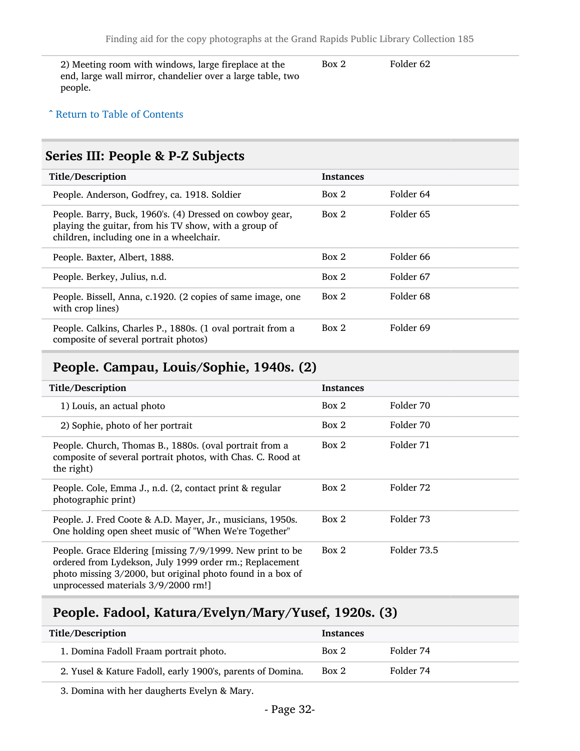| Title/Description | Instances | |
|---|---|---|
| 2) Meeting room with windows, large fireplace at the end, large wall mirror, chandelier over a large table, two people. | Box 2 | Folder 62 |

ˆ Return to Table of Contents

## Series III: People & P-Z Subjects

| Title/Description | Instances | |
|---|---|---|
| People. Anderson, Godfrey, ca. 1918. Soldier | Box 2 | Folder 64 |
| People. Barry, Buck, 1960's. (4) Dressed on cowboy gear, playing the guitar, from his TV show, with a group of children, including one in a wheelchair. | Box 2 | Folder 65 |
| People. Baxter, Albert, 1888. | Box 2 | Folder 66 |
| People. Berkey, Julius, n.d. | Box 2 | Folder 67 |
| People. Bissell, Anna, c.1920. (2 copies of same image, one with crop lines) | Box 2 | Folder 68 |
| People. Calkins, Charles P., 1880s. (1 oval portrait from a composite of several portrait photos) | Box 2 | Folder 69 |

### People. Campau, Louis/Sophie, 1940s. (2)

| Title/Description | Instances | |
|---|---|---|
| 1) Louis, an actual photo | Box 2 | Folder 70 |
| 2) Sophie, photo of her portrait | Box 2 | Folder 70 |
| People. Church, Thomas B., 1880s. (oval portrait from a composite of several portrait photos, with Chas. C. Rood at the right) | Box 2 | Folder 71 |
| People. Cole, Emma J., n.d. (2, contact print & regular photographic print) | Box 2 | Folder 72 |
| People. J. Fred Coote & A.D. Mayer, Jr., musicians, 1950s. One holding open sheet music of "When We're Together" | Box 2 | Folder 73 |
| People. Grace Eldering [missing 7/9/1999. New print to be ordered from Lydekson, July 1999 order rm.; Replacement photo missing 3/2000, but original photo found in a box of unprocessed materials 3/9/2000 rm!] | Box 2 | Folder 73.5 |

### People. Fadool, Katura/Evelyn/Mary/Yusef, 1920s. (3)

| Title/Description | Instances | |
|---|---|---|
| 1. Domina Fadoll Fraam portrait photo. | Box 2 | Folder 74 |
| 2. Yusel & Kature Fadoll, early 1900's, parents of Domina. | Box 2 | Folder 74 |
| 3. Domina with her daugherts Evelyn & Mary. | | |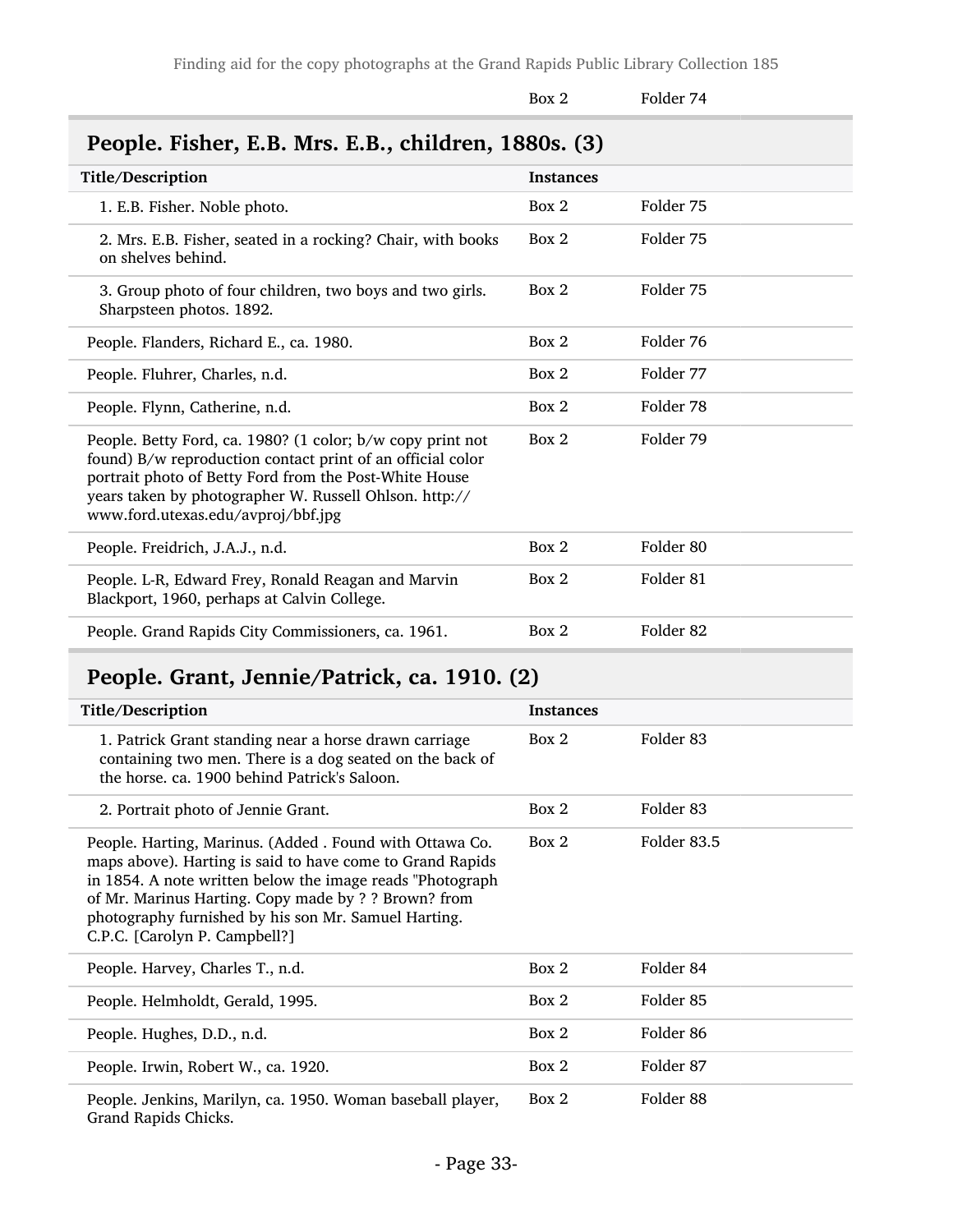| | Box 2 | Folder 74 |
|---|---|---|

## People. Fisher, E.B. Mrs. E.B., children, 1880s. (3)

| Title/Description | Instances | |
|---|---|---|
| 1. E.B. Fisher. Noble photo. | Box 2 | Folder 75 |
| 2. Mrs. E.B. Fisher, seated in a rocking? Chair, with books on shelves behind. | Box 2 | Folder 75 |
| 3. Group photo of four children, two boys and two girls. Sharpsteen photos. 1892. | Box 2 | Folder 75 |
| People. Flanders, Richard E., ca. 1980. | Box 2 | Folder 76 |
| People. Fluhrer, Charles, n.d. | Box 2 | Folder 77 |
| People. Flynn, Catherine, n.d. | Box 2 | Folder 78 |
| People. Betty Ford, ca. 1980? (1 color; b/w copy print not found) B/w reproduction contact print of an official color portrait photo of Betty Ford from the Post-White House years taken by photographer W. Russell Ohlson. http://www.ford.utexas.edu/avproj/bbf.jpg | Box 2 | Folder 79 |
| People. Freidrich, J.A.J., n.d. | Box 2 | Folder 80 |
| People. L-R, Edward Frey, Ronald Reagan and Marvin Blackport, 1960, perhaps at Calvin College. | Box 2 | Folder 81 |
| People. Grand Rapids City Commissioners, ca. 1961. | Box 2 | Folder 82 |

## People. Grant, Jennie/Patrick, ca. 1910. (2)

| Title/Description | Instances | |
|---|---|---|
| 1. Patrick Grant standing near a horse drawn carriage containing two men. There is a dog seated on the back of the horse. ca. 1900 behind Patrick's Saloon. | Box 2 | Folder 83 |
| 2. Portrait photo of Jennie Grant. | Box 2 | Folder 83 |
| People. Harting, Marinus. (Added . Found with Ottawa Co. maps above). Harting is said to have come to Grand Rapids in 1854. A note written below the image reads "Photograph of Mr. Marinus Harting. Copy made by ? ? Brown? from photography furnished by his son Mr. Samuel Harting. C.P.C. [Carolyn P. Campbell?] | Box 2 | Folder 83.5 |
| People. Harvey, Charles T., n.d. | Box 2 | Folder 84 |
| People. Helmholdt, Gerald, 1995. | Box 2 | Folder 85 |
| People. Hughes, D.D., n.d. | Box 2 | Folder 86 |
| People. Irwin, Robert W., ca. 1920. | Box 2 | Folder 87 |
| People. Jenkins, Marilyn, ca. 1950. Woman baseball player, Grand Rapids Chicks. | Box 2 | Folder 88 |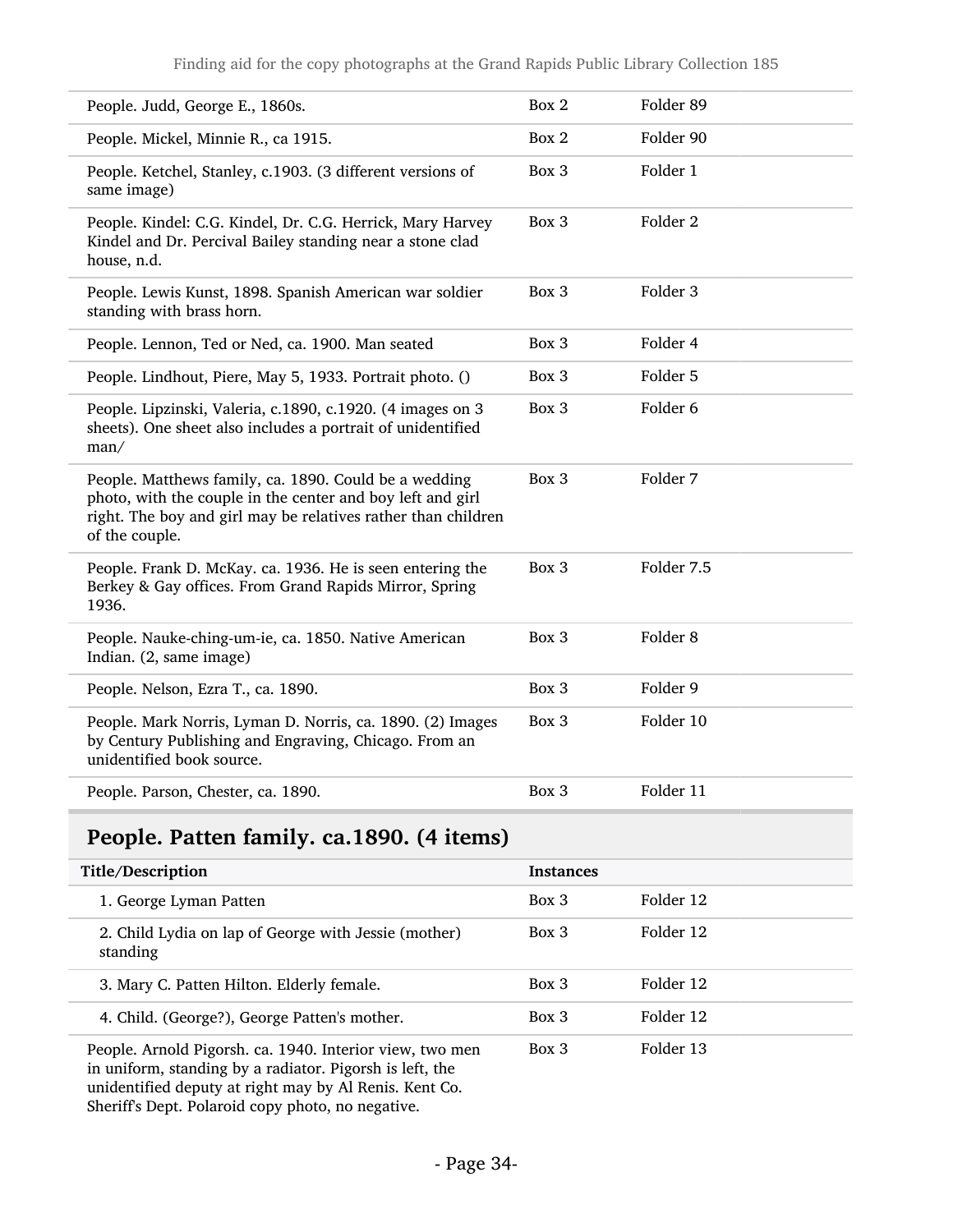| | | |
|---|---|---|
| People. Judd, George E., 1860s. | Box 2 | Folder 89 |
| People. Mickel, Minnie R., ca 1915. | Box 2 | Folder 90 |
| People. Ketchel, Stanley, c.1903. (3 different versions of same image) | Box 3 | Folder 1 |
| People. Kindel: C.G. Kindel, Dr. C.G. Herrick, Mary Harvey Kindel and Dr. Percival Bailey standing near a stone clad house, n.d. | Box 3 | Folder 2 |
| People. Lewis Kunst, 1898. Spanish American war soldier standing with brass horn. | Box 3 | Folder 3 |
| People. Lennon, Ted or Ned, ca. 1900. Man seated | Box 3 | Folder 4 |
| People. Lindhout, Piere, May 5, 1933. Portrait photo. () | Box 3 | Folder 5 |
| People. Lipzinski, Valeria, c.1890, c.1920. (4 images on 3 sheets). One sheet also includes a portrait of unidentified man/ | Box 3 | Folder 6 |
| People. Matthews family, ca. 1890. Could be a wedding photo, with the couple in the center and boy left and girl right. The boy and girl may be relatives rather than children of the couple. | Box 3 | Folder 7 |
| People. Frank D. McKay. ca. 1936. He is seen entering the Berkey & Gay offices. From Grand Rapids Mirror, Spring 1936. | Box 3 | Folder 7.5 |
| People. Nauke-ching-um-ie, ca. 1850. Native American Indian. (2, same image) | Box 3 | Folder 8 |
| People. Nelson, Ezra T., ca. 1890. | Box 3 | Folder 9 |
| People. Mark Norris, Lyman D. Norris, ca. 1890. (2) Images by Century Publishing and Engraving, Chicago. From an unidentified book source. | Box 3 | Folder 10 |
| People. Parson, Chester, ca. 1890. | Box 3 | Folder 11 |

## People. Patten family. ca.1890. (4 items)

| Title/Description | Instances | |
|---|---|---|
| 1. George Lyman Patten | Box 3 | Folder 12 |
| 2. Child Lydia on lap of George with Jessie (mother) standing | Box 3 | Folder 12 |
| 3. Mary C. Patten Hilton. Elderly female. | Box 3 | Folder 12 |
| 4. Child. (George?), George Patten's mother. | Box 3 | Folder 12 |
| People. Arnold Pigorsh. ca. 1940. Interior view, two men in uniform, standing by a radiator. Pigorsh is left, the unidentified deputy at right may by Al Renis. Kent Co. Sheriff's Dept. Polaroid copy photo, no negative. | Box 3 | Folder 13 |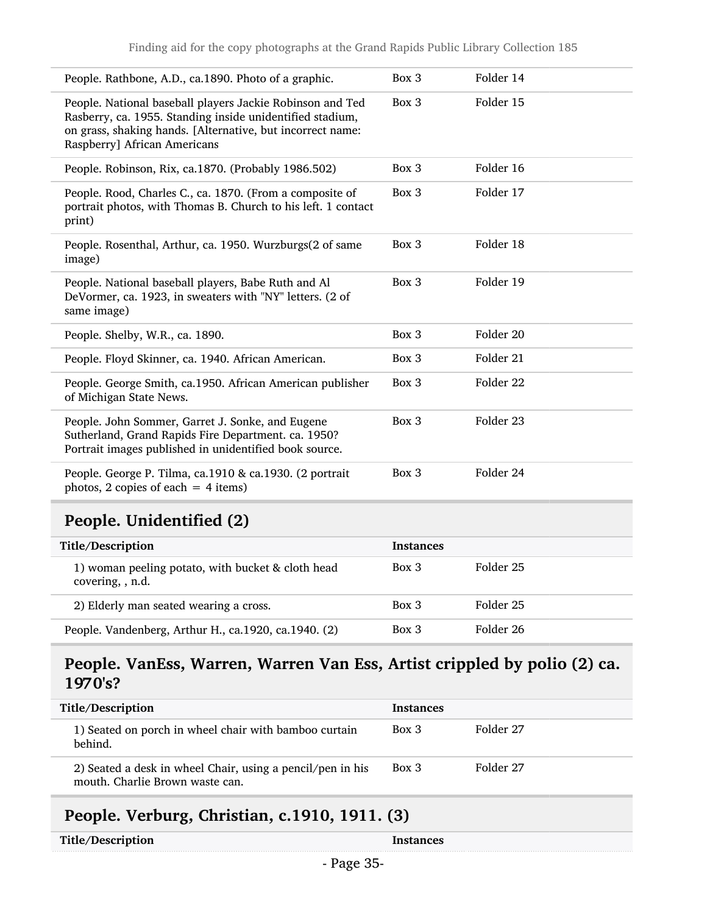| | | |
|---|---|---|
| People. Rathbone, A.D., ca.1890. Photo of a graphic. | Box 3 | Folder 14 |
| People. National baseball players Jackie Robinson and Ted Rasberry, ca. 1955. Standing inside unidentified stadium, on grass, shaking hands. [Alternative, but incorrect name: Raspberry] African Americans | Box 3 | Folder 15 |
| People. Robinson, Rix, ca.1870. (Probably 1986.502) | Box 3 | Folder 16 |
| People. Rood, Charles C., ca. 1870. (From a composite of portrait photos, with Thomas B. Church to his left. 1 contact print) | Box 3 | Folder 17 |
| People. Rosenthal, Arthur, ca. 1950. Wurzburgs(2 of same image) | Box 3 | Folder 18 |
| People. National baseball players, Babe Ruth and Al DeVormer, ca. 1923, in sweaters with "NY" letters. (2 of same image) | Box 3 | Folder 19 |
| People. Shelby, W.R., ca. 1890. | Box 3 | Folder 20 |
| People. Floyd Skinner, ca. 1940. African American. | Box 3 | Folder 21 |
| People. George Smith, ca.1950. African American publisher of Michigan State News. | Box 3 | Folder 22 |
| People. John Sommer, Garret J. Sonke, and Eugene Sutherland, Grand Rapids Fire Department. ca. 1950? Portrait images published in unidentified book source. | Box 3 | Folder 23 |
| People. George P. Tilma, ca.1910 & ca.1930. (2 portrait photos, 2 copies of each = 4 items) | Box 3 | Folder 24 |

## People. Unidentified (2)

| Title/Description | Instances | |
|---|---|---|
| 1) woman peeling potato, with bucket & cloth head covering, , n.d. | Box 3 | Folder 25 |
| 2) Elderly man seated wearing a cross. | Box 3 | Folder 25 |
| People. Vandenberg, Arthur H., ca.1920, ca.1940. (2) | Box 3 | Folder 26 |

## People. VanEss, Warren, Warren Van Ess, Artist crippled by polio (2) ca. 1970's?

| Title/Description | Instances | |
|---|---|---|
| 1) Seated on porch in wheel chair with bamboo curtain behind. | Box 3 | Folder 27 |
| 2) Seated a desk in wheel Chair, using a pencil/pen in his mouth. Charlie Brown waste can. | Box 3 | Folder 27 |

## People. Verburg, Christian, c.1910, 1911. (3)

| Title/Description | Instances |
|---|---|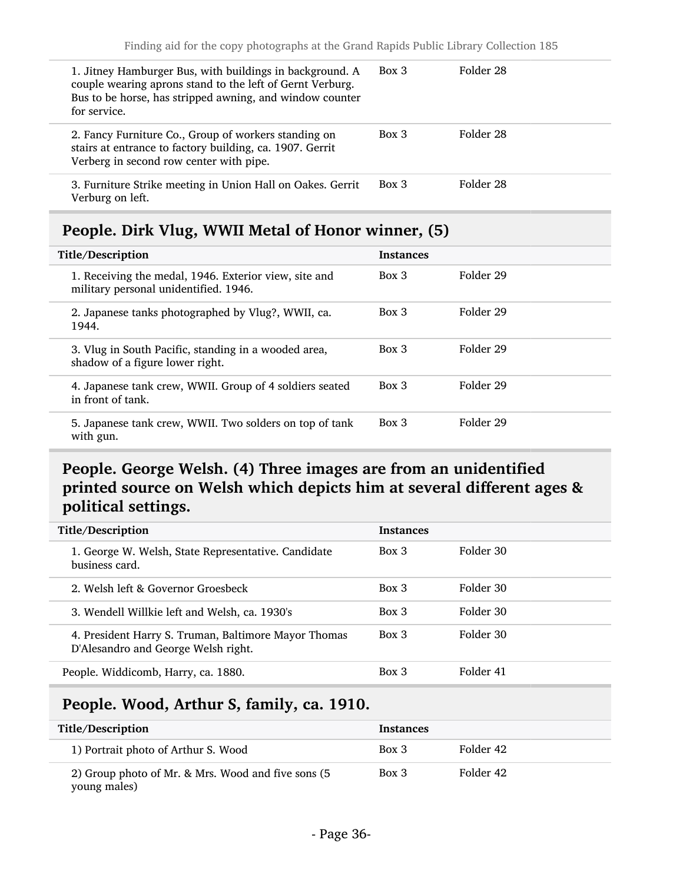| Title/Description | Instances | |
|---|---|---|
| 1. Jitney Hamburger Bus, with buildings in background. A couple wearing aprons stand to the left of Gernt Verburg. Bus to be horse, has stripped awning, and window counter for service. | Box 3 | Folder 28 |
| 2. Fancy Furniture Co., Group of workers standing on stairs at entrance to factory building, ca. 1907. Gerrit Verberg in second row center with pipe. | Box 3 | Folder 28 |
| 3. Furniture Strike meeting in Union Hall on Oakes. Gerrit Verburg on left. | Box 3 | Folder 28 |

## People. Dirk Vlug, WWII Metal of Honor winner, (5)

| Title/Description | Instances | |
|---|---|---|
| 1. Receiving the medal, 1946. Exterior view, site and military personal unidentified. 1946. | Box 3 | Folder 29 |
| 2. Japanese tanks photographed by Vlug?, WWII, ca. 1944. | Box 3 | Folder 29 |
| 3. Vlug in South Pacific, standing in a wooded area, shadow of a figure lower right. | Box 3 | Folder 29 |
| 4. Japanese tank crew, WWII. Group of 4 soldiers seated in front of tank. | Box 3 | Folder 29 |
| 5. Japanese tank crew, WWII. Two solders on top of tank with gun. | Box 3 | Folder 29 |

## People. George Welsh. (4) Three images are from an unidentified printed source on Welsh which depicts him at several different ages & political settings.

| Title/Description | Instances | |
|---|---|---|
| 1. George W. Welsh, State Representative. Candidate business card. | Box 3 | Folder 30 |
| 2. Welsh left & Governor Groesbeck | Box 3 | Folder 30 |
| 3. Wendell Willkie left and Welsh, ca. 1930's | Box 3 | Folder 30 |
| 4. President Harry S. Truman, Baltimore Mayor Thomas D'Alesandro and George Welsh right. | Box 3 | Folder 30 |
| People. Widdicomb, Harry, ca. 1880. | Box 3 | Folder 41 |

## People. Wood, Arthur S, family, ca. 1910.

| Title/Description | Instances | |
|---|---|---|
| 1) Portrait photo of Arthur S. Wood | Box 3 | Folder 42 |
| 2) Group photo of Mr. & Mrs. Wood and five sons (5 young males) | Box 3 | Folder 42 |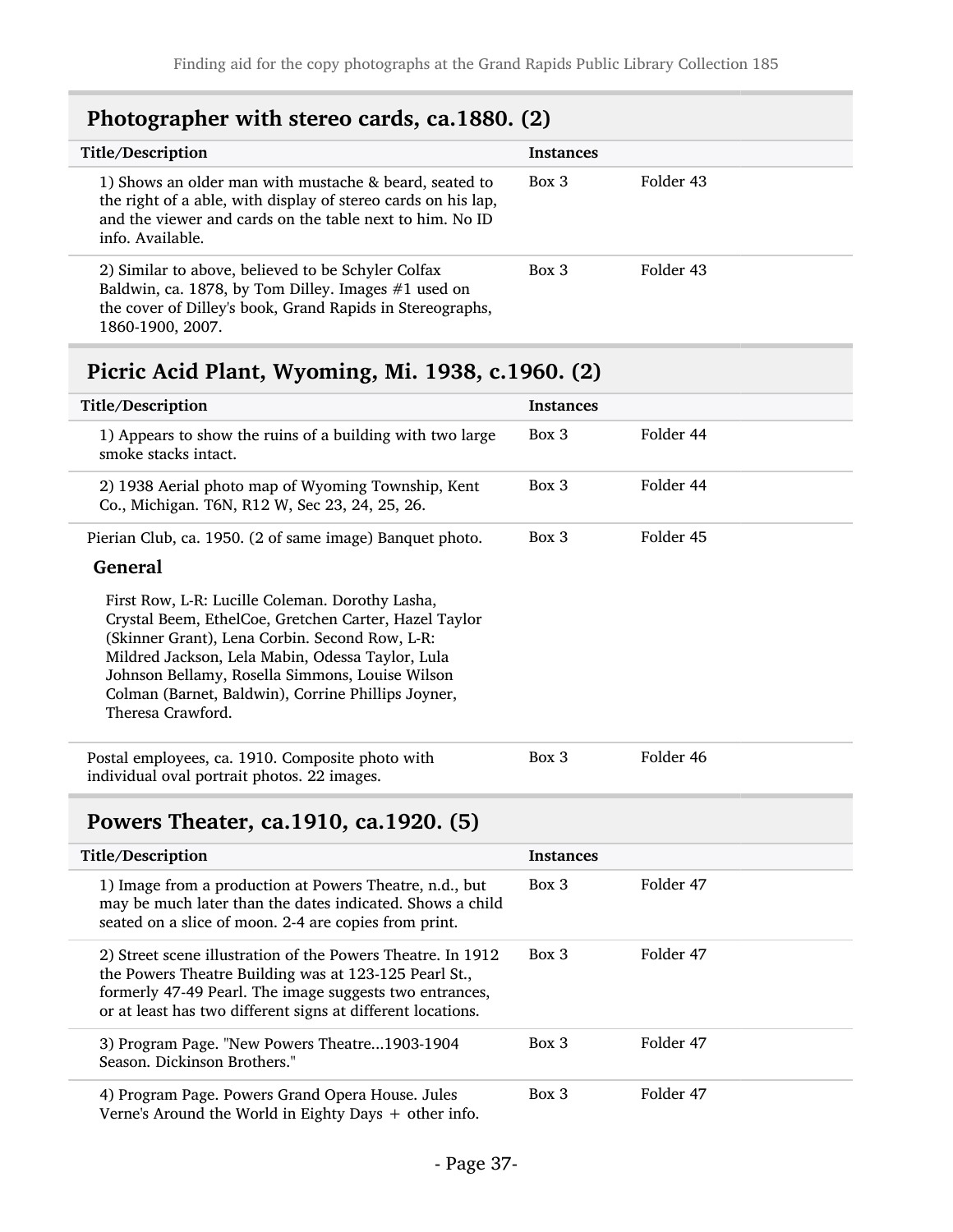## Photographer with stereo cards, ca.1880. (2)

| Title/Description | Instances | |
|---|---|---|
| 1) Shows an older man with mustache & beard, seated to the right of a able, with display of stereo cards on his lap, and the viewer and cards on the table next to him. No ID info. Available. | Box 3 | Folder 43 |
| 2) Similar to above, believed to be Schyler Colfax Baldwin, ca. 1878, by Tom Dilley. Images #1 used on the cover of Dilley's book, Grand Rapids in Stereographs, 1860-1900, 2007. | Box 3 | Folder 43 |

## Picric Acid Plant, Wyoming, Mi. 1938, c.1960. (2)

| Title/Description | Instances | |
|---|---|---|
| 1) Appears to show the ruins of a building with two large smoke stacks intact. | Box 3 | Folder 44 |
| 2) 1938 Aerial photo map of Wyoming Township, Kent Co., Michigan. T6N, R12 W, Sec 23, 24, 25, 26. | Box 3 | Folder 44 |

| | | |
|---|---|---|
| Pierian Club, ca. 1950. (2 of same image) Banquet photo. | Box 3 | Folder 45 |

**General**

First Row, L-R: Lucille Coleman. Dorothy Lasha, Crystal Beem, EthelCoe, Gretchen Carter, Hazel Taylor (Skinner Grant), Lena Corbin. Second Row, L-R: Mildred Jackson, Lela Mabin, Odessa Taylor, Lula Johnson Bellamy, Rosella Simmons, Louise Wilson Colman (Barnet, Baldwin), Corrine Phillips Joyner, Theresa Crawford.

| | | |
|---|---|---|
| Postal employees, ca. 1910. Composite photo with individual oval portrait photos. 22 images. | Box 3 | Folder 46 |

## Powers Theater, ca.1910, ca.1920. (5)

| Title/Description | Instances | |
|---|---|---|
| 1) Image from a production at Powers Theatre, n.d., but may be much later than the dates indicated. Shows a child seated on a slice of moon. 2-4 are copies from print. | Box 3 | Folder 47 |
| 2) Street scene illustration of the Powers Theatre. In 1912 the Powers Theatre Building was at 123-125 Pearl St., formerly 47-49 Pearl. The image suggests two entrances, or at least has two different signs at different locations. | Box 3 | Folder 47 |
| 3) Program Page. "New Powers Theatre...1903-1904 Season. Dickinson Brothers." | Box 3 | Folder 47 |
| 4) Program Page. Powers Grand Opera House. Jules Verne's Around the World in Eighty Days + other info. | Box 3 | Folder 47 |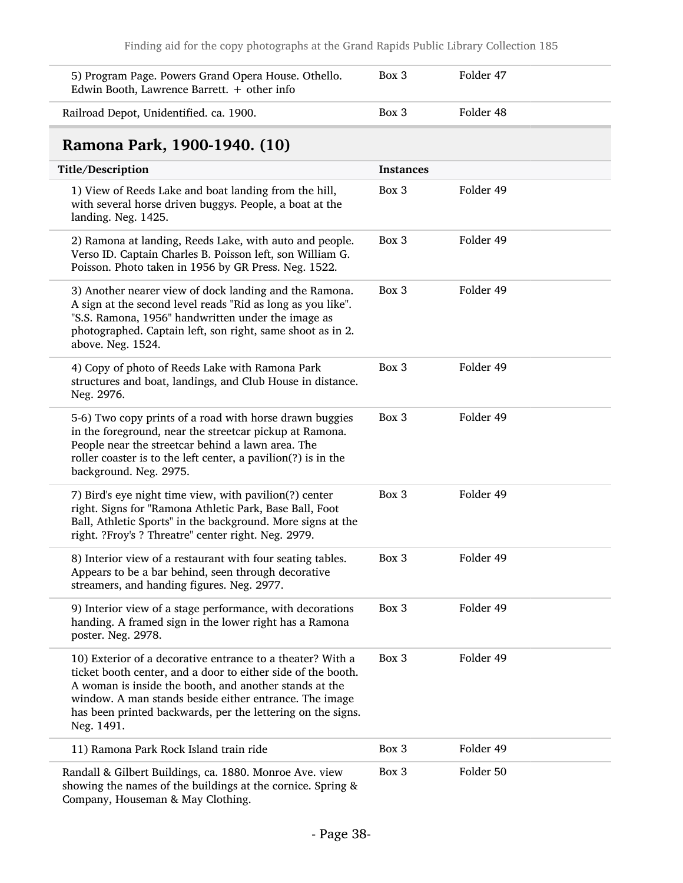| | | |
|---|---|---|
| 5) Program Page. Powers Grand Opera House. Othello. Edwin Booth, Lawrence Barrett. + other info | Box 3 | Folder 47 |
| Railroad Depot, Unidentified. ca. 1900. | Box 3 | Folder 48 |

## Ramona Park, 1900-1940. (10)

| Title/Description | Instances | |
|---|---|---|
| 1) View of Reeds Lake and boat landing from the hill, with several horse driven buggys. People, a boat at the landing. Neg. 1425. | Box 3 | Folder 49 |
| 2) Ramona at landing, Reeds Lake, with auto and people. Verso ID. Captain Charles B. Poisson left, son William G. Poisson. Photo taken in 1956 by GR Press. Neg. 1522. | Box 3 | Folder 49 |
| 3) Another nearer view of dock landing and the Ramona. A sign at the second level reads "Rid as long as you like". "S.S. Ramona, 1956" handwritten under the image as photographed. Captain left, son right, same shoot as in 2. above. Neg. 1524. | Box 3 | Folder 49 |
| 4) Copy of photo of Reeds Lake with Ramona Park structures and boat, landings, and Club House in distance. Neg. 2976. | Box 3 | Folder 49 |
| 5-6) Two copy prints of a road with horse drawn buggies in the foreground, near the streetcar pickup at Ramona. People near the streetcar behind a lawn area. The roller coaster is to the left center, a pavilion(?) is in the background. Neg. 2975. | Box 3 | Folder 49 |
| 7) Bird's eye night time view, with pavilion(?) center right. Signs for "Ramona Athletic Park, Base Ball, Foot Ball, Athletic Sports" in the background. More signs at the right. ?Froy's ? Threatre" center right. Neg. 2979. | Box 3 | Folder 49 |
| 8) Interior view of a restaurant with four seating tables. Appears to be a bar behind, seen through decorative streamers, and handing figures. Neg. 2977. | Box 3 | Folder 49 |
| 9) Interior view of a stage performance, with decorations handing. A framed sign in the lower right has a Ramona poster. Neg. 2978. | Box 3 | Folder 49 |
| 10) Exterior of a decorative entrance to a theater? With a ticket booth center, and a door to either side of the booth. A woman is inside the booth, and another stands at the window. A man stands beside either entrance. The image has been printed backwards, per the lettering on the signs. Neg. 1491. | Box 3 | Folder 49 |
| 11) Ramona Park Rock Island train ride | Box 3 | Folder 49 |

| | | |
|---|---|---|
| Randall & Gilbert Buildings, ca. 1880. Monroe Ave. view showing the names of the buildings at the cornice. Spring & Company, Houseman & May Clothing. | Box 3 | Folder 50 |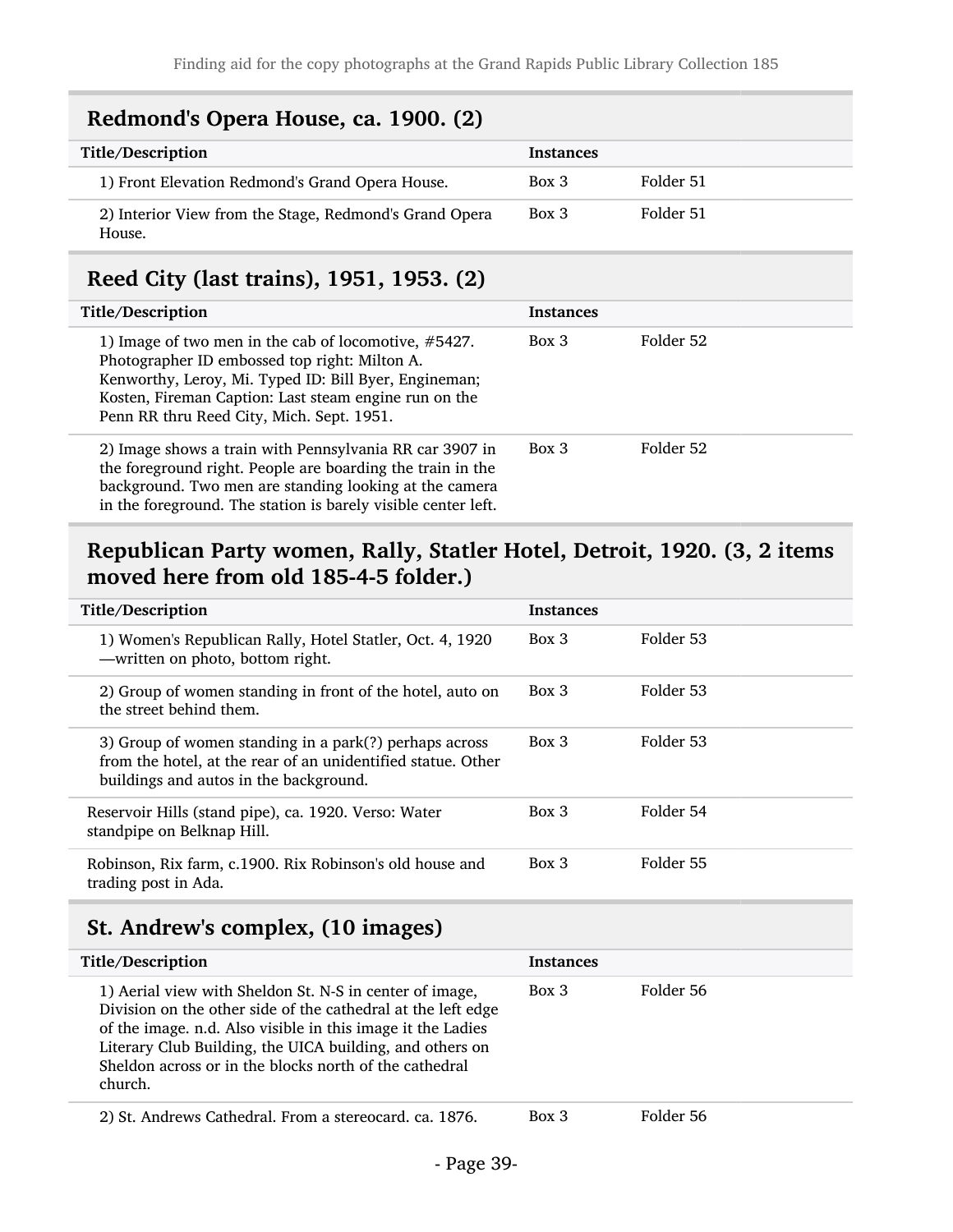## Redmond's Opera House, ca. 1900. (2)

| Title/Description | Instances | |
|---|---|---|
| 1) Front Elevation Redmond's Grand Opera House. | Box 3 | Folder 51 |
| 2) Interior View from the Stage, Redmond's Grand Opera House. | Box 3 | Folder 51 |

## Reed City (last trains), 1951, 1953. (2)

| Title/Description | Instances | |
|---|---|---|
| 1) Image of two men in the cab of locomotive, #5427. Photographer ID embossed top right: Milton A. Kenworthy, Leroy, Mi. Typed ID: Bill Byer, Engineman; Kosten, Fireman Caption: Last steam engine run on the Penn RR thru Reed City, Mich. Sept. 1951. | Box 3 | Folder 52 |
| 2) Image shows a train with Pennsylvania RR car 3907 in the foreground right. People are boarding the train in the background. Two men are standing looking at the camera in the foreground. The station is barely visible center left. | Box 3 | Folder 52 |

## Republican Party women, Rally, Statler Hotel, Detroit, 1920. (3, 2 items moved here from old 185-4-5 folder.)

| Title/Description | Instances | |
|---|---|---|
| 1) Women's Republican Rally, Hotel Statler, Oct. 4, 1920 —written on photo, bottom right. | Box 3 | Folder 53 |
| 2) Group of women standing in front of the hotel, auto on the street behind them. | Box 3 | Folder 53 |
| 3) Group of women standing in a park(?) perhaps across from the hotel, at the rear of an unidentified statue. Other buildings and autos in the background. | Box 3 | Folder 53 |
| Reservoir Hills (stand pipe), ca. 1920. Verso: Water standpipe on Belknap Hill. | Box 3 | Folder 54 |
| Robinson, Rix farm, c.1900. Rix Robinson's old house and trading post in Ada. | Box 3 | Folder 55 |

## St. Andrew's complex, (10 images)

| Title/Description | Instances | |
|---|---|---|
| 1) Aerial view with Sheldon St. N-S in center of image, Division on the other side of the cathedral at the left edge of the image. n.d. Also visible in this image it the Ladies Literary Club Building, the UICA building, and others on Sheldon across or in the blocks north of the cathedral church. | Box 3 | Folder 56 |
| 2) St. Andrews Cathedral. From a stereocard. ca. 1876. | Box 3 | Folder 56 |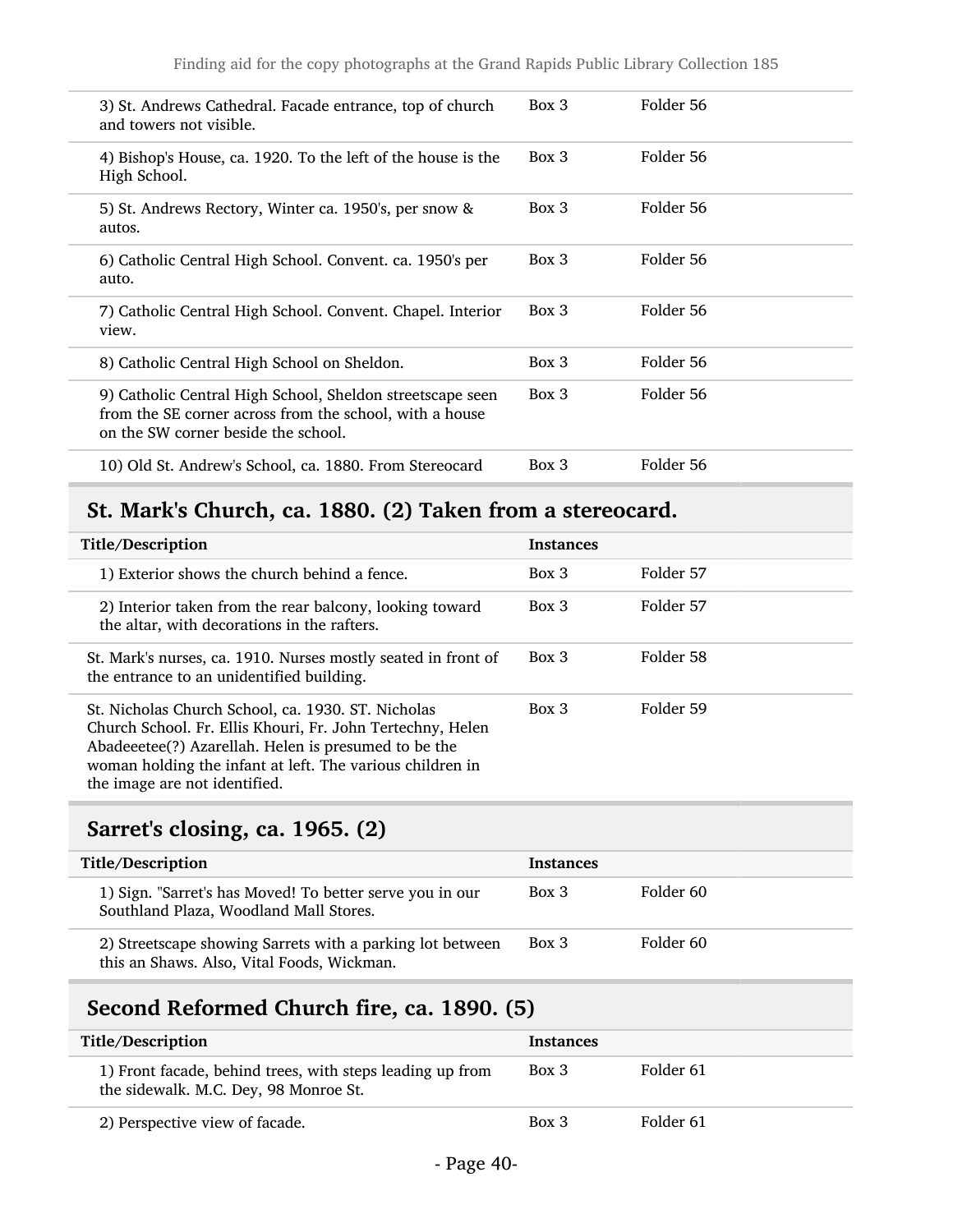| | | |
|---|---|---|
| 3) St. Andrews Cathedral. Facade entrance, top of church and towers not visible. | Box 3 | Folder 56 |
| 4) Bishop's House, ca. 1920. To the left of the house is the High School. | Box 3 | Folder 56 |
| 5) St. Andrews Rectory, Winter ca. 1950's, per snow & autos. | Box 3 | Folder 56 |
| 6) Catholic Central High School. Convent. ca. 1950's per auto. | Box 3 | Folder 56 |
| 7) Catholic Central High School. Convent. Chapel. Interior view. | Box 3 | Folder 56 |
| 8) Catholic Central High School on Sheldon. | Box 3 | Folder 56 |
| 9) Catholic Central High School, Sheldon streetscape seen from the SE corner across from the school, with a house on the SW corner beside the school. | Box 3 | Folder 56 |
| 10) Old St. Andrew's School, ca. 1880. From Stereocard | Box 3 | Folder 56 |

## St. Mark's Church, ca. 1880. (2) Taken from a stereocard.

| Title/Description | Instances | |
|---|---|---|
| 1) Exterior shows the church behind a fence. | Box 3 | Folder 57 |
| 2) Interior taken from the rear balcony, looking toward the altar, with decorations in the rafters. | Box 3 | Folder 57 |
| St. Mark's nurses, ca. 1910. Nurses mostly seated in front of the entrance to an unidentified building. | Box 3 | Folder 58 |
| St. Nicholas Church School, ca. 1930. ST. Nicholas Church School. Fr. Ellis Khouri, Fr. John Tertechny, Helen Abadeeetee(?) Azarellah. Helen is presumed to be the woman holding the infant at left. The various children in the image are not identified. | Box 3 | Folder 59 |

## Sarret's closing, ca. 1965. (2)

| Title/Description | Instances | |
|---|---|---|
| 1) Sign. "Sarret's has Moved! To better serve you in our Southland Plaza, Woodland Mall Stores. | Box 3 | Folder 60 |
| 2) Streetscape showing Sarrets with a parking lot between this an Shaws. Also, Vital Foods, Wickman. | Box 3 | Folder 60 |

## Second Reformed Church fire, ca. 1890. (5)

| Title/Description | Instances | |
|---|---|---|
| 1) Front facade, behind trees, with steps leading up from the sidewalk. M.C. Dey, 98 Monroe St. | Box 3 | Folder 61 |
| 2) Perspective view of facade. | Box 3 | Folder 61 |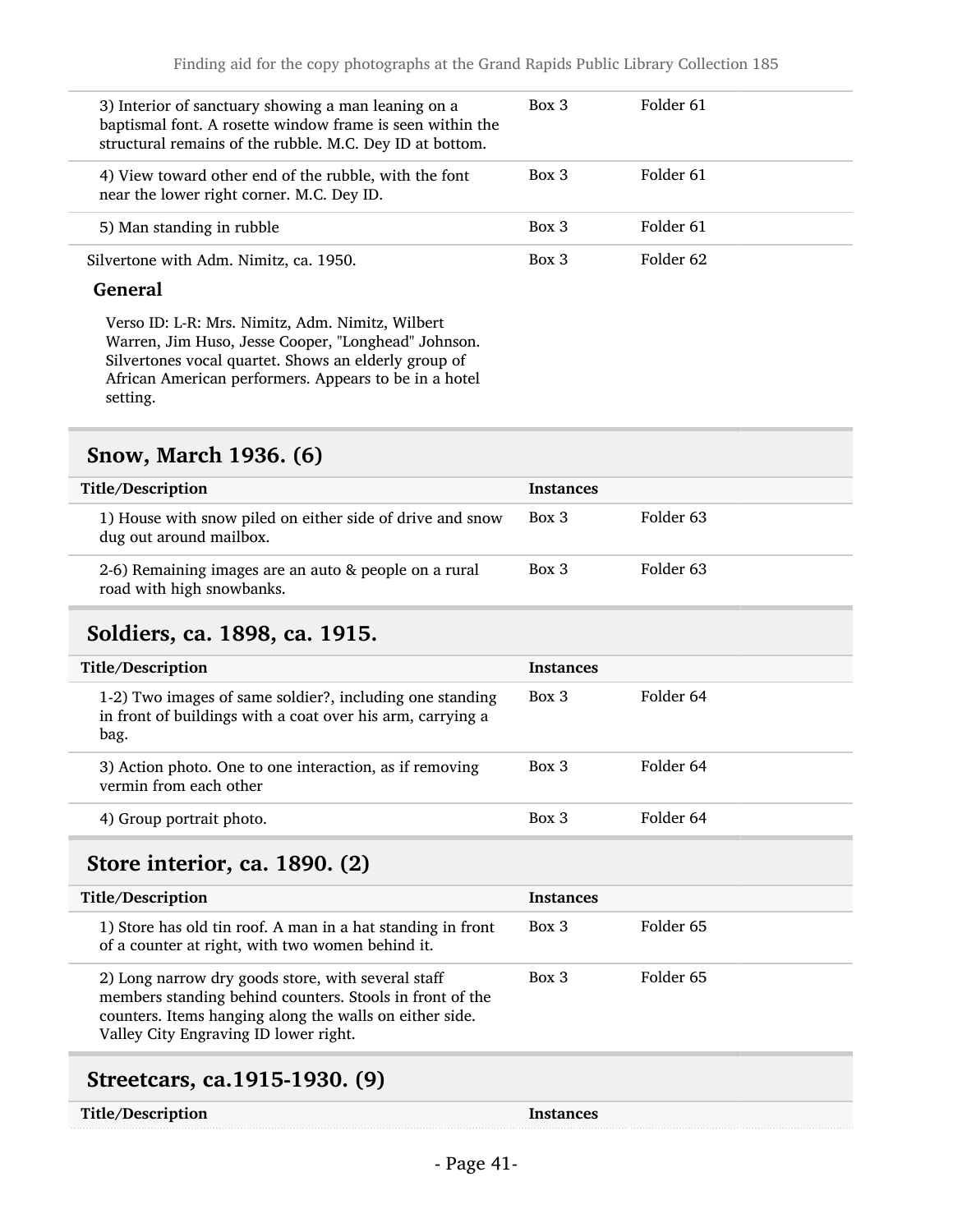| | | |
|---|---|---|
| 3) Interior of sanctuary showing a man leaning on a baptismal font. A rosette window frame is seen within the structural remains of the rubble. M.C. Dey ID at bottom. | Box 3 | Folder 61 |
| 4) View toward other end of the rubble, with the font near the lower right corner. M.C. Dey ID. | Box 3 | Folder 61 |
| 5) Man standing in rubble | Box 3 | Folder 61 |
| Silvertone with Adm. Nimitz, ca. 1950. | Box 3 | Folder 62 |

**General**

Verso ID: L-R: Mrs. Nimitz, Adm. Nimitz, Wilbert Warren, Jim Huso, Jesse Cooper, "Longhead" Johnson. Silvertones vocal quartet. Shows an elderly group of African American performers. Appears to be in a hotel setting.

## Snow, March 1936. (6)

| Title/Description | Instances | |
|---|---|---|
| 1) House with snow piled on either side of drive and snow dug out around mailbox. | Box 3 | Folder 63 |
| 2-6) Remaining images are an auto & people on a rural road with high snowbanks. | Box 3 | Folder 63 |

## Soldiers, ca. 1898, ca. 1915.

| Title/Description | Instances | |
|---|---|---|
| 1-2) Two images of same soldier?, including one standing in front of buildings with a coat over his arm, carrying a bag. | Box 3 | Folder 64 |
| 3) Action photo. One to one interaction, as if removing vermin from each other | Box 3 | Folder 64 |
| 4) Group portrait photo. | Box 3 | Folder 64 |

## Store interior, ca. 1890. (2)

| Title/Description | Instances | |
|---|---|---|
| 1) Store has old tin roof. A man in a hat standing in front of a counter at right, with two women behind it. | Box 3 | Folder 65 |
| 2) Long narrow dry goods store, with several staff members standing behind counters. Stools in front of the counters. Items hanging along the walls on either side. Valley City Engraving ID lower right. | Box 3 | Folder 65 |

## Streetcars, ca.1915-1930. (9)

| Title/Description | Instances |
|---|---|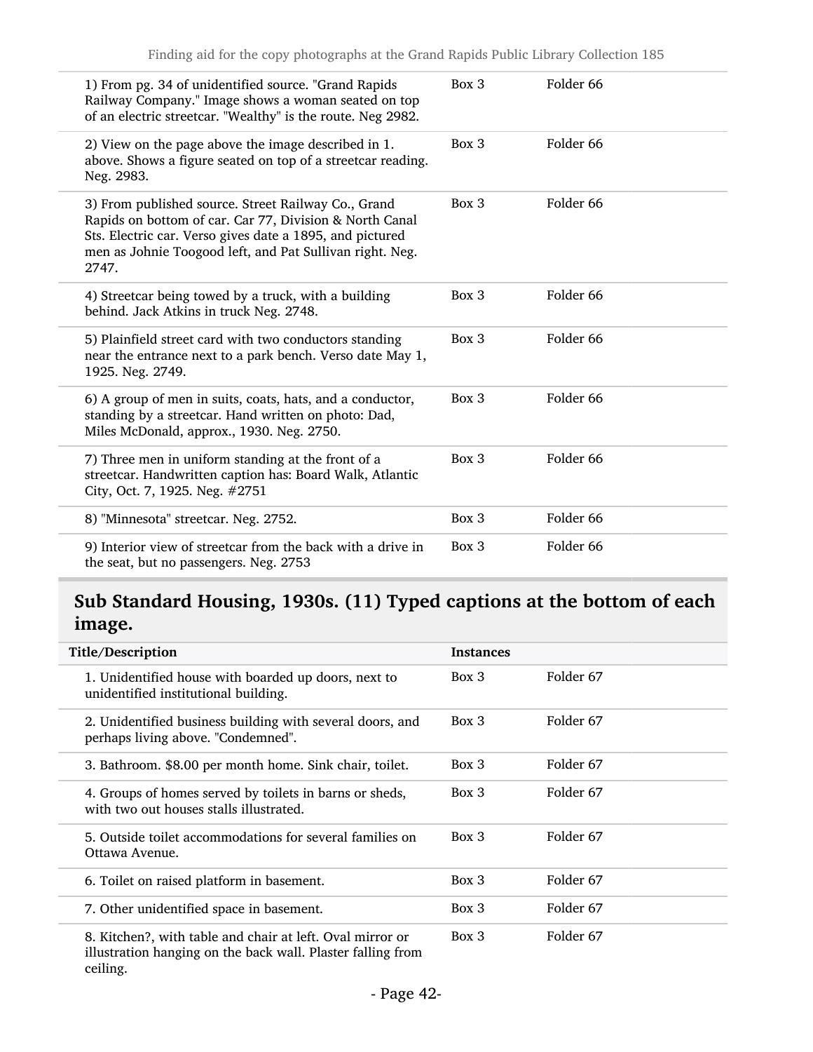| | | |
|---|---|---|
| 1) From pg. 34 of unidentified source. "Grand Rapids Railway Company." Image shows a woman seated on top of an electric streetcar. "Wealthy" is the route. Neg 2982. | Box 3 | Folder 66 |
| 2) View on the page above the image described in 1. above. Shows a figure seated on top of a streetcar reading. Neg. 2983. | Box 3 | Folder 66 |
| 3) From published source. Street Railway Co., Grand Rapids on bottom of car. Car 77, Division & North Canal Sts. Electric car. Verso gives date a 1895, and pictured men as Johnie Toogood left, and Pat Sullivan right. Neg. 2747. | Box 3 | Folder 66 |
| 4) Streetcar being towed by a truck, with a building behind. Jack Atkins in truck Neg. 2748. | Box 3 | Folder 66 |
| 5) Plainfield street card with two conductors standing near the entrance next to a park bench. Verso date May 1, 1925. Neg. 2749. | Box 3 | Folder 66 |
| 6) A group of men in suits, coats, hats, and a conductor, standing by a streetcar. Hand written on photo: Dad, Miles McDonald, approx., 1930. Neg. 2750. | Box 3 | Folder 66 |
| 7) Three men in uniform standing at the front of a streetcar. Handwritten caption has: Board Walk, Atlantic City, Oct. 7, 1925. Neg. #2751 | Box 3 | Folder 66 |
| 8) "Minnesota" streetcar. Neg. 2752. | Box 3 | Folder 66 |
| 9) Interior view of streetcar from the back with a drive in the seat, but no passengers. Neg. 2753 | Box 3 | Folder 66 |

## Sub Standard Housing, 1930s. (11) Typed captions at the bottom of each image.

| Title/Description | Instances | |
|---|---|---|
| 1. Unidentified house with boarded up doors, next to unidentified institutional building. | Box 3 | Folder 67 |
| 2. Unidentified business building with several doors, and perhaps living above. "Condemned". | Box 3 | Folder 67 |
| 3. Bathroom. $8.00 per month home. Sink chair, toilet. | Box 3 | Folder 67 |
| 4. Groups of homes served by toilets in barns or sheds, with two out houses stalls illustrated. | Box 3 | Folder 67 |
| 5. Outside toilet accommodations for several families on Ottawa Avenue. | Box 3 | Folder 67 |
| 6. Toilet on raised platform in basement. | Box 3 | Folder 67 |
| 7. Other unidentified space in basement. | Box 3 | Folder 67 |
| 8. Kitchen?, with table and chair at left. Oval mirror or illustration hanging on the back wall. Plaster falling from ceiling. | Box 3 | Folder 67 |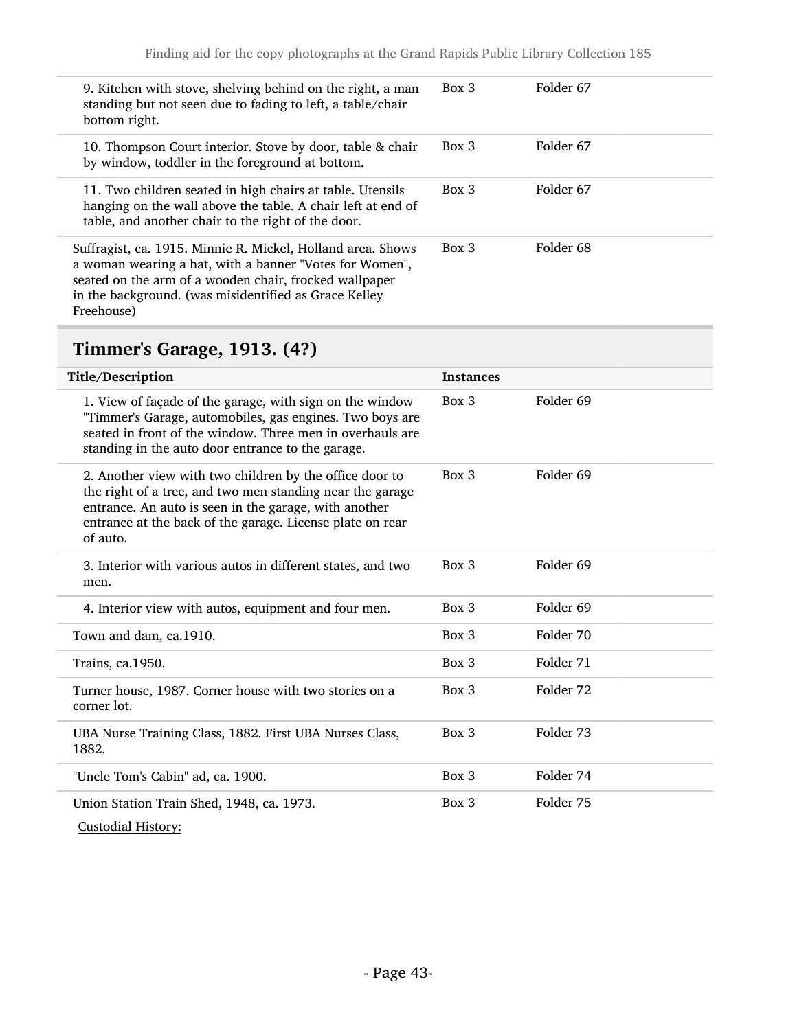| | | |
|---|---|---|
| 9. Kitchen with stove, shelving behind on the right, a man standing but not seen due to fading to left, a table/chair bottom right. | Box 3 | Folder 67 |
| 10. Thompson Court interior. Stove by door, table & chair by window, toddler in the foreground at bottom. | Box 3 | Folder 67 |
| 11. Two children seated in high chairs at table. Utensils hanging on the wall above the table. A chair left at end of table, and another chair to the right of the door. | Box 3 | Folder 67 |
| Suffragist, ca. 1915. Minnie R. Mickel, Holland area. Shows a woman wearing a hat, with a banner "Votes for Women", seated on the arm of a wooden chair, frocked wallpaper in the background. (was misidentified as Grace Kelley Freehouse) | Box 3 | Folder 68 |

## Timmer's Garage, 1913. (4?)

| Title/Description | Instances | |
|---|---|---|
| 1. View of façade of the garage, with sign on the window "Timmer's Garage, automobiles, gas engines. Two boys are seated in front of the window. Three men in overhauls are standing in the auto door entrance to the garage. | Box 3 | Folder 69 |
| 2. Another view with two children by the office door to the right of a tree, and two men standing near the garage entrance. An auto is seen in the garage, with another entrance at the back of the garage. License plate on rear of auto. | Box 3 | Folder 69 |
| 3. Interior with various autos in different states, and two men. | Box 3 | Folder 69 |
| 4. Interior view with autos, equipment and four men. | Box 3 | Folder 69 |
| Town and dam, ca.1910. | Box 3 | Folder 70 |
| Trains, ca.1950. | Box 3 | Folder 71 |
| Turner house, 1987. Corner house with two stories on a corner lot. | Box 3 | Folder 72 |
| UBA Nurse Training Class, 1882. First UBA Nurses Class, 1882. | Box 3 | Folder 73 |
| "Uncle Tom's Cabin" ad, ca. 1900. | Box 3 | Folder 74 |
| Union Station Train Shed, 1948, ca. 1973. | Box 3 | Folder 75 |

Custodial History: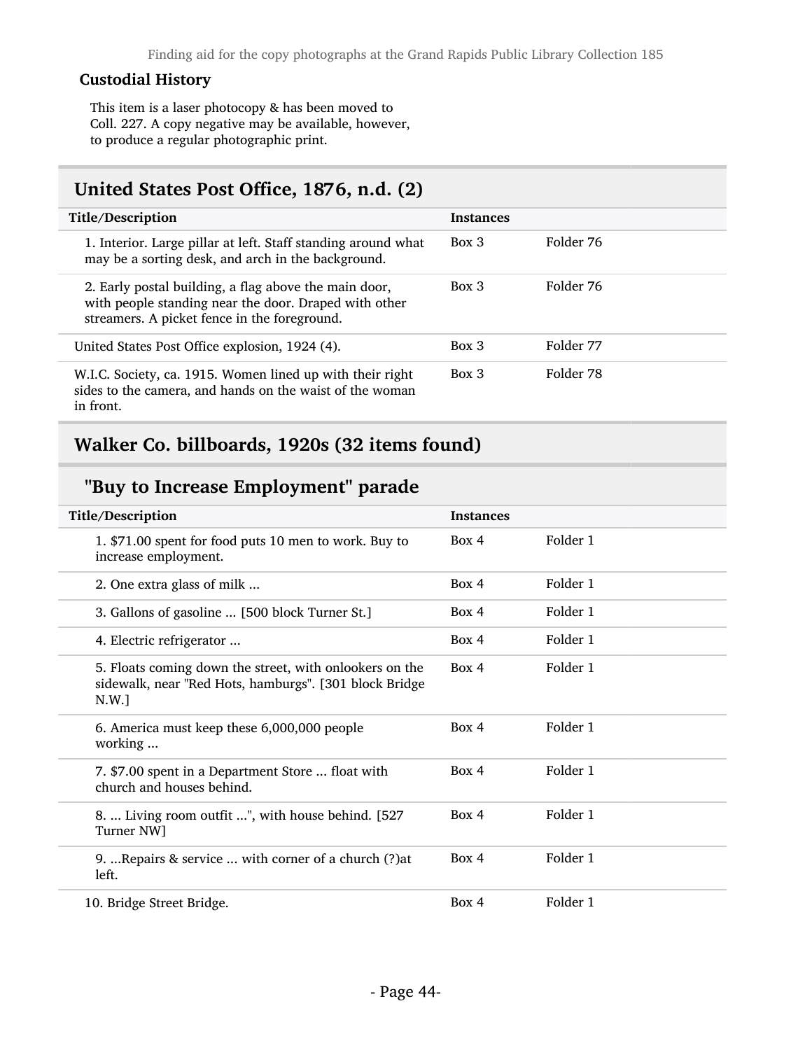### Custodial History

This item is a laser photocopy & has been moved to Coll. 227. A copy negative may be available, however, to produce a regular photographic print.

## United States Post Office, 1876, n.d. (2)

| Title/Description | Instances | |
|---|---|---|
| 1. Interior. Large pillar at left. Staff standing around what may be a sorting desk, and arch in the background. | Box 3 | Folder 76 |
| 2. Early postal building, a flag above the main door, with people standing near the door. Draped with other streamers. A picket fence in the foreground. | Box 3 | Folder 76 |
| United States Post Office explosion, 1924 (4). | Box 3 | Folder 77 |
| W.I.C. Society, ca. 1915. Women lined up with their right sides to the camera, and hands on the waist of the woman in front. | Box 3 | Folder 78 |

## Walker Co. billboards, 1920s (32 items found)

### "Buy to Increase Employment" parade

| Title/Description | Instances | |
|---|---|---|
| 1. $71.00 spent for food puts 10 men to work. Buy to increase employment. | Box 4 | Folder 1 |
| 2. One extra glass of milk ... | Box 4 | Folder 1 |
| 3. Gallons of gasoline ... [500 block Turner St.] | Box 4 | Folder 1 |
| 4. Electric refrigerator ... | Box 4 | Folder 1 |
| 5. Floats coming down the street, with onlookers on the sidewalk, near "Red Hots, hamburgs". [301 block Bridge N.W.] | Box 4 | Folder 1 |
| 6. America must keep these 6,000,000 people working ... | Box 4 | Folder 1 |
| 7. $7.00 spent in a Department Store ... float with church and houses behind. | Box 4 | Folder 1 |
| 8. ... Living room outfit ...", with house behind. [527 Turner NW] | Box 4 | Folder 1 |
| 9. ...Repairs & service ... with corner of a church (?)at left. | Box 4 | Folder 1 |
| 10. Bridge Street Bridge. | Box 4 | Folder 1 |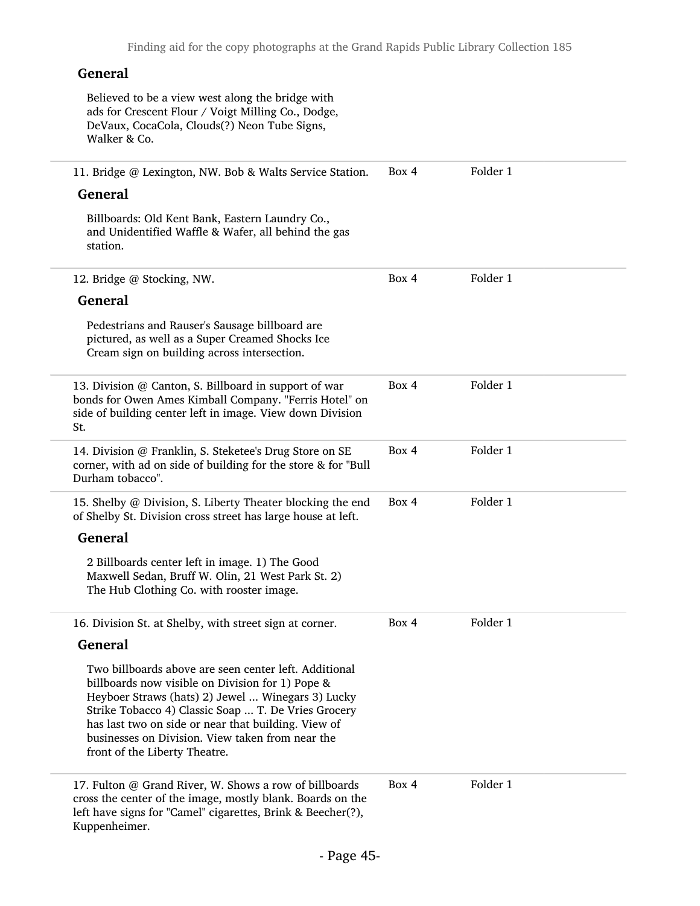#### General

Believed to be a view west along the bridge with ads for Crescent Flour / Voigt Milling Co., Dodge, DeVaux, CocaCola, Clouds(?) Neon Tube Signs, Walker & Co.

---

11. Bridge @ Lexington, NW. Bob & Walts Service Station. | Box 4 | Folder 1

#### General

Billboards: Old Kent Bank, Eastern Laundry Co., and Unidentified Waffle & Wafer, all behind the gas station.

---

12. Bridge @ Stocking, NW. | Box 4 | Folder 1

#### General

Pedestrians and Rauser's Sausage billboard are pictured, as well as a Super Creamed Shocks Ice Cream sign on building across intersection.

---

13. Division @ Canton, S. Billboard in support of war bonds for Owen Ames Kimball Company. "Ferris Hotel" on side of building center left in image. View down Division St. | Box 4 | Folder 1

---

14. Division @ Franklin, S. Steketee's Drug Store on SE corner, with ad on side of building for the store & for "Bull Durham tobacco". | Box 4 | Folder 1

---

15. Shelby @ Division, S. Liberty Theater blocking the end of Shelby St. Division cross street has large house at left. | Box 4 | Folder 1

#### General

2 Billboards center left in image. 1) The Good Maxwell Sedan, Bruff W. Olin, 21 West Park St. 2) The Hub Clothing Co. with rooster image.

---

16. Division St. at Shelby, with street sign at corner. | Box 4 | Folder 1

#### General

Two billboards above are seen center left. Additional billboards now visible on Division for 1) Pope & Heyboer Straws (hats) 2) Jewel ... Winegars 3) Lucky Strike Tobacco 4) Classic Soap ... T. De Vries Grocery has last two on side or near that building. View of businesses on Division. View taken from near the front of the Liberty Theatre.

---

17. Fulton @ Grand River, W. Shows a row of billboards cross the center of the image, mostly blank. Boards on the left have signs for "Camel" cigarettes, Brink & Beecher(?), Kuppenheimer. | Box 4 | Folder 1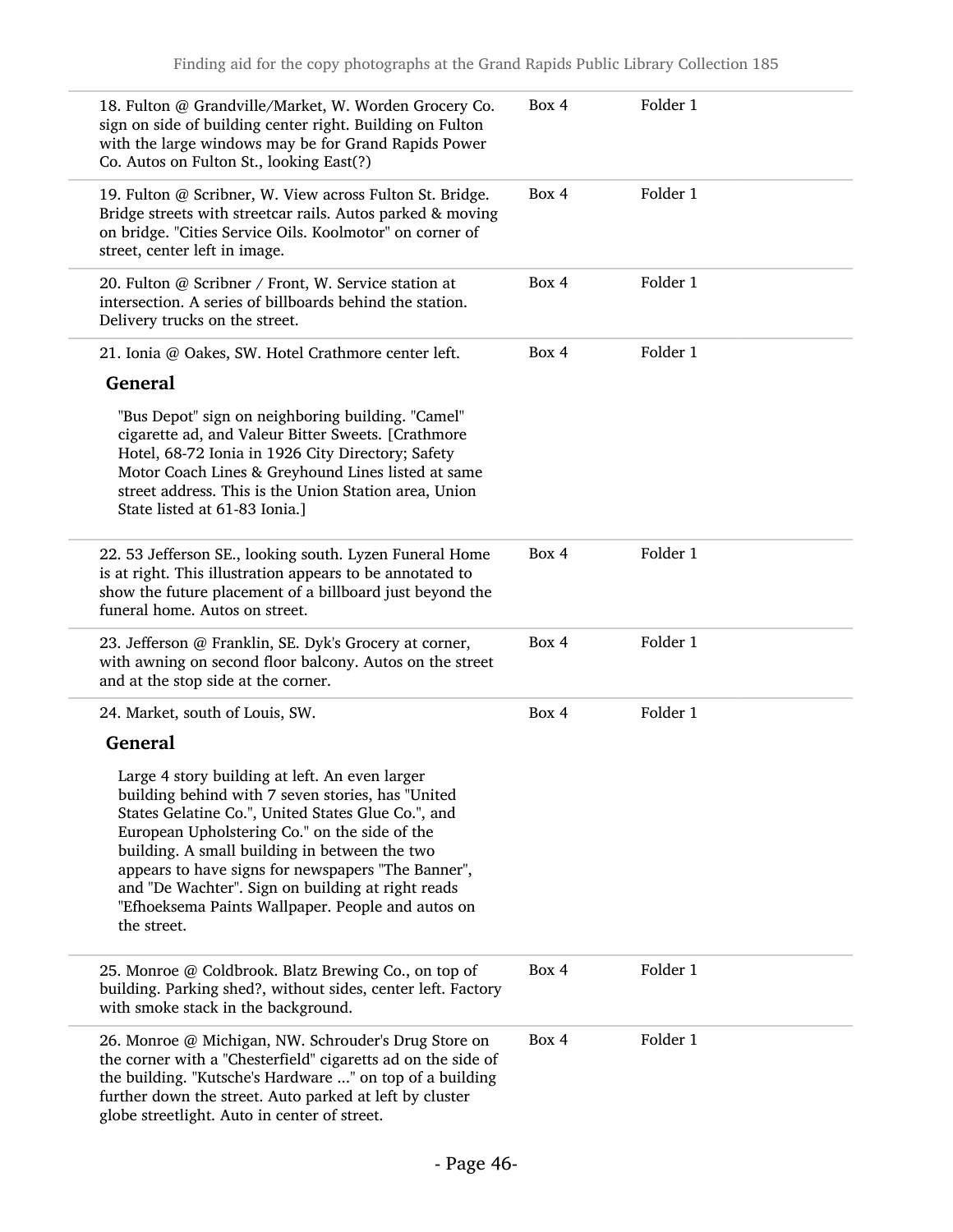| | | |
|---|---|---|
| 18. Fulton @ Grandville/Market, W. Worden Grocery Co. sign on side of building center right. Building on Fulton with the large windows may be for Grand Rapids Power Co. Autos on Fulton St., looking East(?) | Box 4 | Folder 1 |
| 19. Fulton @ Scribner, W. View across Fulton St. Bridge. Bridge streets with streetcar rails. Autos parked & moving on bridge. "Cities Service Oils. Koolmotor" on corner of street, center left in image. | Box 4 | Folder 1 |
| 20. Fulton @ Scribner / Front, W. Service station at intersection. A series of billboards behind the station. Delivery trucks on the street. | Box 4 | Folder 1 |
| 21. Ionia @ Oakes, SW. Hotel Crathmore center left. **General** "Bus Depot" sign on neighboring building. "Camel" cigarette ad, and Valeur Bitter Sweets. [Crathmore Hotel, 68-72 Ionia in 1926 City Directory; Safety Motor Coach Lines & Greyhound Lines listed at same street address. This is the Union Station area, Union State listed at 61-83 Ionia.] | Box 4 | Folder 1 |
| 22. 53 Jefferson SE., looking south. Lyzen Funeral Home is at right. This illustration appears to be annotated to show the future placement of a billboard just beyond the funeral home. Autos on street. | Box 4 | Folder 1 |
| 23. Jefferson @ Franklin, SE. Dyk's Grocery at corner, with awning on second floor balcony. Autos on the street and at the stop side at the corner. | Box 4 | Folder 1 |
| 24. Market, south of Louis, SW. **General** Large 4 story building at left. An even larger building behind with 7 seven stories, has "United States Gelatine Co.", United States Glue Co.", and European Upholstering Co." on the side of the building. A small building in between the two appears to have signs for newspapers "The Banner", and "De Wachter". Sign on building at right reads "Efhoeksema Paints Wallpaper. People and autos on the street. | Box 4 | Folder 1 |
| 25. Monroe @ Coldbrook. Blatz Brewing Co., on top of building. Parking shed?, without sides, center left. Factory with smoke stack in the background. | Box 4 | Folder 1 |
| 26. Monroe @ Michigan, NW. Schrouder's Drug Store on the corner with a "Chesterfield" cigaretts ad on the side of the building. "Kutsche's Hardware ..." on top of a building further down the street. Auto parked at left by cluster globe streetlight. Auto in center of street. | Box 4 | Folder 1 |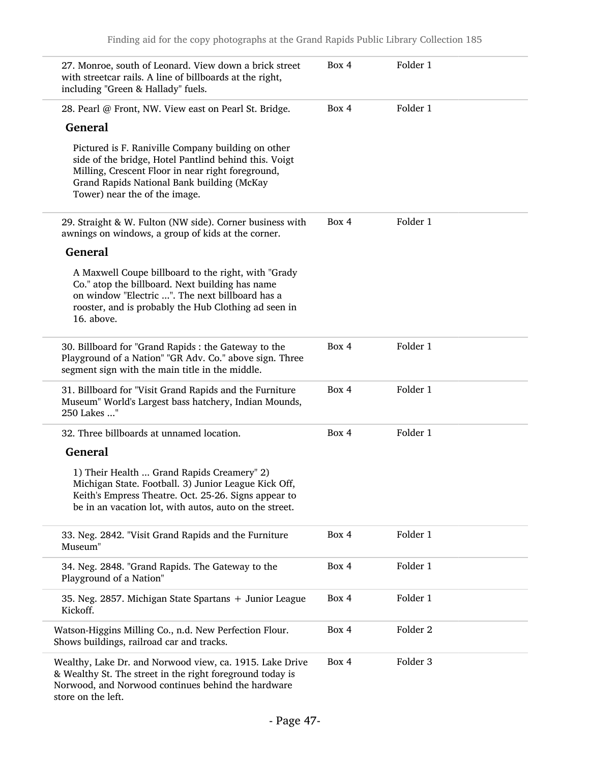| | | |
|---|---|---|
| 27. Monroe, south of Leonard. View down a brick street with streetcar rails. A line of billboards at the right, including "Green & Hallady" fuels. | Box 4 | Folder 1 |
| 28. Pearl @ Front, NW. View east on Pearl St. Bridge.<br><br>**General**<br><br>Pictured is F. Raniville Company building on other side of the bridge, Hotel Pantlind behind this. Voigt Milling, Crescent Floor in near right foreground, Grand Rapids National Bank building (McKay Tower) near the of the image. | Box 4 | Folder 1 |
| 29. Straight & W. Fulton (NW side). Corner business with awnings on windows, a group of kids at the corner.<br><br>**General**<br><br>A Maxwell Coupe billboard to the right, with "Grady Co." atop the billboard. Next building has name on window "Electric ...". The next billboard has a rooster, and is probably the Hub Clothing ad seen in 16. above. | Box 4 | Folder 1 |
| 30. Billboard for "Grand Rapids : the Gateway to the Playground of a Nation" "GR Adv. Co." above sign. Three segment sign with the main title in the middle. | Box 4 | Folder 1 |
| 31. Billboard for "Visit Grand Rapids and the Furniture Museum" World's Largest bass hatchery, Indian Mounds, 250 Lakes ..." | Box 4 | Folder 1 |
| 32. Three billboards at unnamed location.<br><br>**General**<br><br>1) Their Health ... Grand Rapids Creamery" 2) Michigan State. Football. 3) Junior League Kick Off, Keith's Empress Theatre. Oct. 25-26. Signs appear to be in an vacation lot, with autos, auto on the street. | Box 4 | Folder 1 |
| 33. Neg. 2842. "Visit Grand Rapids and the Furniture Museum" | Box 4 | Folder 1 |
| 34. Neg. 2848. "Grand Rapids. The Gateway to the Playground of a Nation" | Box 4 | Folder 1 |
| 35. Neg. 2857. Michigan State Spartans + Junior League Kickoff. | Box 4 | Folder 1 |
| Watson-Higgins Milling Co., n.d. New Perfection Flour. Shows buildings, railroad car and tracks. | Box 4 | Folder 2 |
| Wealthy, Lake Dr. and Norwood view, ca. 1915. Lake Drive & Wealthy St. The street in the right foreground today is Norwood, and Norwood continues behind the hardware store on the left. | Box 4 | Folder 3 |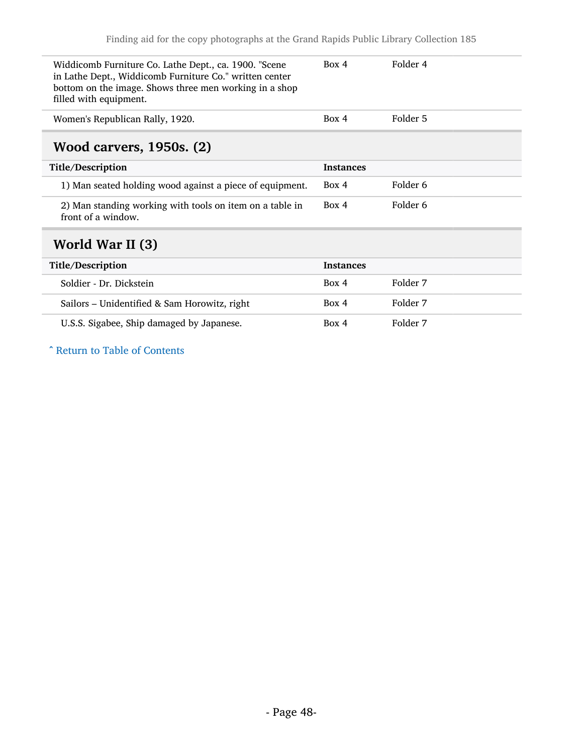| | | |
|---|---|---|
| Widdicomb Furniture Co. Lathe Dept., ca. 1900. "Scene in Lathe Dept., Widdicomb Furniture Co." written center bottom on the image. Shows three men working in a shop filled with equipment. | Box 4 | Folder 4 |
| Women's Republican Rally, 1920. | Box 4 | Folder 5 |

## Wood carvers, 1950s. (2)

| Title/Description | Instances | |
|---|---|---|
| 1) Man seated holding wood against a piece of equipment. | Box 4 | Folder 6 |
| 2) Man standing working with tools on item on a table in front of a window. | Box 4 | Folder 6 |

## World War II (3)

| Title/Description | Instances | |
|---|---|---|
| Soldier - Dr. Dickstein | Box 4 | Folder 7 |
| Sailors – Unidentified & Sam Horowitz, right | Box 4 | Folder 7 |
| U.S.S. Sigabee, Ship damaged by Japanese. | Box 4 | Folder 7 |

ˆ Return to Table of Contents